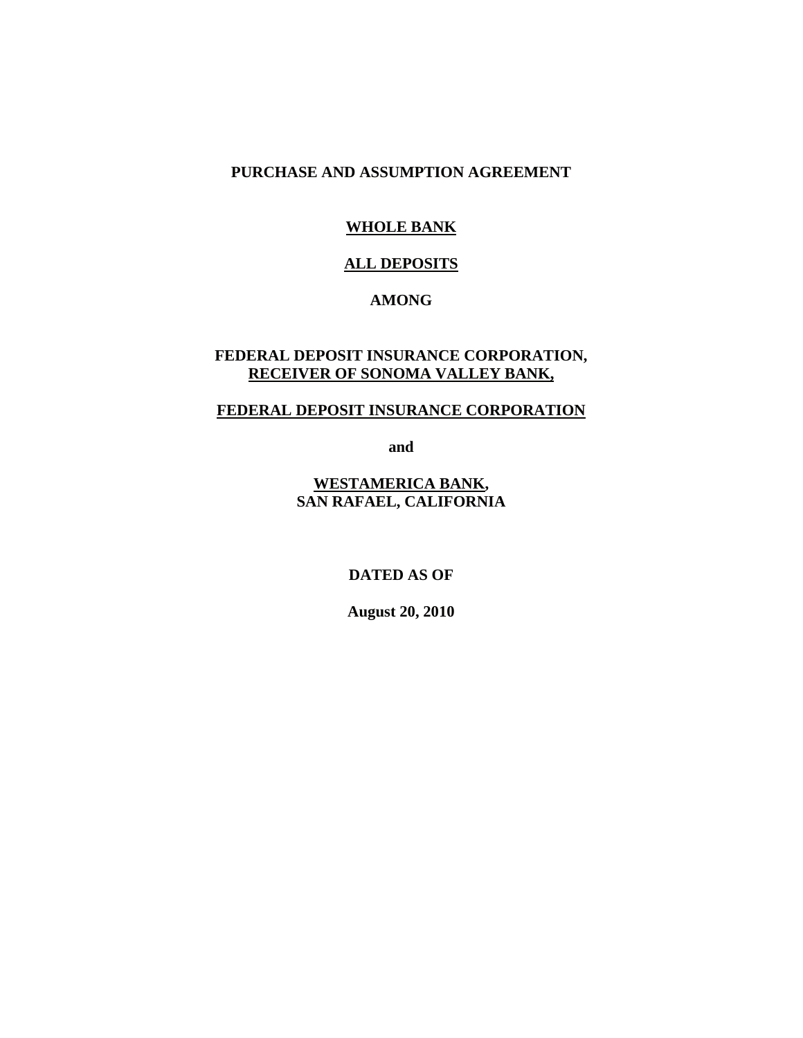# PURCHASE AND ASSUMPTION AGREEMENT

**WHOLE BANK**

**ALL DEPOSITS**

**AMONG**

**FEDERAL DEPOSIT INSURANCE CORPORATION,**
**RECEIVER OF SONOMA VALLEY BANK,**

**FEDERAL DEPOSIT INSURANCE CORPORATION**

**and**

**WESTAMERICA BANK,**
**SAN RAFAEL, CALIFORNIA**

**DATED AS OF**

**August 20, 2010**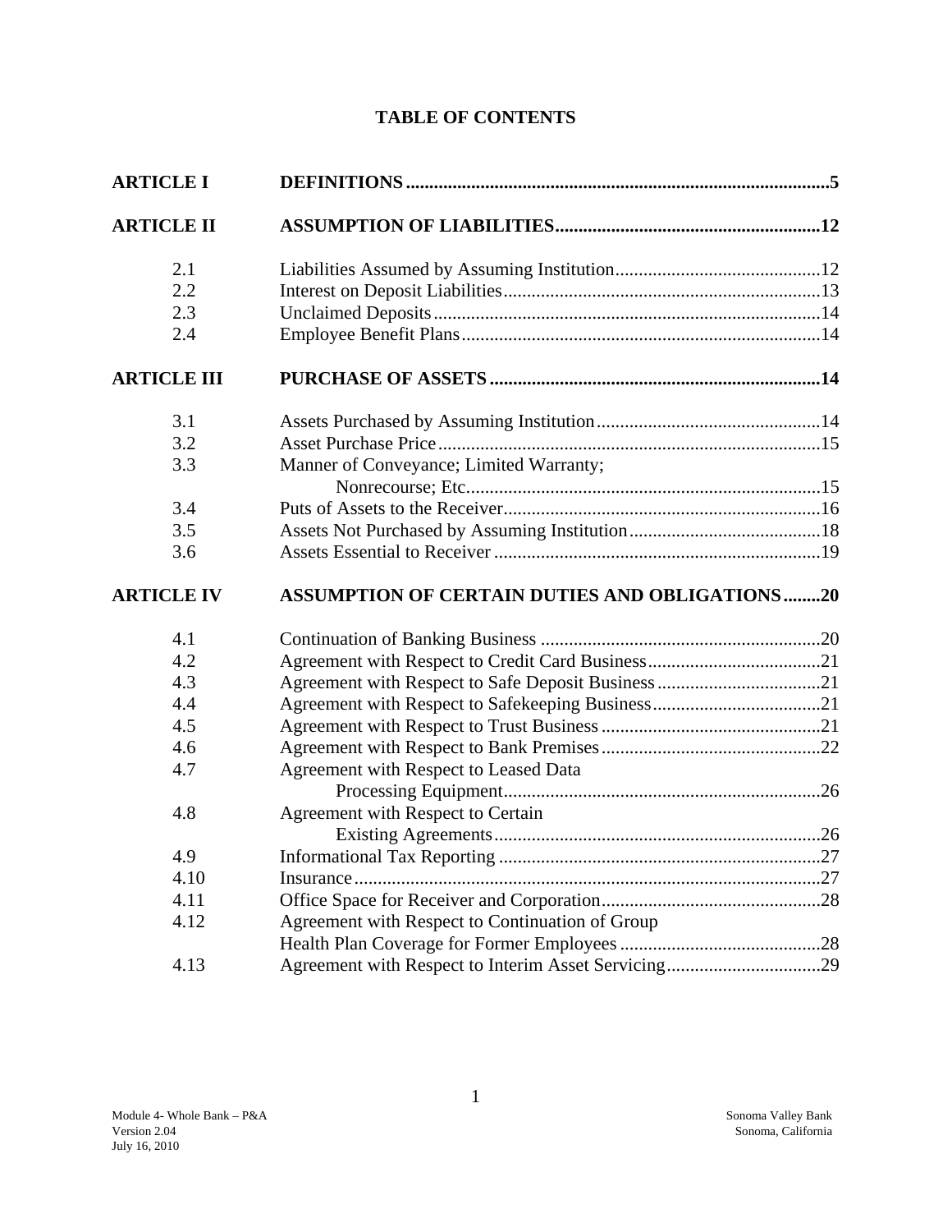## TABLE OF CONTENTS

| | | |
|---|---|---|
| **ARTICLE I** | **DEFINITIONS** | **5** |
| **ARTICLE II** | **ASSUMPTION OF LIABILITIES** | **12** |
| 2.1 | Liabilities Assumed by Assuming Institution | 12 |
| 2.2 | Interest on Deposit Liabilities | 13 |
| 2.3 | Unclaimed Deposits | 14 |
| 2.4 | Employee Benefit Plans | 14 |
| **ARTICLE III** | **PURCHASE OF ASSETS** | **14** |
| 3.1 | Assets Purchased by Assuming Institution | 14 |
| 3.2 | Asset Purchase Price | 15 |
| 3.3 | Manner of Conveyance; Limited Warranty; Nonrecourse; Etc. | 15 |
| 3.4 | Puts of Assets to the Receiver | 16 |
| 3.5 | Assets Not Purchased by Assuming Institution | 18 |
| 3.6 | Assets Essential to Receiver | 19 |
| **ARTICLE IV** | **ASSUMPTION OF CERTAIN DUTIES AND OBLIGATIONS** | **20** |
| 4.1 | Continuation of Banking Business | 20 |
| 4.2 | Agreement with Respect to Credit Card Business | 21 |
| 4.3 | Agreement with Respect to Safe Deposit Business | 21 |
| 4.4 | Agreement with Respect to Safekeeping Business | 21 |
| 4.5 | Agreement with Respect to Trust Business | 21 |
| 4.6 | Agreement with Respect to Bank Premises | 22 |
| 4.7 | Agreement with Respect to Leased Data Processing Equipment | 26 |
| 4.8 | Agreement with Respect to Certain Existing Agreements | 26 |
| 4.9 | Informational Tax Reporting | 27 |
| 4.10 | Insurance | 27 |
| 4.11 | Office Space for Receiver and Corporation | 28 |
| 4.12 | Agreement with Respect to Continuation of Group Health Plan Coverage for Former Employees | 28 |
| 4.13 | Agreement with Respect to Interim Asset Servicing | 29 |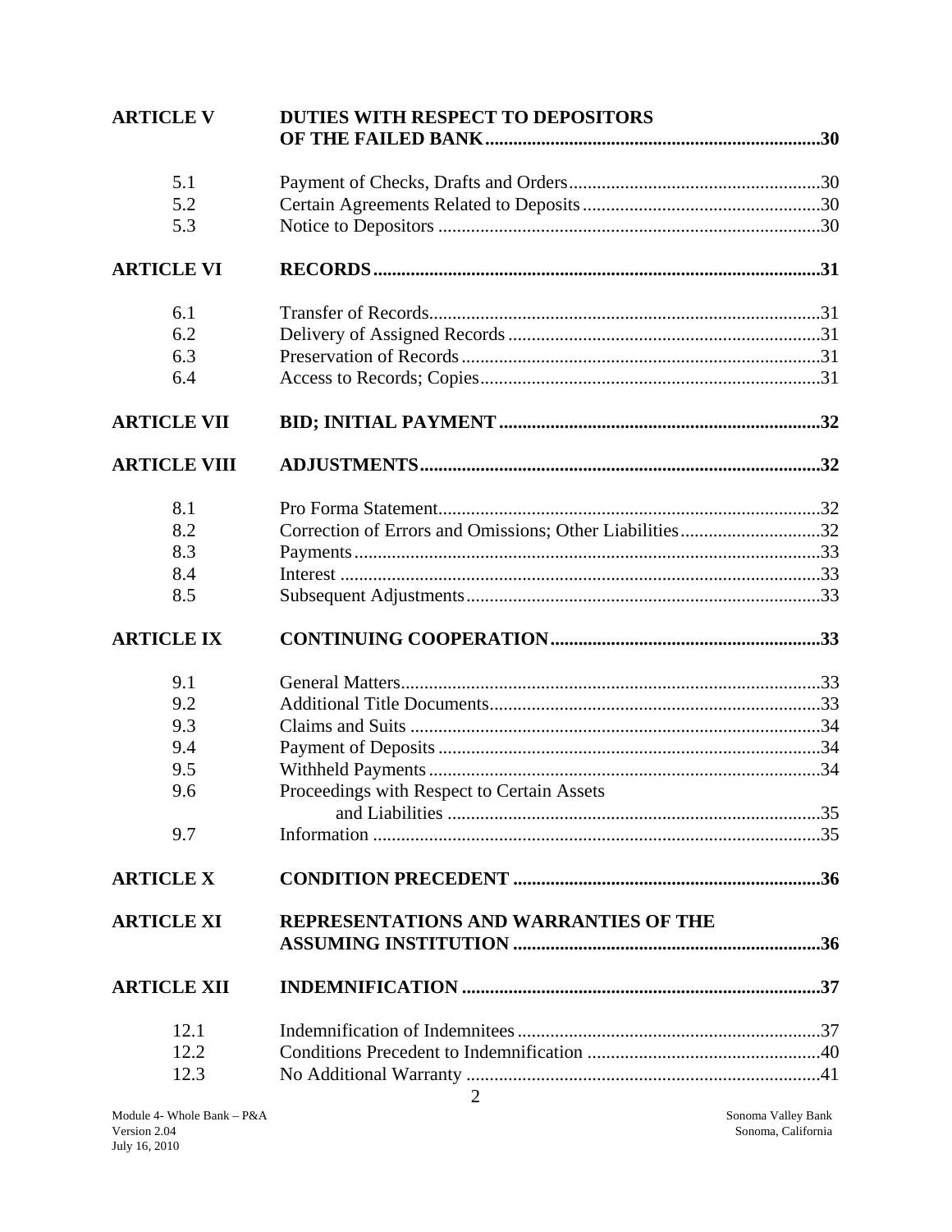| | | |
|---|---|---|
| **ARTICLE V** | **DUTIES WITH RESPECT TO DEPOSITORS OF THE FAILED BANK** | **30** |
| 5.1 | Payment of Checks, Drafts and Orders | 30 |
| 5.2 | Certain Agreements Related to Deposits | 30 |
| 5.3 | Notice to Depositors | 30 |
| **ARTICLE VI** | **RECORDS** | **31** |
| 6.1 | Transfer of Records | 31 |
| 6.2 | Delivery of Assigned Records | 31 |
| 6.3 | Preservation of Records | 31 |
| 6.4 | Access to Records; Copies | 31 |
| **ARTICLE VII** | **BID; INITIAL PAYMENT** | **32** |
| **ARTICLE VIII** | **ADJUSTMENTS** | **32** |
| 8.1 | Pro Forma Statement | 32 |
| 8.2 | Correction of Errors and Omissions; Other Liabilities | 32 |
| 8.3 | Payments | 33 |
| 8.4 | Interest | 33 |
| 8.5 | Subsequent Adjustments | 33 |
| **ARTICLE IX** | **CONTINUING COOPERATION** | **33** |
| 9.1 | General Matters | 33 |
| 9.2 | Additional Title Documents | 33 |
| 9.3 | Claims and Suits | 34 |
| 9.4 | Payment of Deposits | 34 |
| 9.5 | Withheld Payments | 34 |
| 9.6 | Proceedings with Respect to Certain Assets and Liabilities | 35 |
| 9.7 | Information | 35 |
| **ARTICLE X** | **CONDITION PRECEDENT** | **36** |
| **ARTICLE XI** | **REPRESENTATIONS AND WARRANTIES OF THE ASSUMING INSTITUTION** | **36** |
| **ARTICLE XII** | **INDEMNIFICATION** | **37** |
| 12.1 | Indemnification of Indemnitees | 37 |
| 12.2 | Conditions Precedent to Indemnification | 40 |
| 12.3 | No Additional Warranty | 41 |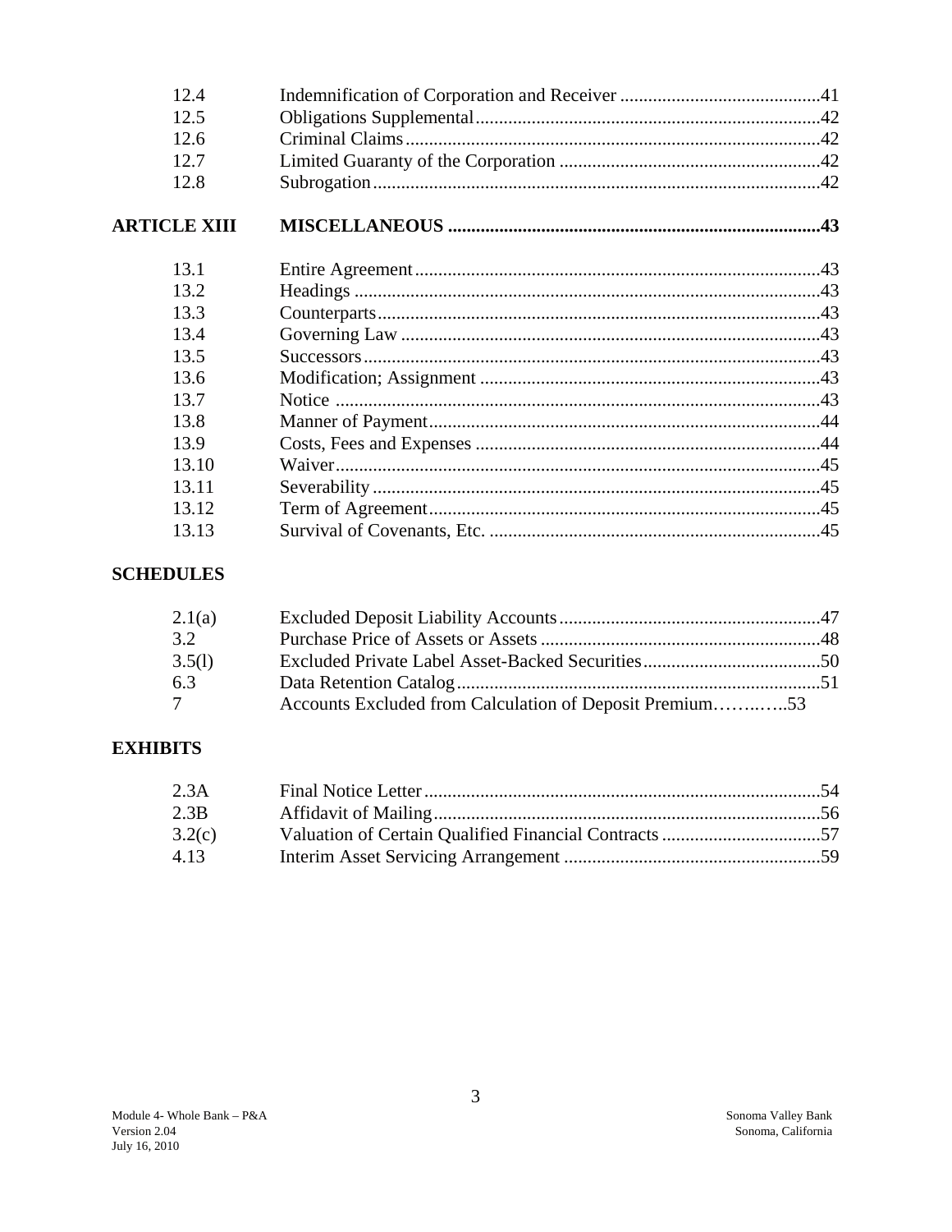| | | |
|---|---|---|
| 12.4 | Indemnification of Corporation and Receiver | 41 |
| 12.5 | Obligations Supplemental | 42 |
| 12.6 | Criminal Claims | 42 |
| 12.7 | Limited Guaranty of the Corporation | 42 |
| 12.8 | Subrogation | 42 |
| **ARTICLE XIII** | **MISCELLANEOUS** | **43** |
| 13.1 | Entire Agreement | 43 |
| 13.2 | Headings | 43 |
| 13.3 | Counterparts | 43 |
| 13.4 | Governing Law | 43 |
| 13.5 | Successors | 43 |
| 13.6 | Modification; Assignment | 43 |
| 13.7 | Notice | 43 |
| 13.8 | Manner of Payment | 44 |
| 13.9 | Costs, Fees and Expenses | 44 |
| 13.10 | Waiver | 45 |
| 13.11 | Severability | 45 |
| 13.12 | Term of Agreement | 45 |
| 13.13 | Survival of Covenants, Etc. | 45 |

**SCHEDULES**

| | | |
|---|---|---|
| 2.1(a) | Excluded Deposit Liability Accounts | 47 |
| 3.2 | Purchase Price of Assets or Assets | 48 |
| 3.5(l) | Excluded Private Label Asset-Backed Securities | 50 |
| 6.3 | Data Retention Catalog | 51 |
| 7 | Accounts Excluded from Calculation of Deposit Premium | 53 |

**EXHIBITS**

| | | |
|---|---|---|
| 2.3A | Final Notice Letter | 54 |
| 2.3B | Affidavit of Mailing | 56 |
| 3.2(c) | Valuation of Certain Qualified Financial Contracts | 57 |
| 4.13 | Interim Asset Servicing Arrangement | 59 |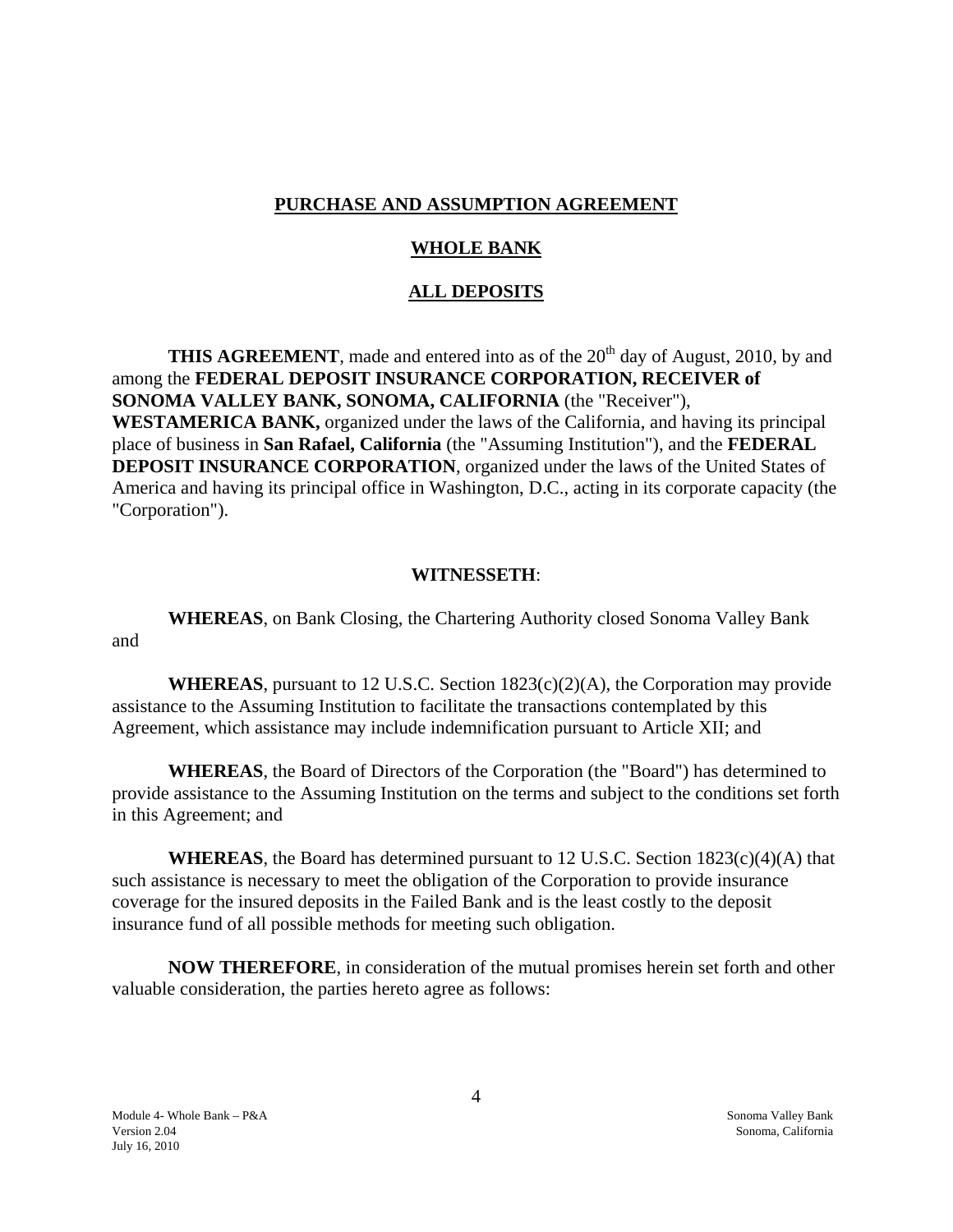**PURCHASE AND ASSUMPTION AGREEMENT**

**WHOLE BANK**

**ALL DEPOSITS**

**THIS AGREEMENT**, made and entered into as of the 20th day of August, 2010, by and among the **FEDERAL DEPOSIT INSURANCE CORPORATION, RECEIVER of SONOMA VALLEY BANK, SONOMA, CALIFORNIA** (the "Receiver"), **WESTAMERICA BANK,** organized under the laws of the California, and having its principal place of business in **San Rafael, California** (the "Assuming Institution"), and the **FEDERAL DEPOSIT INSURANCE CORPORATION**, organized under the laws of the United States of America and having its principal office in Washington, D.C., acting in its corporate capacity (the "Corporation").

**WITNESSETH**:

**WHEREAS**, on Bank Closing, the Chartering Authority closed Sonoma Valley Bank and

**WHEREAS**, pursuant to 12 U.S.C. Section 1823(c)(2)(A), the Corporation may provide assistance to the Assuming Institution to facilitate the transactions contemplated by this Agreement, which assistance may include indemnification pursuant to Article XII; and

**WHEREAS**, the Board of Directors of the Corporation (the "Board") has determined to provide assistance to the Assuming Institution on the terms and subject to the conditions set forth in this Agreement; and

**WHEREAS**, the Board has determined pursuant to 12 U.S.C. Section 1823(c)(4)(A) that such assistance is necessary to meet the obligation of the Corporation to provide insurance coverage for the insured deposits in the Failed Bank and is the least costly to the deposit insurance fund of all possible methods for meeting such obligation.

**NOW THEREFORE**, in consideration of the mutual promises herein set forth and other valuable consideration, the parties hereto agree as follows: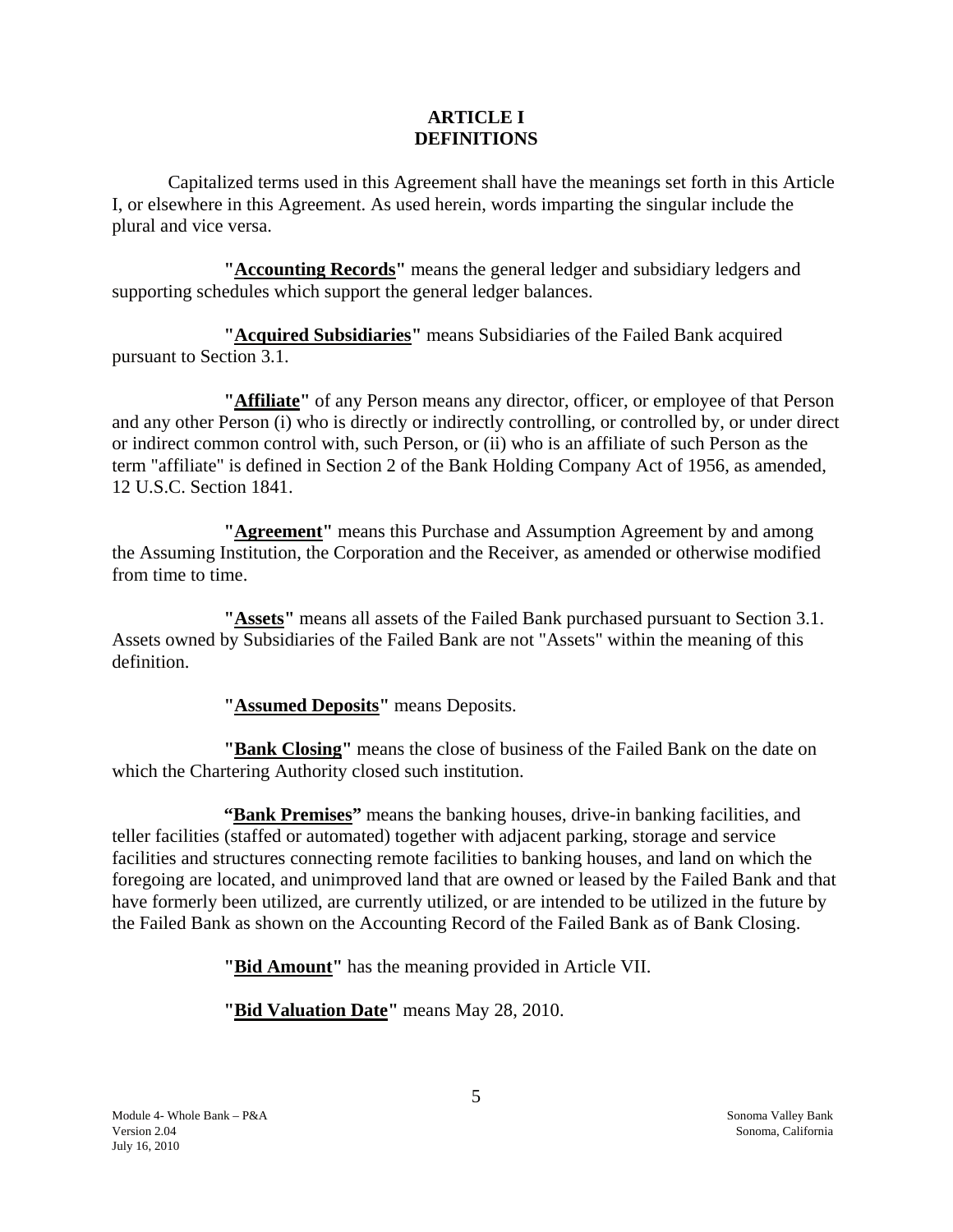# ARTICLE I
# DEFINITIONS

Capitalized terms used in this Agreement shall have the meanings set forth in this Article I, or elsewhere in this Agreement. As used herein, words imparting the singular include the plural and vice versa.

**"Accounting Records"** means the general ledger and subsidiary ledgers and supporting schedules which support the general ledger balances.

**"Acquired Subsidiaries"** means Subsidiaries of the Failed Bank acquired pursuant to Section 3.1.

**"Affiliate"** of any Person means any director, officer, or employee of that Person and any other Person (i) who is directly or indirectly controlling, or controlled by, or under direct or indirect common control with, such Person, or (ii) who is an affiliate of such Person as the term "affiliate" is defined in Section 2 of the Bank Holding Company Act of 1956, as amended, 12 U.S.C. Section 1841.

**"Agreement"** means this Purchase and Assumption Agreement by and among the Assuming Institution, the Corporation and the Receiver, as amended or otherwise modified from time to time.

**"Assets"** means all assets of the Failed Bank purchased pursuant to Section 3.1. Assets owned by Subsidiaries of the Failed Bank are not "Assets" within the meaning of this definition.

**"Assumed Deposits"** means Deposits.

**"Bank Closing"** means the close of business of the Failed Bank on the date on which the Chartering Authority closed such institution.

**"Bank Premises"** means the banking houses, drive-in banking facilities, and teller facilities (staffed or automated) together with adjacent parking, storage and service facilities and structures connecting remote facilities to banking houses, and land on which the foregoing are located, and unimproved land that are owned or leased by the Failed Bank and that have formerly been utilized, are currently utilized, or are intended to be utilized in the future by the Failed Bank as shown on the Accounting Record of the Failed Bank as of Bank Closing.

**"Bid Amount"** has the meaning provided in Article VII.

**"Bid Valuation Date"** means May 28, 2010.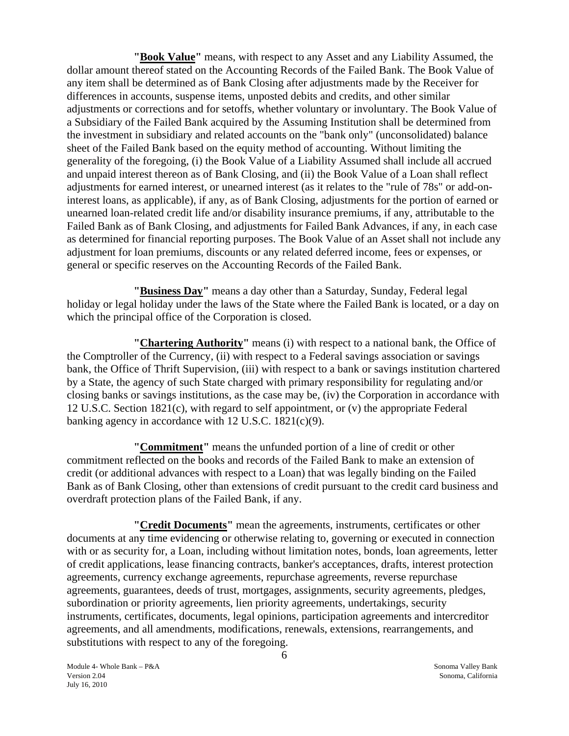**"Book Value"** means, with respect to any Asset and any Liability Assumed, the dollar amount thereof stated on the Accounting Records of the Failed Bank. The Book Value of any item shall be determined as of Bank Closing after adjustments made by the Receiver for differences in accounts, suspense items, unposted debits and credits, and other similar adjustments or corrections and for setoffs, whether voluntary or involuntary. The Book Value of a Subsidiary of the Failed Bank acquired by the Assuming Institution shall be determined from the investment in subsidiary and related accounts on the "bank only" (unconsolidated) balance sheet of the Failed Bank based on the equity method of accounting. Without limiting the generality of the foregoing, (i) the Book Value of a Liability Assumed shall include all accrued and unpaid interest thereon as of Bank Closing, and (ii) the Book Value of a Loan shall reflect adjustments for earned interest, or unearned interest (as it relates to the "rule of 78s" or add-on-interest loans, as applicable), if any, as of Bank Closing, adjustments for the portion of earned or unearned loan-related credit life and/or disability insurance premiums, if any, attributable to the Failed Bank as of Bank Closing, and adjustments for Failed Bank Advances, if any, in each case as determined for financial reporting purposes. The Book Value of an Asset shall not include any adjustment for loan premiums, discounts or any related deferred income, fees or expenses, or general or specific reserves on the Accounting Records of the Failed Bank.

**"Business Day"** means a day other than a Saturday, Sunday, Federal legal holiday or legal holiday under the laws of the State where the Failed Bank is located, or a day on which the principal office of the Corporation is closed.

**"Chartering Authority"** means (i) with respect to a national bank, the Office of the Comptroller of the Currency, (ii) with respect to a Federal savings association or savings bank, the Office of Thrift Supervision, (iii) with respect to a bank or savings institution chartered by a State, the agency of such State charged with primary responsibility for regulating and/or closing banks or savings institutions, as the case may be, (iv) the Corporation in accordance with 12 U.S.C. Section 1821(c), with regard to self appointment, or (v) the appropriate Federal banking agency in accordance with 12 U.S.C. 1821(c)(9).

**"Commitment"** means the unfunded portion of a line of credit or other commitment reflected on the books and records of the Failed Bank to make an extension of credit (or additional advances with respect to a Loan) that was legally binding on the Failed Bank as of Bank Closing, other than extensions of credit pursuant to the credit card business and overdraft protection plans of the Failed Bank, if any.

**"Credit Documents"** mean the agreements, instruments, certificates or other documents at any time evidencing or otherwise relating to, governing or executed in connection with or as security for, a Loan, including without limitation notes, bonds, loan agreements, letter of credit applications, lease financing contracts, banker's acceptances, drafts, interest protection agreements, currency exchange agreements, repurchase agreements, reverse repurchase agreements, guarantees, deeds of trust, mortgages, assignments, security agreements, pledges, subordination or priority agreements, lien priority agreements, undertakings, security instruments, certificates, documents, legal opinions, participation agreements and intercreditor agreements, and all amendments, modifications, renewals, extensions, rearrangements, and substitutions with respect to any of the foregoing.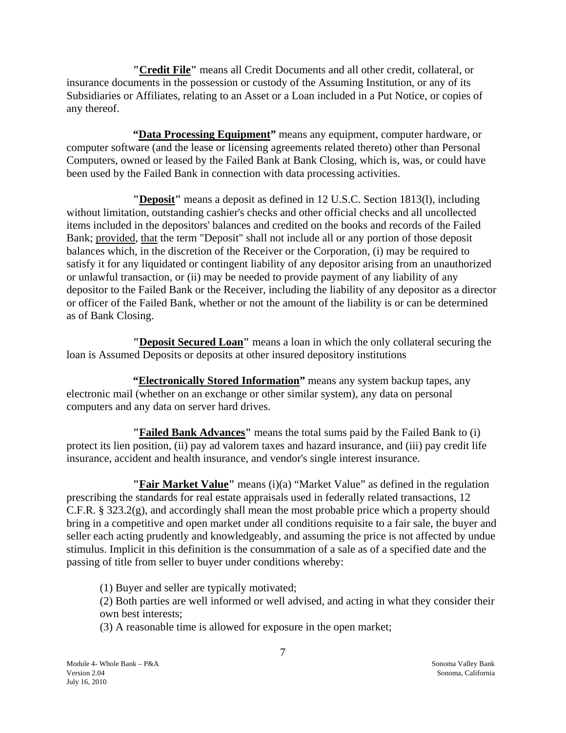**"Credit File"** means all Credit Documents and all other credit, collateral, or insurance documents in the possession or custody of the Assuming Institution, or any of its Subsidiaries or Affiliates, relating to an Asset or a Loan included in a Put Notice, or copies of any thereof.

**"Data Processing Equipment"** means any equipment, computer hardware, or computer software (and the lease or licensing agreements related thereto) other than Personal Computers, owned or leased by the Failed Bank at Bank Closing, which is, was, or could have been used by the Failed Bank in connection with data processing activities.

**"Deposit"** means a deposit as defined in 12 U.S.C. Section 1813(l), including without limitation, outstanding cashier's checks and other official checks and all uncollected items included in the depositors' balances and credited on the books and records of the Failed Bank; provided, that the term "Deposit" shall not include all or any portion of those deposit balances which, in the discretion of the Receiver or the Corporation, (i) may be required to satisfy it for any liquidated or contingent liability of any depositor arising from an unauthorized or unlawful transaction, or (ii) may be needed to provide payment of any liability of any depositor to the Failed Bank or the Receiver, including the liability of any depositor as a director or officer of the Failed Bank, whether or not the amount of the liability is or can be determined as of Bank Closing.

**"Deposit Secured Loan"** means a loan in which the only collateral securing the loan is Assumed Deposits or deposits at other insured depository institutions

**"Electronically Stored Information"** means any system backup tapes, any electronic mail (whether on an exchange or other similar system), any data on personal computers and any data on server hard drives.

**"Failed Bank Advances"** means the total sums paid by the Failed Bank to (i) protect its lien position, (ii) pay ad valorem taxes and hazard insurance, and (iii) pay credit life insurance, accident and health insurance, and vendor's single interest insurance.

**"Fair Market Value"** means (i)(a) "Market Value" as defined in the regulation prescribing the standards for real estate appraisals used in federally related transactions, 12 C.F.R. § 323.2(g), and accordingly shall mean the most probable price which a property should bring in a competitive and open market under all conditions requisite to a fair sale, the buyer and seller each acting prudently and knowledgeably, and assuming the price is not affected by undue stimulus. Implicit in this definition is the consummation of a sale as of a specified date and the passing of title from seller to buyer under conditions whereby:

(1) Buyer and seller are typically motivated;
(2) Both parties are well informed or well advised, and acting in what they consider their own best interests;
(3) A reasonable time is allowed for exposure in the open market;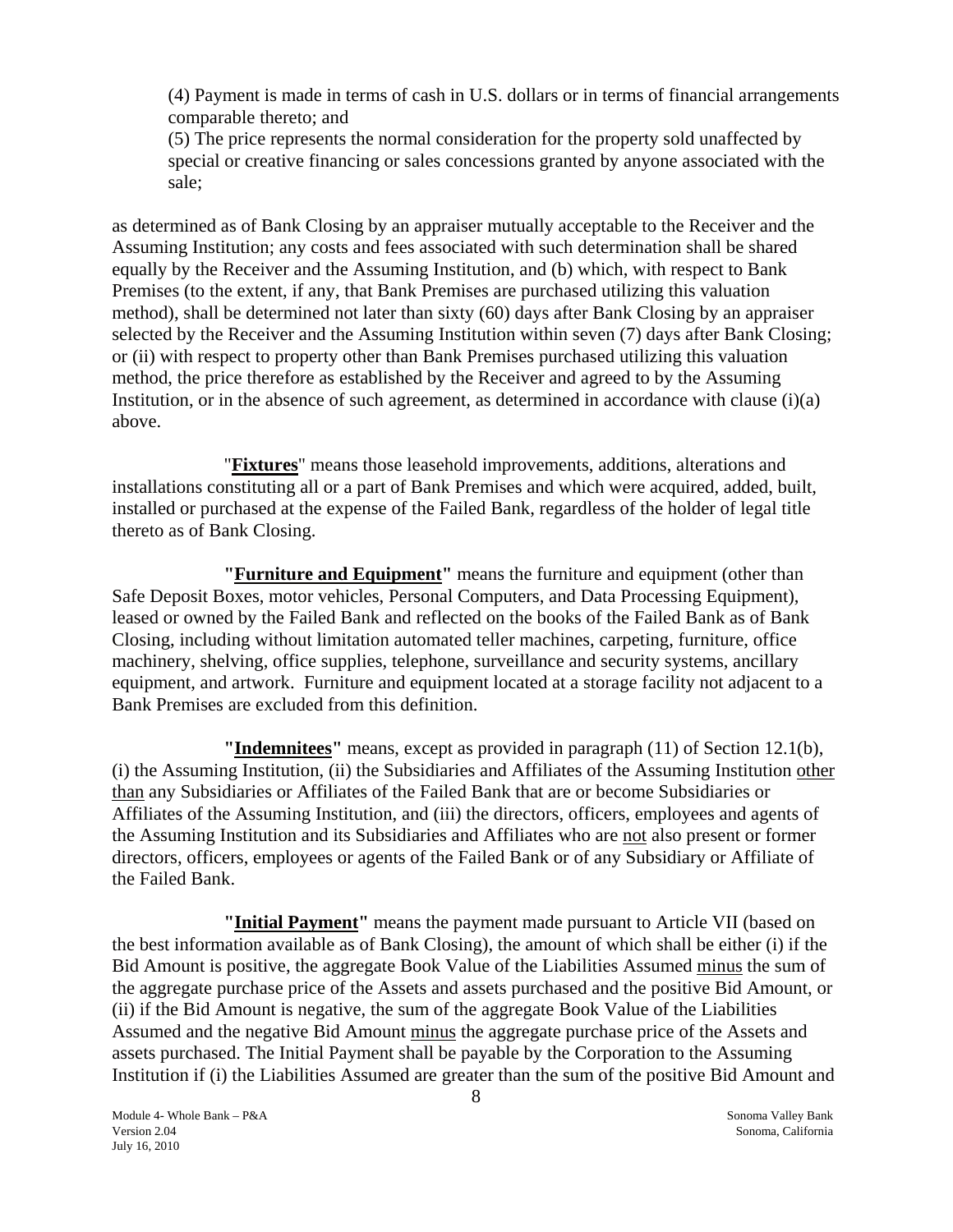(4) Payment is made in terms of cash in U.S. dollars or in terms of financial arrangements comparable thereto; and

(5) The price represents the normal consideration for the property sold unaffected by special or creative financing or sales concessions granted by anyone associated with the sale;

as determined as of Bank Closing by an appraiser mutually acceptable to the Receiver and the Assuming Institution; any costs and fees associated with such determination shall be shared equally by the Receiver and the Assuming Institution, and (b) which, with respect to Bank Premises (to the extent, if any, that Bank Premises are purchased utilizing this valuation method), shall be determined not later than sixty (60) days after Bank Closing by an appraiser selected by the Receiver and the Assuming Institution within seven (7) days after Bank Closing; or (ii) with respect to property other than Bank Premises purchased utilizing this valuation method, the price therefore as established by the Receiver and agreed to by the Assuming Institution, or in the absence of such agreement, as determined in accordance with clause (i)(a) above.

"**Fixtures**" means those leasehold improvements, additions, alterations and installations constituting all or a part of Bank Premises and which were acquired, added, built, installed or purchased at the expense of the Failed Bank, regardless of the holder of legal title thereto as of Bank Closing.

**"Furniture and Equipment"** means the furniture and equipment (other than Safe Deposit Boxes, motor vehicles, Personal Computers, and Data Processing Equipment), leased or owned by the Failed Bank and reflected on the books of the Failed Bank as of Bank Closing, including without limitation automated teller machines, carpeting, furniture, office machinery, shelving, office supplies, telephone, surveillance and security systems, ancillary equipment, and artwork. Furniture and equipment located at a storage facility not adjacent to a Bank Premises are excluded from this definition.

**"Indemnitees"** means, except as provided in paragraph (11) of Section 12.1(b), (i) the Assuming Institution, (ii) the Subsidiaries and Affiliates of the Assuming Institution other than any Subsidiaries or Affiliates of the Failed Bank that are or become Subsidiaries or Affiliates of the Assuming Institution, and (iii) the directors, officers, employees and agents of the Assuming Institution and its Subsidiaries and Affiliates who are not also present or former directors, officers, employees or agents of the Failed Bank or of any Subsidiary or Affiliate of the Failed Bank.

**"Initial Payment"** means the payment made pursuant to Article VII (based on the best information available as of Bank Closing), the amount of which shall be either (i) if the Bid Amount is positive, the aggregate Book Value of the Liabilities Assumed minus the sum of the aggregate purchase price of the Assets and assets purchased and the positive Bid Amount, or (ii) if the Bid Amount is negative, the sum of the aggregate Book Value of the Liabilities Assumed and the negative Bid Amount minus the aggregate purchase price of the Assets and assets purchased. The Initial Payment shall be payable by the Corporation to the Assuming Institution if (i) the Liabilities Assumed are greater than the sum of the positive Bid Amount and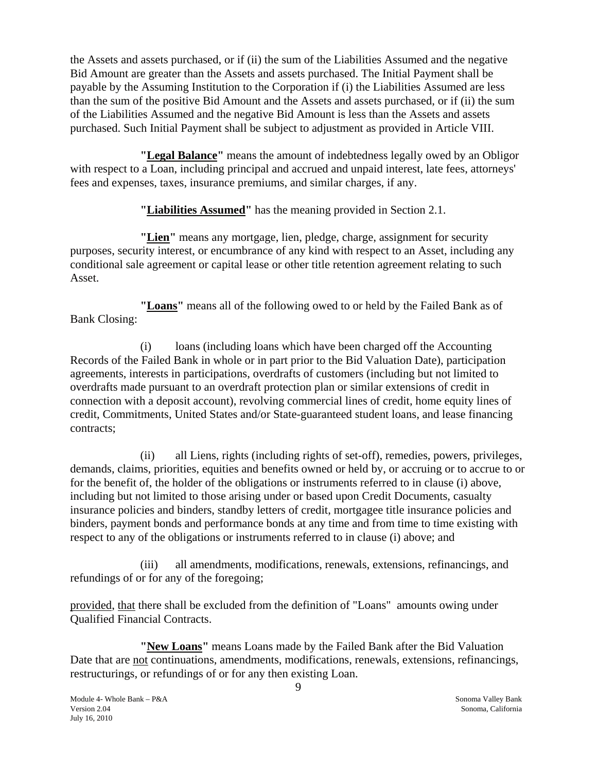the Assets and assets purchased, or if (ii) the sum of the Liabilities Assumed and the negative Bid Amount are greater than the Assets and assets purchased. The Initial Payment shall be payable by the Assuming Institution to the Corporation if (i) the Liabilities Assumed are less than the sum of the positive Bid Amount and the Assets and assets purchased, or if (ii) the sum of the Liabilities Assumed and the negative Bid Amount is less than the Assets and assets purchased. Such Initial Payment shall be subject to adjustment as provided in Article VIII.

**"Legal Balance"** means the amount of indebtedness legally owed by an Obligor with respect to a Loan, including principal and accrued and unpaid interest, late fees, attorneys' fees and expenses, taxes, insurance premiums, and similar charges, if any.

**"Liabilities Assumed"** has the meaning provided in Section 2.1.

**"Lien"** means any mortgage, lien, pledge, charge, assignment for security purposes, security interest, or encumbrance of any kind with respect to an Asset, including any conditional sale agreement or capital lease or other title retention agreement relating to such Asset.

**"Loans"** means all of the following owed to or held by the Failed Bank as of Bank Closing:

(i) loans (including loans which have been charged off the Accounting Records of the Failed Bank in whole or in part prior to the Bid Valuation Date), participation agreements, interests in participations, overdrafts of customers (including but not limited to overdrafts made pursuant to an overdraft protection plan or similar extensions of credit in connection with a deposit account), revolving commercial lines of credit, home equity lines of credit, Commitments, United States and/or State-guaranteed student loans, and lease financing contracts;

(ii) all Liens, rights (including rights of set-off), remedies, powers, privileges, demands, claims, priorities, equities and benefits owned or held by, or accruing or to accrue to or for the benefit of, the holder of the obligations or instruments referred to in clause (i) above, including but not limited to those arising under or based upon Credit Documents, casualty insurance policies and binders, standby letters of credit, mortgagee title insurance policies and binders, payment bonds and performance bonds at any time and from time to time existing with respect to any of the obligations or instruments referred to in clause (i) above; and

(iii) all amendments, modifications, renewals, extensions, refinancings, and refundings of or for any of the foregoing;

provided, that there shall be excluded from the definition of "Loans" amounts owing under Qualified Financial Contracts.

**"New Loans"** means Loans made by the Failed Bank after the Bid Valuation Date that are not continuations, amendments, modifications, renewals, extensions, refinancings, restructurings, or refundings of or for any then existing Loan.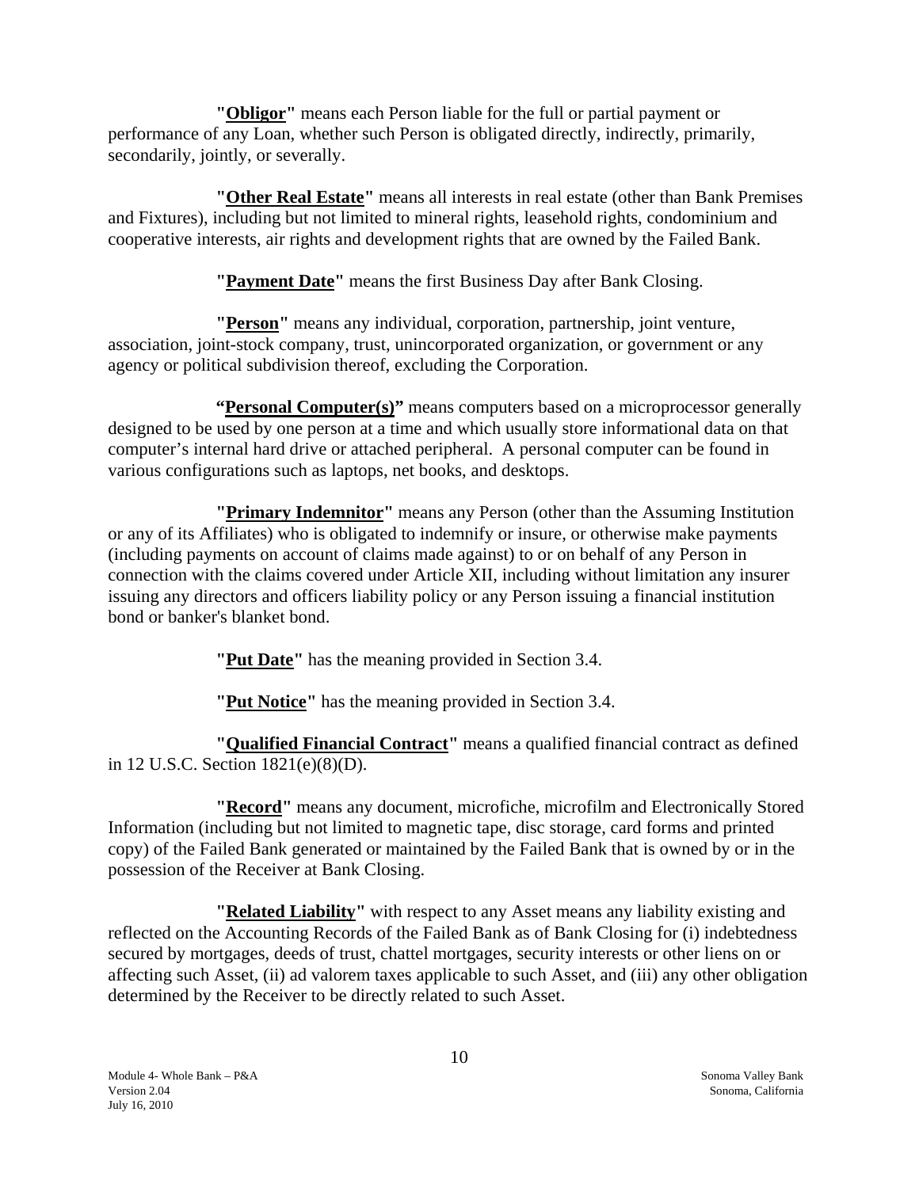**"Obligor"** means each Person liable for the full or partial payment or performance of any Loan, whether such Person is obligated directly, indirectly, primarily, secondarily, jointly, or severally.

**"Other Real Estate"** means all interests in real estate (other than Bank Premises and Fixtures), including but not limited to mineral rights, leasehold rights, condominium and cooperative interests, air rights and development rights that are owned by the Failed Bank.

**"Payment Date"** means the first Business Day after Bank Closing.

**"Person"** means any individual, corporation, partnership, joint venture, association, joint-stock company, trust, unincorporated organization, or government or any agency or political subdivision thereof, excluding the Corporation.

**"Personal Computer(s)"** means computers based on a microprocessor generally designed to be used by one person at a time and which usually store informational data on that computer's internal hard drive or attached peripheral. A personal computer can be found in various configurations such as laptops, net books, and desktops.

**"Primary Indemnitor"** means any Person (other than the Assuming Institution or any of its Affiliates) who is obligated to indemnify or insure, or otherwise make payments (including payments on account of claims made against) to or on behalf of any Person in connection with the claims covered under Article XII, including without limitation any insurer issuing any directors and officers liability policy or any Person issuing a financial institution bond or banker's blanket bond.

**"Put Date"** has the meaning provided in Section 3.4.

**"Put Notice"** has the meaning provided in Section 3.4.

**"Qualified Financial Contract"** means a qualified financial contract as defined in 12 U.S.C. Section 1821(e)(8)(D).

**"Record"** means any document, microfiche, microfilm and Electronically Stored Information (including but not limited to magnetic tape, disc storage, card forms and printed copy) of the Failed Bank generated or maintained by the Failed Bank that is owned by or in the possession of the Receiver at Bank Closing.

**"Related Liability"** with respect to any Asset means any liability existing and reflected on the Accounting Records of the Failed Bank as of Bank Closing for (i) indebtedness secured by mortgages, deeds of trust, chattel mortgages, security interests or other liens on or affecting such Asset, (ii) ad valorem taxes applicable to such Asset, and (iii) any other obligation determined by the Receiver to be directly related to such Asset.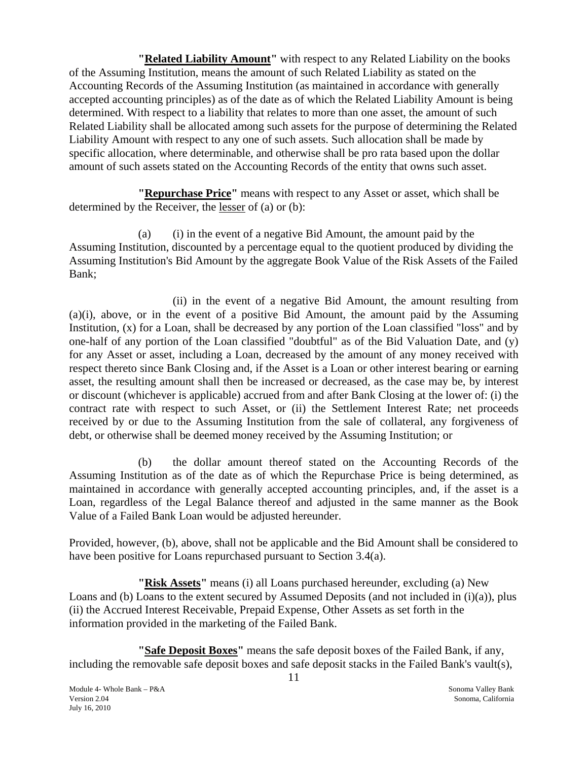**"Related Liability Amount"** with respect to any Related Liability on the books of the Assuming Institution, means the amount of such Related Liability as stated on the Accounting Records of the Assuming Institution (as maintained in accordance with generally accepted accounting principles) as of the date as of which the Related Liability Amount is being determined. With respect to a liability that relates to more than one asset, the amount of such Related Liability shall be allocated among such assets for the purpose of determining the Related Liability Amount with respect to any one of such assets. Such allocation shall be made by specific allocation, where determinable, and otherwise shall be pro rata based upon the dollar amount of such assets stated on the Accounting Records of the entity that owns such asset.

**"Repurchase Price"** means with respect to any Asset or asset, which shall be determined by the Receiver, the lesser of (a) or (b):

(a) (i) in the event of a negative Bid Amount, the amount paid by the Assuming Institution, discounted by a percentage equal to the quotient produced by dividing the Assuming Institution's Bid Amount by the aggregate Book Value of the Risk Assets of the Failed Bank;

(ii) in the event of a negative Bid Amount, the amount resulting from (a)(i), above, or in the event of a positive Bid Amount, the amount paid by the Assuming Institution, (x) for a Loan, shall be decreased by any portion of the Loan classified "loss" and by one-half of any portion of the Loan classified "doubtful" as of the Bid Valuation Date, and (y) for any Asset or asset, including a Loan, decreased by the amount of any money received with respect thereto since Bank Closing and, if the Asset is a Loan or other interest bearing or earning asset, the resulting amount shall then be increased or decreased, as the case may be, by interest or discount (whichever is applicable) accrued from and after Bank Closing at the lower of: (i) the contract rate with respect to such Asset, or (ii) the Settlement Interest Rate; net proceeds received by or due to the Assuming Institution from the sale of collateral, any forgiveness of debt, or otherwise shall be deemed money received by the Assuming Institution; or

(b) the dollar amount thereof stated on the Accounting Records of the Assuming Institution as of the date as of which the Repurchase Price is being determined, as maintained in accordance with generally accepted accounting principles, and, if the asset is a Loan, regardless of the Legal Balance thereof and adjusted in the same manner as the Book Value of a Failed Bank Loan would be adjusted hereunder.

Provided, however, (b), above, shall not be applicable and the Bid Amount shall be considered to have been positive for Loans repurchased pursuant to Section 3.4(a).

**"Risk Assets"** means (i) all Loans purchased hereunder, excluding (a) New Loans and (b) Loans to the extent secured by Assumed Deposits (and not included in (i)(a)), plus (ii) the Accrued Interest Receivable, Prepaid Expense, Other Assets as set forth in the information provided in the marketing of the Failed Bank.

**"Safe Deposit Boxes"** means the safe deposit boxes of the Failed Bank, if any, including the removable safe deposit boxes and safe deposit stacks in the Failed Bank's vault(s),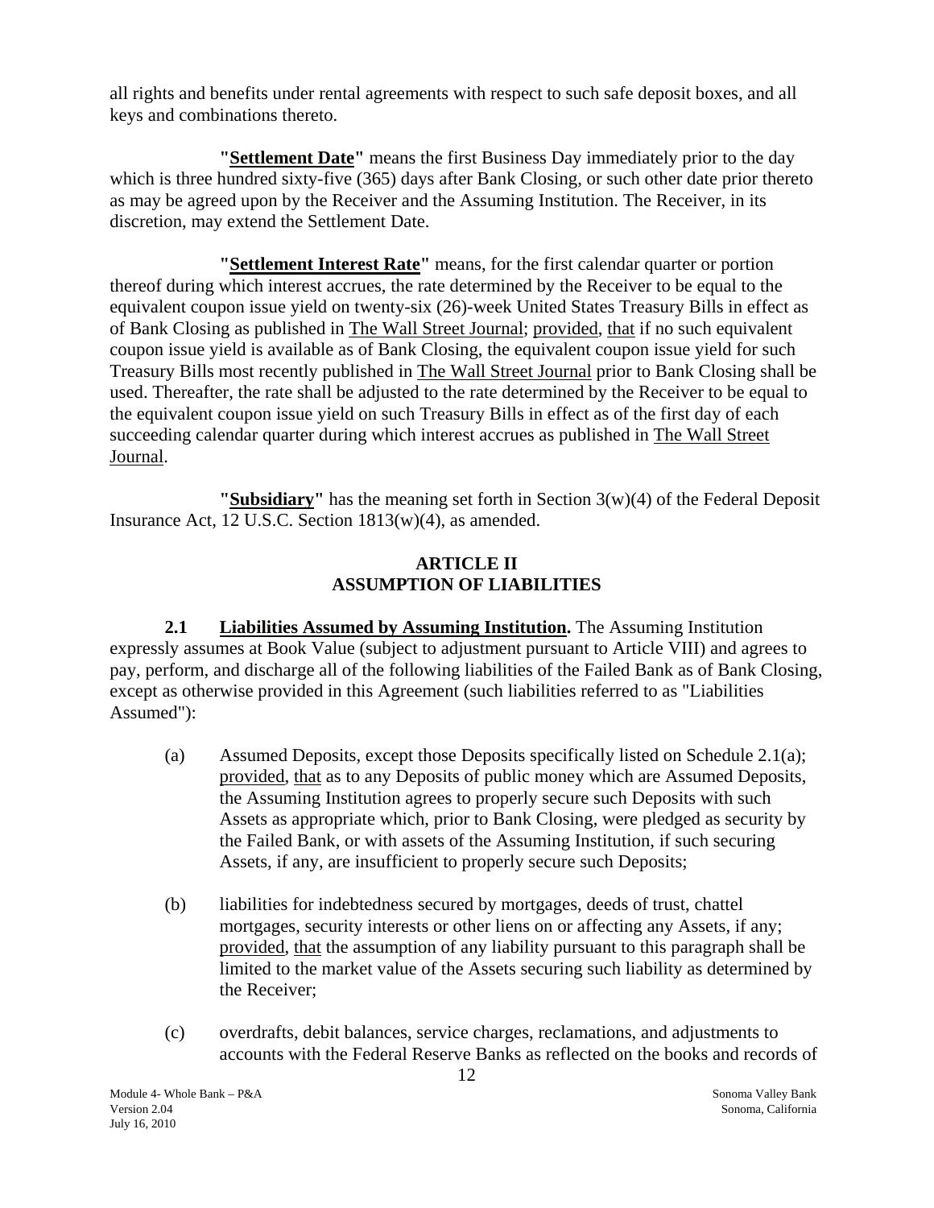all rights and benefits under rental agreements with respect to such safe deposit boxes, and all keys and combinations thereto.

**"Settlement Date"** means the first Business Day immediately prior to the day which is three hundred sixty-five (365) days after Bank Closing, or such other date prior thereto as may be agreed upon by the Receiver and the Assuming Institution. The Receiver, in its discretion, may extend the Settlement Date.

**"Settlement Interest Rate"** means, for the first calendar quarter or portion thereof during which interest accrues, the rate determined by the Receiver to be equal to the equivalent coupon issue yield on twenty-six (26)-week United States Treasury Bills in effect as of Bank Closing as published in The Wall Street Journal; provided, that if no such equivalent coupon issue yield is available as of Bank Closing, the equivalent coupon issue yield for such Treasury Bills most recently published in The Wall Street Journal prior to Bank Closing shall be used. Thereafter, the rate shall be adjusted to the rate determined by the Receiver to be equal to the equivalent coupon issue yield on such Treasury Bills in effect as of the first day of each succeeding calendar quarter during which interest accrues as published in The Wall Street Journal.

**"Subsidiary"** has the meaning set forth in Section 3(w)(4) of the Federal Deposit Insurance Act, 12 U.S.C. Section 1813(w)(4), as amended.

## ARTICLE II
## ASSUMPTION OF LIABILITIES

**2.1 Liabilities Assumed by Assuming Institution.** The Assuming Institution expressly assumes at Book Value (subject to adjustment pursuant to Article VIII) and agrees to pay, perform, and discharge all of the following liabilities of the Failed Bank as of Bank Closing, except as otherwise provided in this Agreement (such liabilities referred to as "Liabilities Assumed"):

(a) Assumed Deposits, except those Deposits specifically listed on Schedule 2.1(a); provided, that as to any Deposits of public money which are Assumed Deposits, the Assuming Institution agrees to properly secure such Deposits with such Assets as appropriate which, prior to Bank Closing, were pledged as security by the Failed Bank, or with assets of the Assuming Institution, if such securing Assets, if any, are insufficient to properly secure such Deposits;

(b) liabilities for indebtedness secured by mortgages, deeds of trust, chattel mortgages, security interests or other liens on or affecting any Assets, if any; provided, that the assumption of any liability pursuant to this paragraph shall be limited to the market value of the Assets securing such liability as determined by the Receiver;

(c) overdrafts, debit balances, service charges, reclamations, and adjustments to accounts with the Federal Reserve Banks as reflected on the books and records of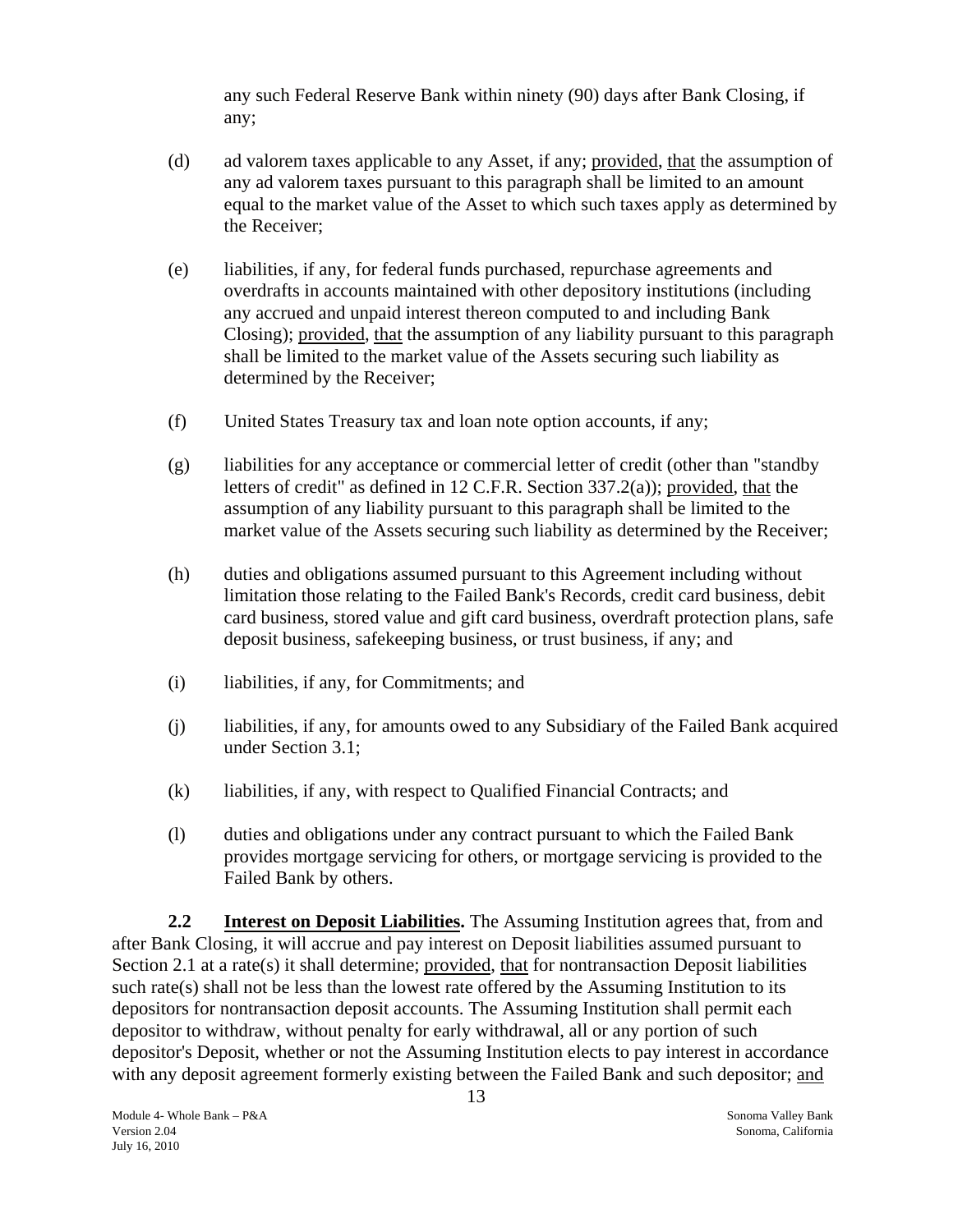any such Federal Reserve Bank within ninety (90) days after Bank Closing, if any;

(d) ad valorem taxes applicable to any Asset, if any; provided, that the assumption of any ad valorem taxes pursuant to this paragraph shall be limited to an amount equal to the market value of the Asset to which such taxes apply as determined by the Receiver;

(e) liabilities, if any, for federal funds purchased, repurchase agreements and overdrafts in accounts maintained with other depository institutions (including any accrued and unpaid interest thereon computed to and including Bank Closing); provided, that the assumption of any liability pursuant to this paragraph shall be limited to the market value of the Assets securing such liability as determined by the Receiver;

(f) United States Treasury tax and loan note option accounts, if any;

(g) liabilities for any acceptance or commercial letter of credit (other than "standby letters of credit" as defined in 12 C.F.R. Section 337.2(a)); provided, that the assumption of any liability pursuant to this paragraph shall be limited to the market value of the Assets securing such liability as determined by the Receiver;

(h) duties and obligations assumed pursuant to this Agreement including without limitation those relating to the Failed Bank's Records, credit card business, debit card business, stored value and gift card business, overdraft protection plans, safe deposit business, safekeeping business, or trust business, if any; and

(i) liabilities, if any, for Commitments; and

(j) liabilities, if any, for amounts owed to any Subsidiary of the Failed Bank acquired under Section 3.1;

(k) liabilities, if any, with respect to Qualified Financial Contracts; and

(l) duties and obligations under any contract pursuant to which the Failed Bank provides mortgage servicing for others, or mortgage servicing is provided to the Failed Bank by others.

**2.2 Interest on Deposit Liabilities.** The Assuming Institution agrees that, from and after Bank Closing, it will accrue and pay interest on Deposit liabilities assumed pursuant to Section 2.1 at a rate(s) it shall determine; provided, that for nontransaction Deposit liabilities such rate(s) shall not be less than the lowest rate offered by the Assuming Institution to its depositors for nontransaction deposit accounts. The Assuming Institution shall permit each depositor to withdraw, without penalty for early withdrawal, all or any portion of such depositor's Deposit, whether or not the Assuming Institution elects to pay interest in accordance with any deposit agreement formerly existing between the Failed Bank and such depositor; and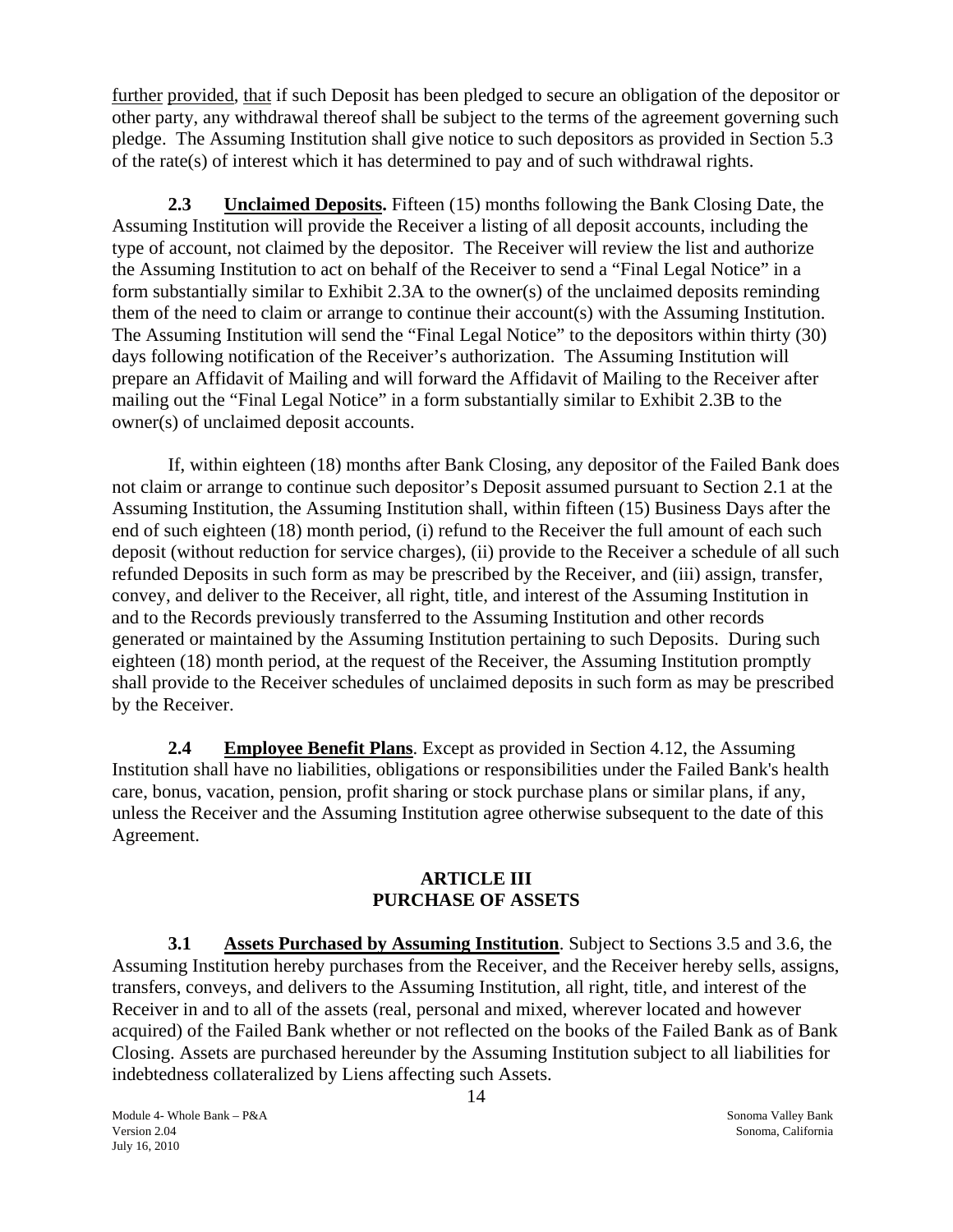further provided, that if such Deposit has been pledged to secure an obligation of the depositor or other party, any withdrawal thereof shall be subject to the terms of the agreement governing such pledge. The Assuming Institution shall give notice to such depositors as provided in Section 5.3 of the rate(s) of interest which it has determined to pay and of such withdrawal rights.

**2.3 Unclaimed Deposits.** Fifteen (15) months following the Bank Closing Date, the Assuming Institution will provide the Receiver a listing of all deposit accounts, including the type of account, not claimed by the depositor. The Receiver will review the list and authorize the Assuming Institution to act on behalf of the Receiver to send a "Final Legal Notice" in a form substantially similar to Exhibit 2.3A to the owner(s) of the unclaimed deposits reminding them of the need to claim or arrange to continue their account(s) with the Assuming Institution. The Assuming Institution will send the "Final Legal Notice" to the depositors within thirty (30) days following notification of the Receiver's authorization. The Assuming Institution will prepare an Affidavit of Mailing and will forward the Affidavit of Mailing to the Receiver after mailing out the "Final Legal Notice" in a form substantially similar to Exhibit 2.3B to the owner(s) of unclaimed deposit accounts.

If, within eighteen (18) months after Bank Closing, any depositor of the Failed Bank does not claim or arrange to continue such depositor's Deposit assumed pursuant to Section 2.1 at the Assuming Institution, the Assuming Institution shall, within fifteen (15) Business Days after the end of such eighteen (18) month period, (i) refund to the Receiver the full amount of each such deposit (without reduction for service charges), (ii) provide to the Receiver a schedule of all such refunded Deposits in such form as may be prescribed by the Receiver, and (iii) assign, transfer, convey, and deliver to the Receiver, all right, title, and interest of the Assuming Institution in and to the Records previously transferred to the Assuming Institution and other records generated or maintained by the Assuming Institution pertaining to such Deposits. During such eighteen (18) month period, at the request of the Receiver, the Assuming Institution promptly shall provide to the Receiver schedules of unclaimed deposits in such form as may be prescribed by the Receiver.

**2.4 Employee Benefit Plans**. Except as provided in Section 4.12, the Assuming Institution shall have no liabilities, obligations or responsibilities under the Failed Bank's health care, bonus, vacation, pension, profit sharing or stock purchase plans or similar plans, if any, unless the Receiver and the Assuming Institution agree otherwise subsequent to the date of this Agreement.

## ARTICLE III
## PURCHASE OF ASSETS

**3.1 Assets Purchased by Assuming Institution**. Subject to Sections 3.5 and 3.6, the Assuming Institution hereby purchases from the Receiver, and the Receiver hereby sells, assigns, transfers, conveys, and delivers to the Assuming Institution, all right, title, and interest of the Receiver in and to all of the assets (real, personal and mixed, wherever located and however acquired) of the Failed Bank whether or not reflected on the books of the Failed Bank as of Bank Closing. Assets are purchased hereunder by the Assuming Institution subject to all liabilities for indebtedness collateralized by Liens affecting such Assets.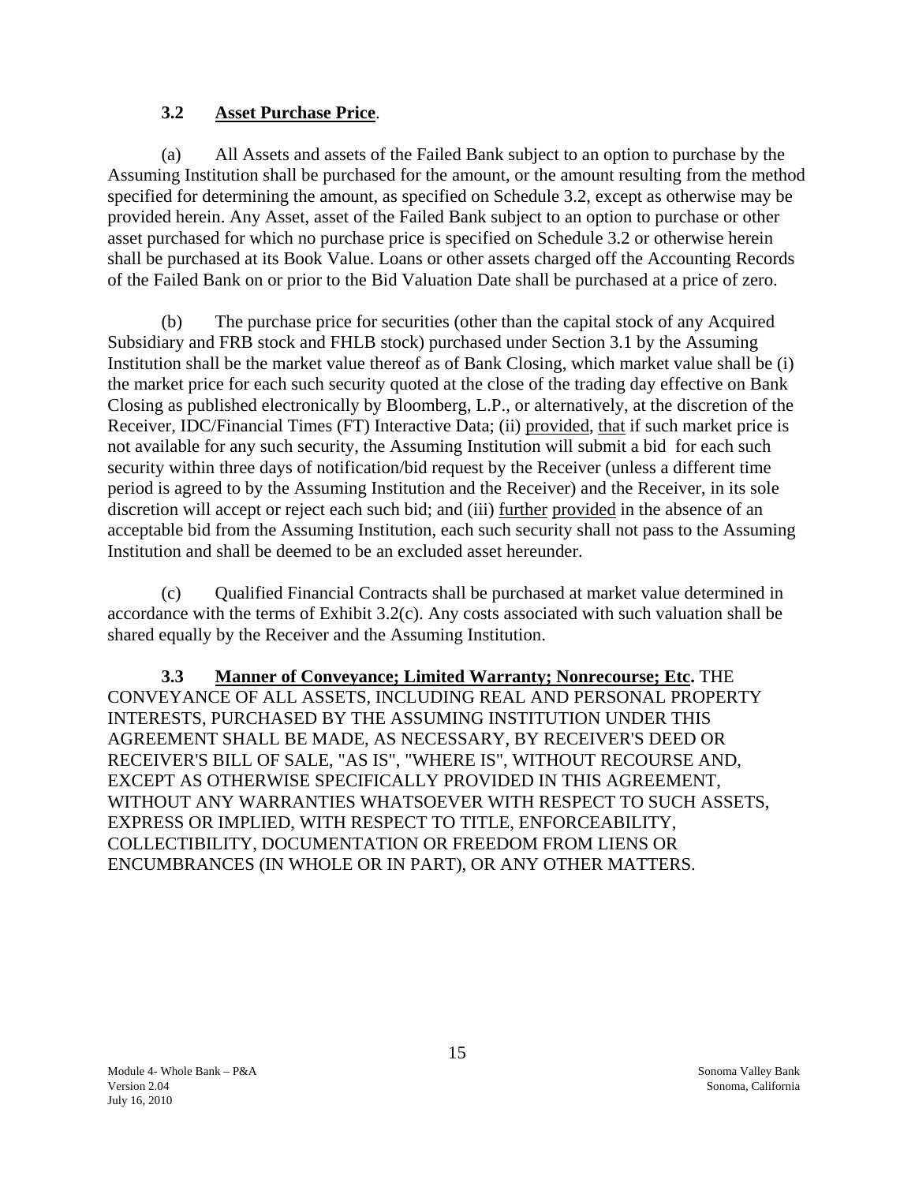### 3.2 Asset Purchase Price.

(a) All Assets and assets of the Failed Bank subject to an option to purchase by the Assuming Institution shall be purchased for the amount, or the amount resulting from the method specified for determining the amount, as specified on Schedule 3.2, except as otherwise may be provided herein. Any Asset, asset of the Failed Bank subject to an option to purchase or other asset purchased for which no purchase price is specified on Schedule 3.2 or otherwise herein shall be purchased at its Book Value. Loans or other assets charged off the Accounting Records of the Failed Bank on or prior to the Bid Valuation Date shall be purchased at a price of zero.

(b) The purchase price for securities (other than the capital stock of any Acquired Subsidiary and FRB stock and FHLB stock) purchased under Section 3.1 by the Assuming Institution shall be the market value thereof as of Bank Closing, which market value shall be (i) the market price for each such security quoted at the close of the trading day effective on Bank Closing as published electronically by Bloomberg, L.P., or alternatively, at the discretion of the Receiver, IDC/Financial Times (FT) Interactive Data; (ii) provided, that if such market price is not available for any such security, the Assuming Institution will submit a bid for each such security within three days of notification/bid request by the Receiver (unless a different time period is agreed to by the Assuming Institution and the Receiver) and the Receiver, in its sole discretion will accept or reject each such bid; and (iii) further provided in the absence of an acceptable bid from the Assuming Institution, each such security shall not pass to the Assuming Institution and shall be deemed to be an excluded asset hereunder.

(c) Qualified Financial Contracts shall be purchased at market value determined in accordance with the terms of Exhibit 3.2(c). Any costs associated with such valuation shall be shared equally by the Receiver and the Assuming Institution.

**3.3 Manner of Conveyance; Limited Warranty; Nonrecourse; Etc.** THE CONVEYANCE OF ALL ASSETS, INCLUDING REAL AND PERSONAL PROPERTY INTERESTS, PURCHASED BY THE ASSUMING INSTITUTION UNDER THIS AGREEMENT SHALL BE MADE, AS NECESSARY, BY RECEIVER'S DEED OR RECEIVER'S BILL OF SALE, "AS IS", "WHERE IS", WITHOUT RECOURSE AND, EXCEPT AS OTHERWISE SPECIFICALLY PROVIDED IN THIS AGREEMENT, WITHOUT ANY WARRANTIES WHATSOEVER WITH RESPECT TO SUCH ASSETS, EXPRESS OR IMPLIED, WITH RESPECT TO TITLE, ENFORCEABILITY, COLLECTIBILITY, DOCUMENTATION OR FREEDOM FROM LIENS OR ENCUMBRANCES (IN WHOLE OR IN PART), OR ANY OTHER MATTERS.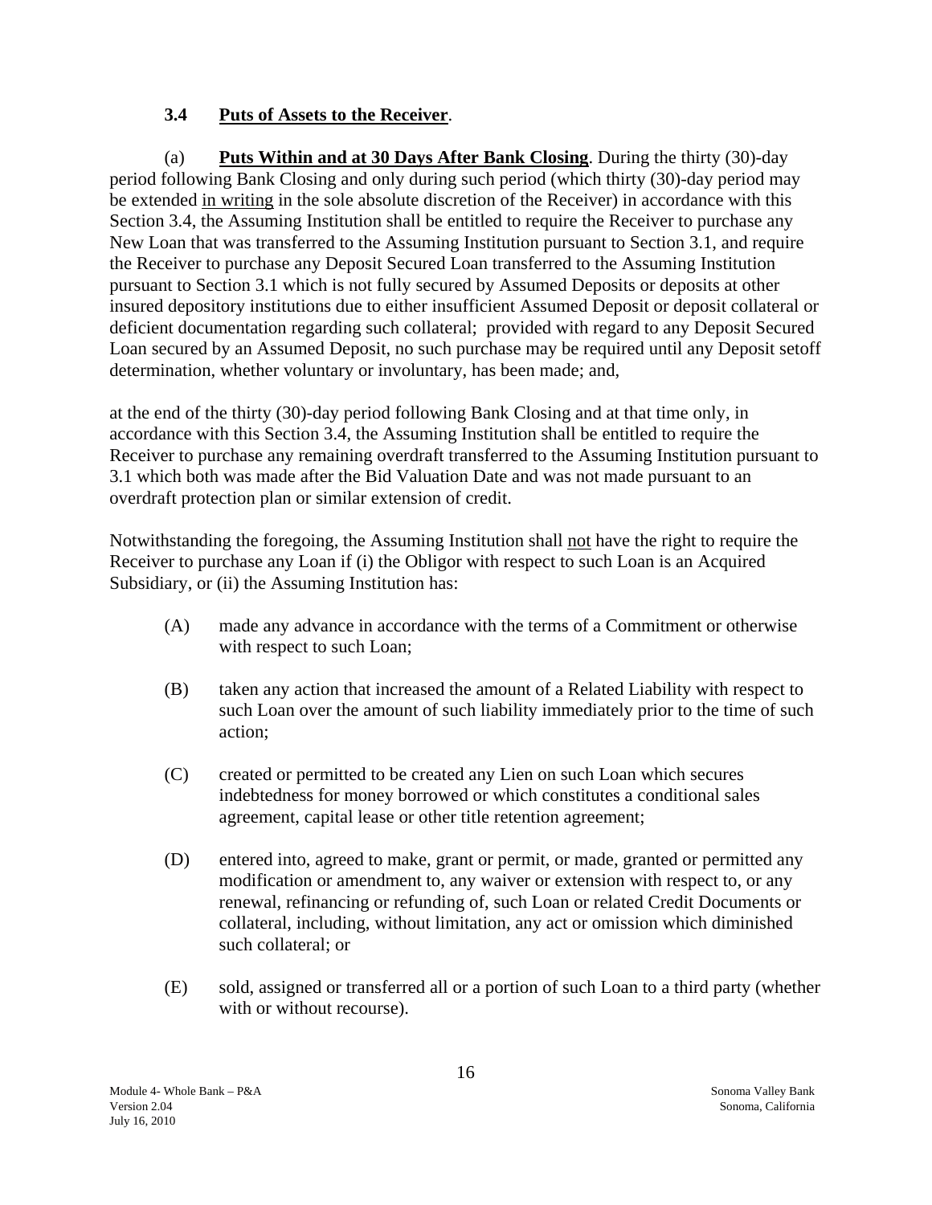### 3.4 **Puts of Assets to the Receiver**.

(a) **Puts Within and at 30 Days After Bank Closing**. During the thirty (30)-day period following Bank Closing and only during such period (which thirty (30)-day period may be extended in writing in the sole absolute discretion of the Receiver) in accordance with this Section 3.4, the Assuming Institution shall be entitled to require the Receiver to purchase any New Loan that was transferred to the Assuming Institution pursuant to Section 3.1, and require the Receiver to purchase any Deposit Secured Loan transferred to the Assuming Institution pursuant to Section 3.1 which is not fully secured by Assumed Deposits or deposits at other insured depository institutions due to either insufficient Assumed Deposit or deposit collateral or deficient documentation regarding such collateral; provided with regard to any Deposit Secured Loan secured by an Assumed Deposit, no such purchase may be required until any Deposit setoff determination, whether voluntary or involuntary, has been made; and,

at the end of the thirty (30)-day period following Bank Closing and at that time only, in accordance with this Section 3.4, the Assuming Institution shall be entitled to require the Receiver to purchase any remaining overdraft transferred to the Assuming Institution pursuant to 3.1 which both was made after the Bid Valuation Date and was not made pursuant to an overdraft protection plan or similar extension of credit.

Notwithstanding the foregoing, the Assuming Institution shall not have the right to require the Receiver to purchase any Loan if (i) the Obligor with respect to such Loan is an Acquired Subsidiary, or (ii) the Assuming Institution has:

(A) made any advance in accordance with the terms of a Commitment or otherwise with respect to such Loan;

(B) taken any action that increased the amount of a Related Liability with respect to such Loan over the amount of such liability immediately prior to the time of such action;

(C) created or permitted to be created any Lien on such Loan which secures indebtedness for money borrowed or which constitutes a conditional sales agreement, capital lease or other title retention agreement;

(D) entered into, agreed to make, grant or permit, or made, granted or permitted any modification or amendment to, any waiver or extension with respect to, or any renewal, refinancing or refunding of, such Loan or related Credit Documents or collateral, including, without limitation, any act or omission which diminished such collateral; or

(E) sold, assigned or transferred all or a portion of such Loan to a third party (whether with or without recourse).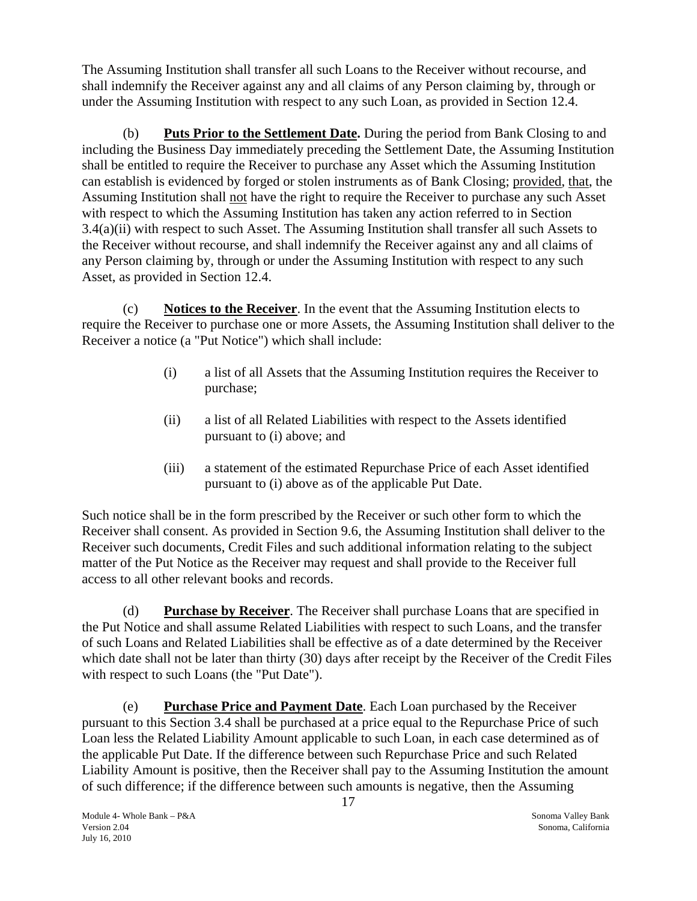The Assuming Institution shall transfer all such Loans to the Receiver without recourse, and shall indemnify the Receiver against any and all claims of any Person claiming by, through or under the Assuming Institution with respect to any such Loan, as provided in Section 12.4.

(b) **Puts Prior to the Settlement Date.** During the period from Bank Closing to and including the Business Day immediately preceding the Settlement Date, the Assuming Institution shall be entitled to require the Receiver to purchase any Asset which the Assuming Institution can establish is evidenced by forged or stolen instruments as of Bank Closing; provided, that, the Assuming Institution shall not have the right to require the Receiver to purchase any such Asset with respect to which the Assuming Institution has taken any action referred to in Section 3.4(a)(ii) with respect to such Asset. The Assuming Institution shall transfer all such Assets to the Receiver without recourse, and shall indemnify the Receiver against any and all claims of any Person claiming by, through or under the Assuming Institution with respect to any such Asset, as provided in Section 12.4.

(c) **Notices to the Receiver**. In the event that the Assuming Institution elects to require the Receiver to purchase one or more Assets, the Assuming Institution shall deliver to the Receiver a notice (a "Put Notice") which shall include:

- (i) a list of all Assets that the Assuming Institution requires the Receiver to purchase;
- (ii) a list of all Related Liabilities with respect to the Assets identified pursuant to (i) above; and
- (iii) a statement of the estimated Repurchase Price of each Asset identified pursuant to (i) above as of the applicable Put Date.

Such notice shall be in the form prescribed by the Receiver or such other form to which the Receiver shall consent. As provided in Section 9.6, the Assuming Institution shall deliver to the Receiver such documents, Credit Files and such additional information relating to the subject matter of the Put Notice as the Receiver may request and shall provide to the Receiver full access to all other relevant books and records.

(d) **Purchase by Receiver**. The Receiver shall purchase Loans that are specified in the Put Notice and shall assume Related Liabilities with respect to such Loans, and the transfer of such Loans and Related Liabilities shall be effective as of a date determined by the Receiver which date shall not be later than thirty (30) days after receipt by the Receiver of the Credit Files with respect to such Loans (the "Put Date").

(e) **Purchase Price and Payment Date**. Each Loan purchased by the Receiver pursuant to this Section 3.4 shall be purchased at a price equal to the Repurchase Price of such Loan less the Related Liability Amount applicable to such Loan, in each case determined as of the applicable Put Date. If the difference between such Repurchase Price and such Related Liability Amount is positive, then the Receiver shall pay to the Assuming Institution the amount of such difference; if the difference between such amounts is negative, then the Assuming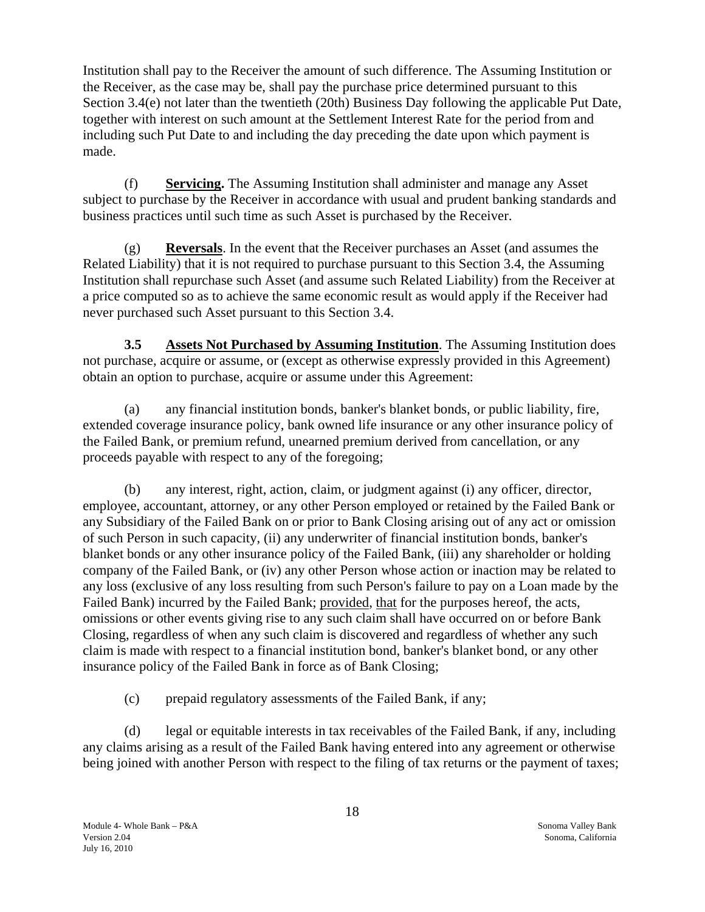Institution shall pay to the Receiver the amount of such difference. The Assuming Institution or the Receiver, as the case may be, shall pay the purchase price determined pursuant to this Section 3.4(e) not later than the twentieth (20th) Business Day following the applicable Put Date, together with interest on such amount at the Settlement Interest Rate for the period from and including such Put Date to and including the day preceding the date upon which payment is made.

(f) **Servicing.** The Assuming Institution shall administer and manage any Asset subject to purchase by the Receiver in accordance with usual and prudent banking standards and business practices until such time as such Asset is purchased by the Receiver.

(g) **Reversals**. In the event that the Receiver purchases an Asset (and assumes the Related Liability) that it is not required to purchase pursuant to this Section 3.4, the Assuming Institution shall repurchase such Asset (and assume such Related Liability) from the Receiver at a price computed so as to achieve the same economic result as would apply if the Receiver had never purchased such Asset pursuant to this Section 3.4.

**3.5 Assets Not Purchased by Assuming Institution**. The Assuming Institution does not purchase, acquire or assume, or (except as otherwise expressly provided in this Agreement) obtain an option to purchase, acquire or assume under this Agreement:

(a) any financial institution bonds, banker's blanket bonds, or public liability, fire, extended coverage insurance policy, bank owned life insurance or any other insurance policy of the Failed Bank, or premium refund, unearned premium derived from cancellation, or any proceeds payable with respect to any of the foregoing;

(b) any interest, right, action, claim, or judgment against (i) any officer, director, employee, accountant, attorney, or any other Person employed or retained by the Failed Bank or any Subsidiary of the Failed Bank on or prior to Bank Closing arising out of any act or omission of such Person in such capacity, (ii) any underwriter of financial institution bonds, banker's blanket bonds or any other insurance policy of the Failed Bank, (iii) any shareholder or holding company of the Failed Bank, or (iv) any other Person whose action or inaction may be related to any loss (exclusive of any loss resulting from such Person's failure to pay on a Loan made by the Failed Bank) incurred by the Failed Bank; provided, that for the purposes hereof, the acts, omissions or other events giving rise to any such claim shall have occurred on or before Bank Closing, regardless of when any such claim is discovered and regardless of whether any such claim is made with respect to a financial institution bond, banker's blanket bond, or any other insurance policy of the Failed Bank in force as of Bank Closing;

(c) prepaid regulatory assessments of the Failed Bank, if any;

(d) legal or equitable interests in tax receivables of the Failed Bank, if any, including any claims arising as a result of the Failed Bank having entered into any agreement or otherwise being joined with another Person with respect to the filing of tax returns or the payment of taxes;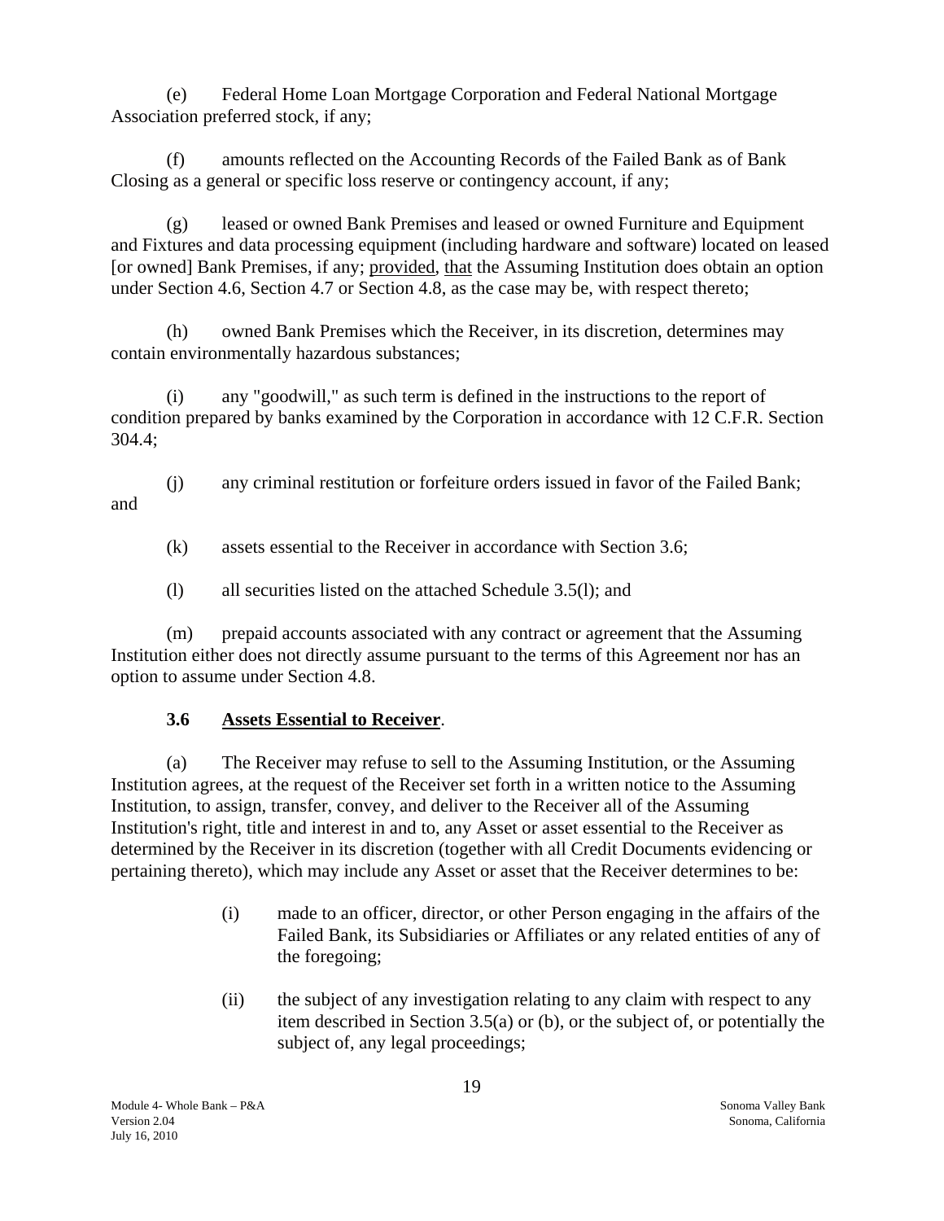(e) Federal Home Loan Mortgage Corporation and Federal National Mortgage Association preferred stock, if any;

(f) amounts reflected on the Accounting Records of the Failed Bank as of Bank Closing as a general or specific loss reserve or contingency account, if any;

(g) leased or owned Bank Premises and leased or owned Furniture and Equipment and Fixtures and data processing equipment (including hardware and software) located on leased [or owned] Bank Premises, if any; provided, that the Assuming Institution does obtain an option under Section 4.6, Section 4.7 or Section 4.8, as the case may be, with respect thereto;

(h) owned Bank Premises which the Receiver, in its discretion, determines may contain environmentally hazardous substances;

(i) any "goodwill," as such term is defined in the instructions to the report of condition prepared by banks examined by the Corporation in accordance with 12 C.F.R. Section 304.4;

(j) any criminal restitution or forfeiture orders issued in favor of the Failed Bank; and

(k) assets essential to the Receiver in accordance with Section 3.6;

(l) all securities listed on the attached Schedule 3.5(l); and

(m) prepaid accounts associated with any contract or agreement that the Assuming Institution either does not directly assume pursuant to the terms of this Agreement nor has an option to assume under Section 4.8.

### 3.6 Assets Essential to Receiver.

(a) The Receiver may refuse to sell to the Assuming Institution, or the Assuming Institution agrees, at the request of the Receiver set forth in a written notice to the Assuming Institution, to assign, transfer, convey, and deliver to the Receiver all of the Assuming Institution's right, title and interest in and to, any Asset or asset essential to the Receiver as determined by the Receiver in its discretion (together with all Credit Documents evidencing or pertaining thereto), which may include any Asset or asset that the Receiver determines to be:

(i) made to an officer, director, or other Person engaging in the affairs of the Failed Bank, its Subsidiaries or Affiliates or any related entities of any of the foregoing;

(ii) the subject of any investigation relating to any claim with respect to any item described in Section 3.5(a) or (b), or the subject of, or potentially the subject of, any legal proceedings;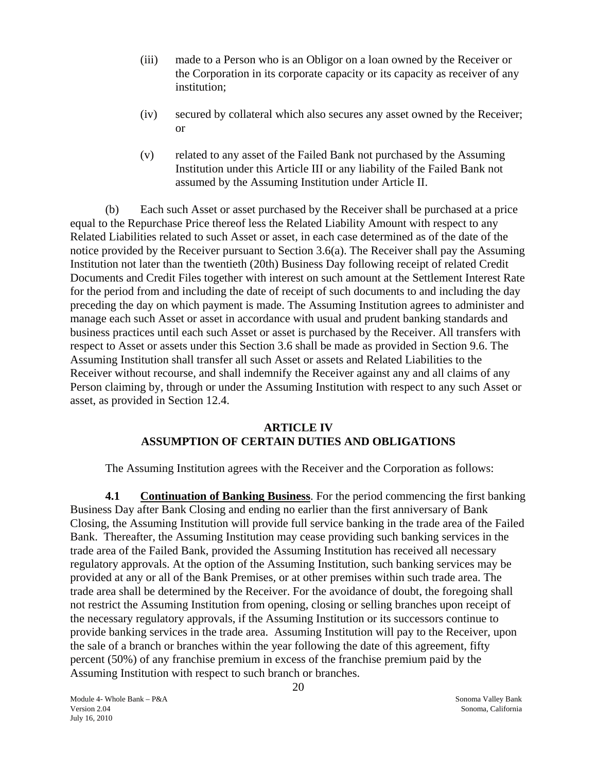(iii) made to a Person who is an Obligor on a loan owned by the Receiver or the Corporation in its corporate capacity or its capacity as receiver of any institution;

(iv) secured by collateral which also secures any asset owned by the Receiver; or

(v) related to any asset of the Failed Bank not purchased by the Assuming Institution under this Article III or any liability of the Failed Bank not assumed by the Assuming Institution under Article II.

(b) Each such Asset or asset purchased by the Receiver shall be purchased at a price equal to the Repurchase Price thereof less the Related Liability Amount with respect to any Related Liabilities related to such Asset or asset, in each case determined as of the date of the notice provided by the Receiver pursuant to Section 3.6(a). The Receiver shall pay the Assuming Institution not later than the twentieth (20th) Business Day following receipt of related Credit Documents and Credit Files together with interest on such amount at the Settlement Interest Rate for the period from and including the date of receipt of such documents to and including the day preceding the day on which payment is made. The Assuming Institution agrees to administer and manage each such Asset or asset in accordance with usual and prudent banking standards and business practices until each such Asset or asset is purchased by the Receiver. All transfers with respect to Asset or assets under this Section 3.6 shall be made as provided in Section 9.6. The Assuming Institution shall transfer all such Asset or assets and Related Liabilities to the Receiver without recourse, and shall indemnify the Receiver against any and all claims of any Person claiming by, through or under the Assuming Institution with respect to any such Asset or asset, as provided in Section 12.4.

## ARTICLE IV
## ASSUMPTION OF CERTAIN DUTIES AND OBLIGATIONS

The Assuming Institution agrees with the Receiver and the Corporation as follows:

**4.1 Continuation of Banking Business**. For the period commencing the first banking Business Day after Bank Closing and ending no earlier than the first anniversary of Bank Closing, the Assuming Institution will provide full service banking in the trade area of the Failed Bank. Thereafter, the Assuming Institution may cease providing such banking services in the trade area of the Failed Bank, provided the Assuming Institution has received all necessary regulatory approvals. At the option of the Assuming Institution, such banking services may be provided at any or all of the Bank Premises, or at other premises within such trade area. The trade area shall be determined by the Receiver. For the avoidance of doubt, the foregoing shall not restrict the Assuming Institution from opening, closing or selling branches upon receipt of the necessary regulatory approvals, if the Assuming Institution or its successors continue to provide banking services in the trade area. Assuming Institution will pay to the Receiver, upon the sale of a branch or branches within the year following the date of this agreement, fifty percent (50%) of any franchise premium in excess of the franchise premium paid by the Assuming Institution with respect to such branch or branches.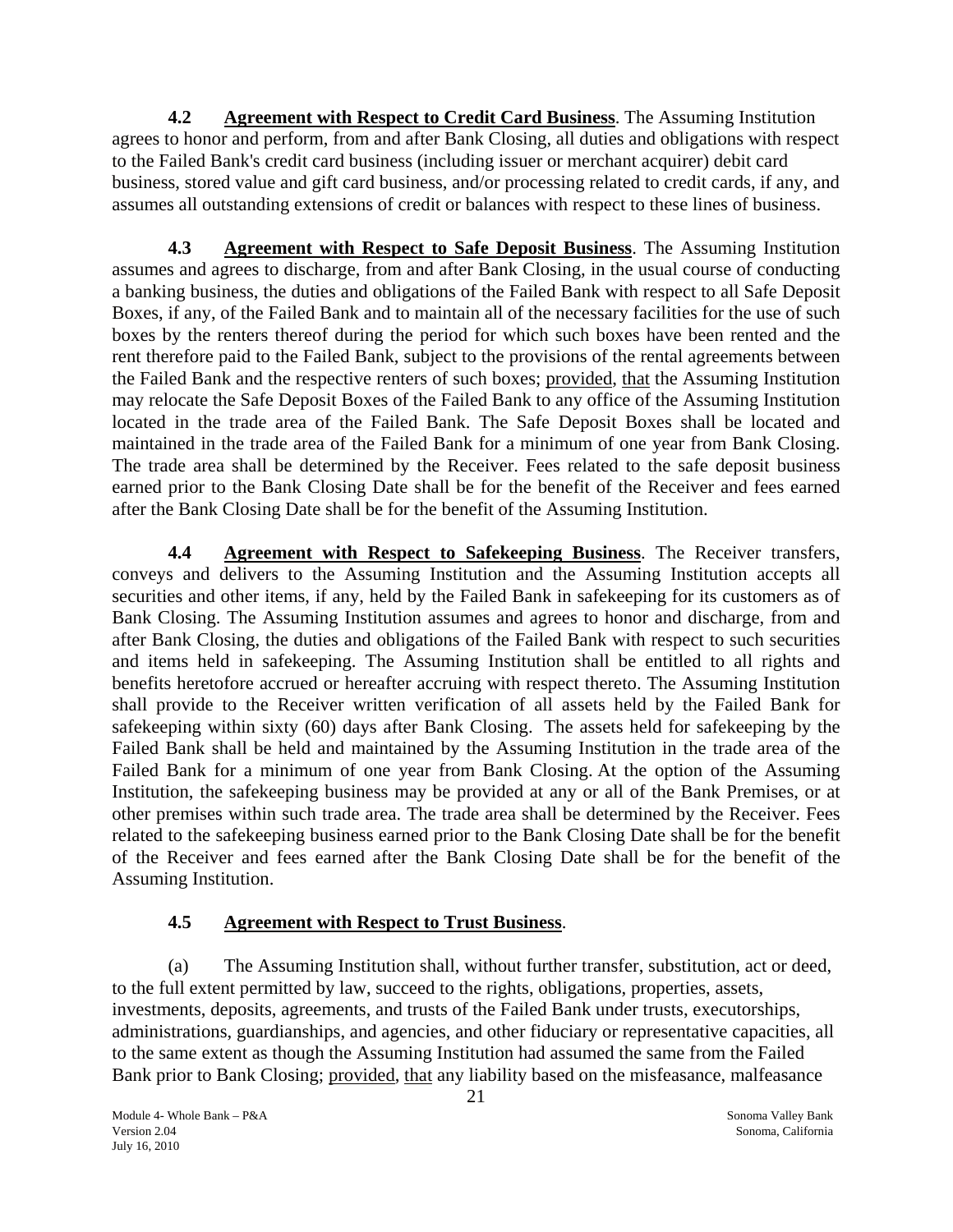**4.2 Agreement with Respect to Credit Card Business**. The Assuming Institution agrees to honor and perform, from and after Bank Closing, all duties and obligations with respect to the Failed Bank's credit card business (including issuer or merchant acquirer) debit card business, stored value and gift card business, and/or processing related to credit cards, if any, and assumes all outstanding extensions of credit or balances with respect to these lines of business.

**4.3 Agreement with Respect to Safe Deposit Business**. The Assuming Institution assumes and agrees to discharge, from and after Bank Closing, in the usual course of conducting a banking business, the duties and obligations of the Failed Bank with respect to all Safe Deposit Boxes, if any, of the Failed Bank and to maintain all of the necessary facilities for the use of such boxes by the renters thereof during the period for which such boxes have been rented and the rent therefore paid to the Failed Bank, subject to the provisions of the rental agreements between the Failed Bank and the respective renters of such boxes; provided, that the Assuming Institution may relocate the Safe Deposit Boxes of the Failed Bank to any office of the Assuming Institution located in the trade area of the Failed Bank. The Safe Deposit Boxes shall be located and maintained in the trade area of the Failed Bank for a minimum of one year from Bank Closing. The trade area shall be determined by the Receiver. Fees related to the safe deposit business earned prior to the Bank Closing Date shall be for the benefit of the Receiver and fees earned after the Bank Closing Date shall be for the benefit of the Assuming Institution.

**4.4 Agreement with Respect to Safekeeping Business**. The Receiver transfers, conveys and delivers to the Assuming Institution and the Assuming Institution accepts all securities and other items, if any, held by the Failed Bank in safekeeping for its customers as of Bank Closing. The Assuming Institution assumes and agrees to honor and discharge, from and after Bank Closing, the duties and obligations of the Failed Bank with respect to such securities and items held in safekeeping. The Assuming Institution shall be entitled to all rights and benefits heretofore accrued or hereafter accruing with respect thereto. The Assuming Institution shall provide to the Receiver written verification of all assets held by the Failed Bank for safekeeping within sixty (60) days after Bank Closing. The assets held for safekeeping by the Failed Bank shall be held and maintained by the Assuming Institution in the trade area of the Failed Bank for a minimum of one year from Bank Closing. At the option of the Assuming Institution, the safekeeping business may be provided at any or all of the Bank Premises, or at other premises within such trade area. The trade area shall be determined by the Receiver. Fees related to the safekeeping business earned prior to the Bank Closing Date shall be for the benefit of the Receiver and fees earned after the Bank Closing Date shall be for the benefit of the Assuming Institution.

**4.5 Agreement with Respect to Trust Business**.

(a) The Assuming Institution shall, without further transfer, substitution, act or deed, to the full extent permitted by law, succeed to the rights, obligations, properties, assets, investments, deposits, agreements, and trusts of the Failed Bank under trusts, executorships, administrations, guardianships, and agencies, and other fiduciary or representative capacities, all to the same extent as though the Assuming Institution had assumed the same from the Failed Bank prior to Bank Closing; provided, that any liability based on the misfeasance, malfeasance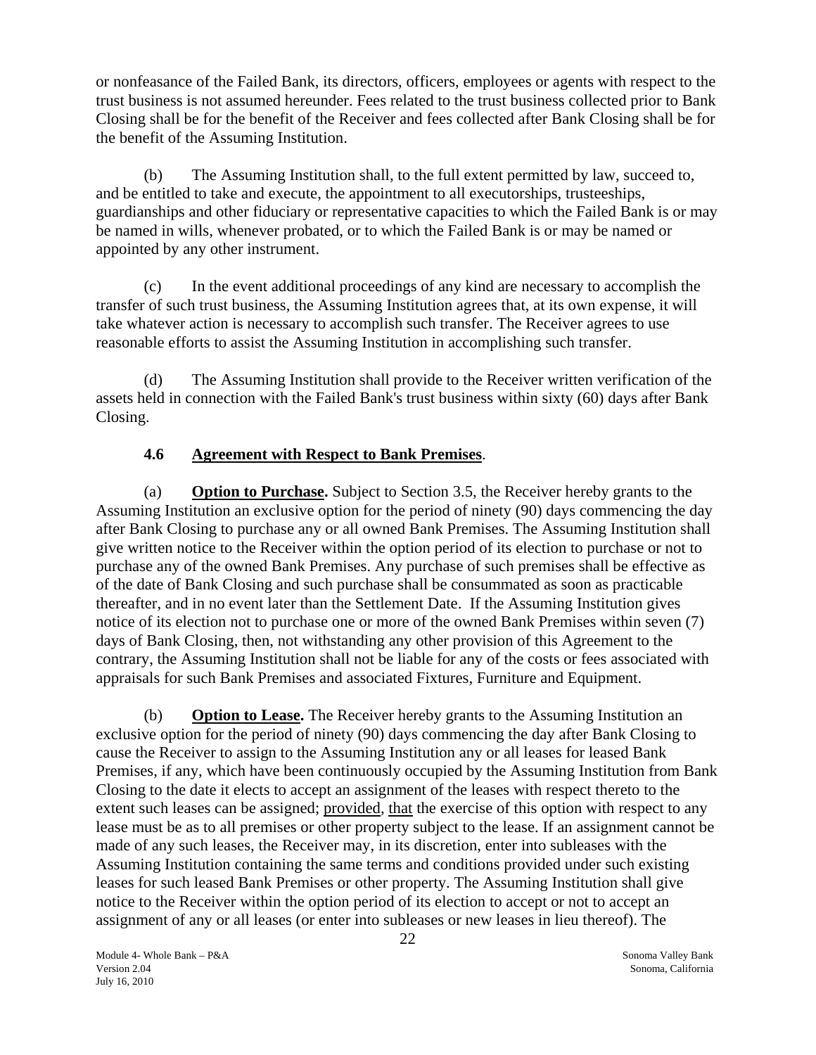or nonfeasance of the Failed Bank, its directors, officers, employees or agents with respect to the trust business is not assumed hereunder. Fees related to the trust business collected prior to Bank Closing shall be for the benefit of the Receiver and fees collected after Bank Closing shall be for the benefit of the Assuming Institution.

(b) The Assuming Institution shall, to the full extent permitted by law, succeed to, and be entitled to take and execute, the appointment to all executorships, trusteeships, guardianships and other fiduciary or representative capacities to which the Failed Bank is or may be named in wills, whenever probated, or to which the Failed Bank is or may be named or appointed by any other instrument.

(c) In the event additional proceedings of any kind are necessary to accomplish the transfer of such trust business, the Assuming Institution agrees that, at its own expense, it will take whatever action is necessary to accomplish such transfer. The Receiver agrees to use reasonable efforts to assist the Assuming Institution in accomplishing such transfer.

(d) The Assuming Institution shall provide to the Receiver written verification of the assets held in connection with the Failed Bank's trust business within sixty (60) days after Bank Closing.

### 4.6 Agreement with Respect to Bank Premises.

(a) **Option to Purchase.** Subject to Section 3.5, the Receiver hereby grants to the Assuming Institution an exclusive option for the period of ninety (90) days commencing the day after Bank Closing to purchase any or all owned Bank Premises. The Assuming Institution shall give written notice to the Receiver within the option period of its election to purchase or not to purchase any of the owned Bank Premises. Any purchase of such premises shall be effective as of the date of Bank Closing and such purchase shall be consummated as soon as practicable thereafter, and in no event later than the Settlement Date. If the Assuming Institution gives notice of its election not to purchase one or more of the owned Bank Premises within seven (7) days of Bank Closing, then, not withstanding any other provision of this Agreement to the contrary, the Assuming Institution shall not be liable for any of the costs or fees associated with appraisals for such Bank Premises and associated Fixtures, Furniture and Equipment.

(b) **Option to Lease.** The Receiver hereby grants to the Assuming Institution an exclusive option for the period of ninety (90) days commencing the day after Bank Closing to cause the Receiver to assign to the Assuming Institution any or all leases for leased Bank Premises, if any, which have been continuously occupied by the Assuming Institution from Bank Closing to the date it elects to accept an assignment of the leases with respect thereto to the extent such leases can be assigned; provided, that the exercise of this option with respect to any lease must be as to all premises or other property subject to the lease. If an assignment cannot be made of any such leases, the Receiver may, in its discretion, enter into subleases with the Assuming Institution containing the same terms and conditions provided under such existing leases for such leased Bank Premises or other property. The Assuming Institution shall give notice to the Receiver within the option period of its election to accept or not to accept an assignment of any or all leases (or enter into subleases or new leases in lieu thereof). The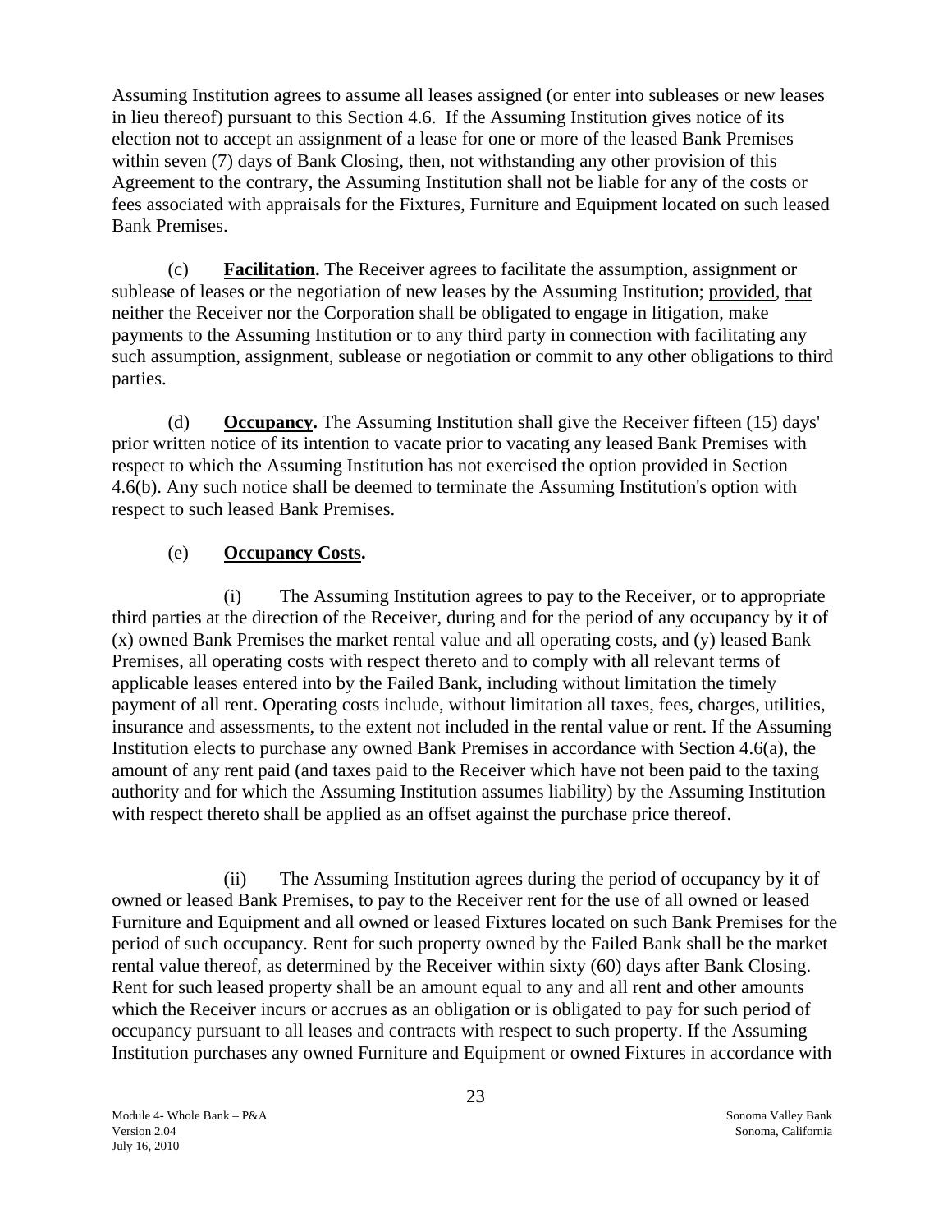Assuming Institution agrees to assume all leases assigned (or enter into subleases or new leases in lieu thereof) pursuant to this Section 4.6. If the Assuming Institution gives notice of its election not to accept an assignment of a lease for one or more of the leased Bank Premises within seven (7) days of Bank Closing, then, not withstanding any other provision of this Agreement to the contrary, the Assuming Institution shall not be liable for any of the costs or fees associated with appraisals for the Fixtures, Furniture and Equipment located on such leased Bank Premises.

(c) **Facilitation.** The Receiver agrees to facilitate the assumption, assignment or sublease of leases or the negotiation of new leases by the Assuming Institution; provided, that neither the Receiver nor the Corporation shall be obligated to engage in litigation, make payments to the Assuming Institution or to any third party in connection with facilitating any such assumption, assignment, sublease or negotiation or commit to any other obligations to third parties.

(d) **Occupancy.** The Assuming Institution shall give the Receiver fifteen (15) days' prior written notice of its intention to vacate prior to vacating any leased Bank Premises with respect to which the Assuming Institution has not exercised the option provided in Section 4.6(b). Any such notice shall be deemed to terminate the Assuming Institution's option with respect to such leased Bank Premises.

(e) **Occupancy Costs.**

(i) The Assuming Institution agrees to pay to the Receiver, or to appropriate third parties at the direction of the Receiver, during and for the period of any occupancy by it of (x) owned Bank Premises the market rental value and all operating costs, and (y) leased Bank Premises, all operating costs with respect thereto and to comply with all relevant terms of applicable leases entered into by the Failed Bank, including without limitation the timely payment of all rent. Operating costs include, without limitation all taxes, fees, charges, utilities, insurance and assessments, to the extent not included in the rental value or rent. If the Assuming Institution elects to purchase any owned Bank Premises in accordance with Section 4.6(a), the amount of any rent paid (and taxes paid to the Receiver which have not been paid to the taxing authority and for which the Assuming Institution assumes liability) by the Assuming Institution with respect thereto shall be applied as an offset against the purchase price thereof.

(ii) The Assuming Institution agrees during the period of occupancy by it of owned or leased Bank Premises, to pay to the Receiver rent for the use of all owned or leased Furniture and Equipment and all owned or leased Fixtures located on such Bank Premises for the period of such occupancy. Rent for such property owned by the Failed Bank shall be the market rental value thereof, as determined by the Receiver within sixty (60) days after Bank Closing. Rent for such leased property shall be an amount equal to any and all rent and other amounts which the Receiver incurs or accrues as an obligation or is obligated to pay for such period of occupancy pursuant to all leases and contracts with respect to such property. If the Assuming Institution purchases any owned Furniture and Equipment or owned Fixtures in accordance with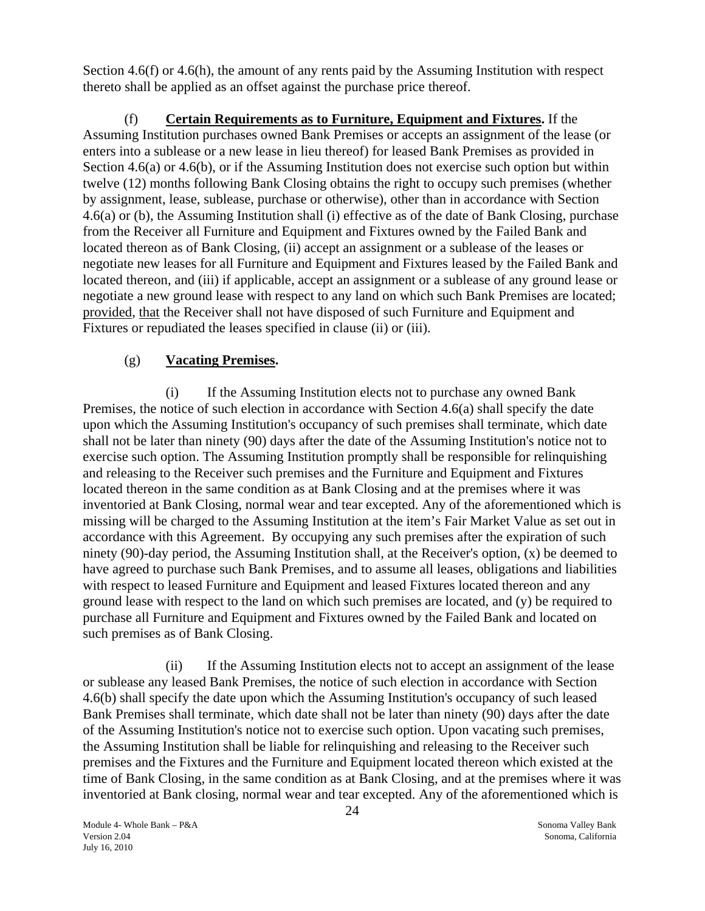Section 4.6(f) or 4.6(h), the amount of any rents paid by the Assuming Institution with respect thereto shall be applied as an offset against the purchase price thereof.

(f) **Certain Requirements as to Furniture, Equipment and Fixtures.** If the Assuming Institution purchases owned Bank Premises or accepts an assignment of the lease (or enters into a sublease or a new lease in lieu thereof) for leased Bank Premises as provided in Section 4.6(a) or 4.6(b), or if the Assuming Institution does not exercise such option but within twelve (12) months following Bank Closing obtains the right to occupy such premises (whether by assignment, lease, sublease, purchase or otherwise), other than in accordance with Section 4.6(a) or (b), the Assuming Institution shall (i) effective as of the date of Bank Closing, purchase from the Receiver all Furniture and Equipment and Fixtures owned by the Failed Bank and located thereon as of Bank Closing, (ii) accept an assignment or a sublease of the leases or negotiate new leases for all Furniture and Equipment and Fixtures leased by the Failed Bank and located thereon, and (iii) if applicable, accept an assignment or a sublease of any ground lease or negotiate a new ground lease with respect to any land on which such Bank Premises are located; provided, that the Receiver shall not have disposed of such Furniture and Equipment and Fixtures or repudiated the leases specified in clause (ii) or (iii).

(g) **Vacating Premises.**

(i) If the Assuming Institution elects not to purchase any owned Bank Premises, the notice of such election in accordance with Section 4.6(a) shall specify the date upon which the Assuming Institution's occupancy of such premises shall terminate, which date shall not be later than ninety (90) days after the date of the Assuming Institution's notice not to exercise such option. The Assuming Institution promptly shall be responsible for relinquishing and releasing to the Receiver such premises and the Furniture and Equipment and Fixtures located thereon in the same condition as at Bank Closing and at the premises where it was inventoried at Bank Closing, normal wear and tear excepted. Any of the aforementioned which is missing will be charged to the Assuming Institution at the item's Fair Market Value as set out in accordance with this Agreement. By occupying any such premises after the expiration of such ninety (90)-day period, the Assuming Institution shall, at the Receiver's option, (x) be deemed to have agreed to purchase such Bank Premises, and to assume all leases, obligations and liabilities with respect to leased Furniture and Equipment and leased Fixtures located thereon and any ground lease with respect to the land on which such premises are located, and (y) be required to purchase all Furniture and Equipment and Fixtures owned by the Failed Bank and located on such premises as of Bank Closing.

(ii) If the Assuming Institution elects not to accept an assignment of the lease or sublease any leased Bank Premises, the notice of such election in accordance with Section 4.6(b) shall specify the date upon which the Assuming Institution's occupancy of such leased Bank Premises shall terminate, which date shall not be later than ninety (90) days after the date of the Assuming Institution's notice not to exercise such option. Upon vacating such premises, the Assuming Institution shall be liable for relinquishing and releasing to the Receiver such premises and the Fixtures and the Furniture and Equipment located thereon which existed at the time of Bank Closing, in the same condition as at Bank Closing, and at the premises where it was inventoried at Bank closing, normal wear and tear excepted. Any of the aforementioned which is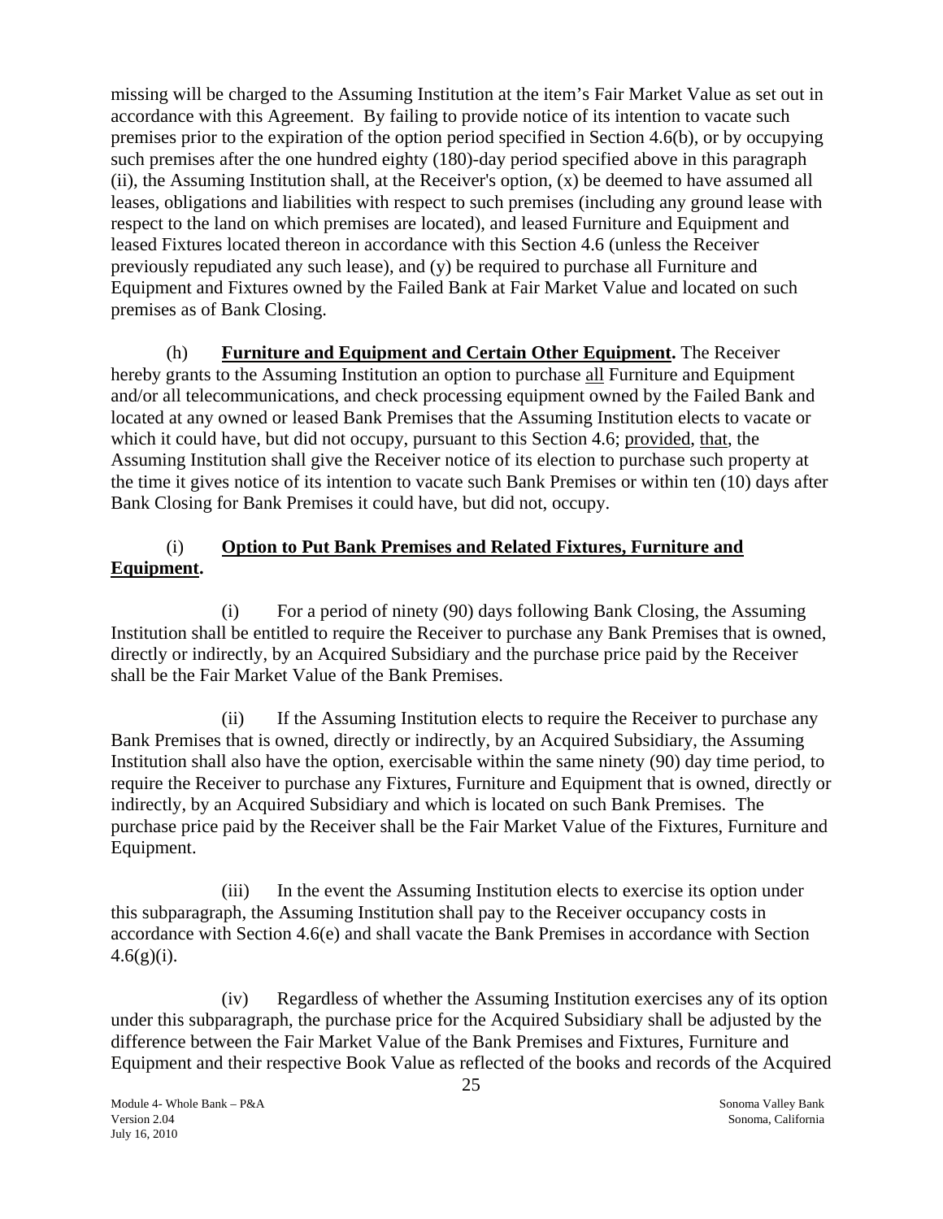missing will be charged to the Assuming Institution at the item's Fair Market Value as set out in accordance with this Agreement. By failing to provide notice of its intention to vacate such premises prior to the expiration of the option period specified in Section 4.6(b), or by occupying such premises after the one hundred eighty (180)-day period specified above in this paragraph (ii), the Assuming Institution shall, at the Receiver's option, (x) be deemed to have assumed all leases, obligations and liabilities with respect to such premises (including any ground lease with respect to the land on which premises are located), and leased Furniture and Equipment and leased Fixtures located thereon in accordance with this Section 4.6 (unless the Receiver previously repudiated any such lease), and (y) be required to purchase all Furniture and Equipment and Fixtures owned by the Failed Bank at Fair Market Value and located on such premises as of Bank Closing.

(h) **Furniture and Equipment and Certain Other Equipment.** The Receiver hereby grants to the Assuming Institution an option to purchase all Furniture and Equipment and/or all telecommunications, and check processing equipment owned by the Failed Bank and located at any owned or leased Bank Premises that the Assuming Institution elects to vacate or which it could have, but did not occupy, pursuant to this Section 4.6; provided, that, the Assuming Institution shall give the Receiver notice of its election to purchase such property at the time it gives notice of its intention to vacate such Bank Premises or within ten (10) days after Bank Closing for Bank Premises it could have, but did not, occupy.

(i) **Option to Put Bank Premises and Related Fixtures, Furniture and Equipment.**

(i) For a period of ninety (90) days following Bank Closing, the Assuming Institution shall be entitled to require the Receiver to purchase any Bank Premises that is owned, directly or indirectly, by an Acquired Subsidiary and the purchase price paid by the Receiver shall be the Fair Market Value of the Bank Premises.

(ii) If the Assuming Institution elects to require the Receiver to purchase any Bank Premises that is owned, directly or indirectly, by an Acquired Subsidiary, the Assuming Institution shall also have the option, exercisable within the same ninety (90) day time period, to require the Receiver to purchase any Fixtures, Furniture and Equipment that is owned, directly or indirectly, by an Acquired Subsidiary and which is located on such Bank Premises. The purchase price paid by the Receiver shall be the Fair Market Value of the Fixtures, Furniture and Equipment.

(iii) In the event the Assuming Institution elects to exercise its option under this subparagraph, the Assuming Institution shall pay to the Receiver occupancy costs in accordance with Section 4.6(e) and shall vacate the Bank Premises in accordance with Section 4.6(g)(i).

(iv) Regardless of whether the Assuming Institution exercises any of its option under this subparagraph, the purchase price for the Acquired Subsidiary shall be adjusted by the difference between the Fair Market Value of the Bank Premises and Fixtures, Furniture and Equipment and their respective Book Value as reflected of the books and records of the Acquired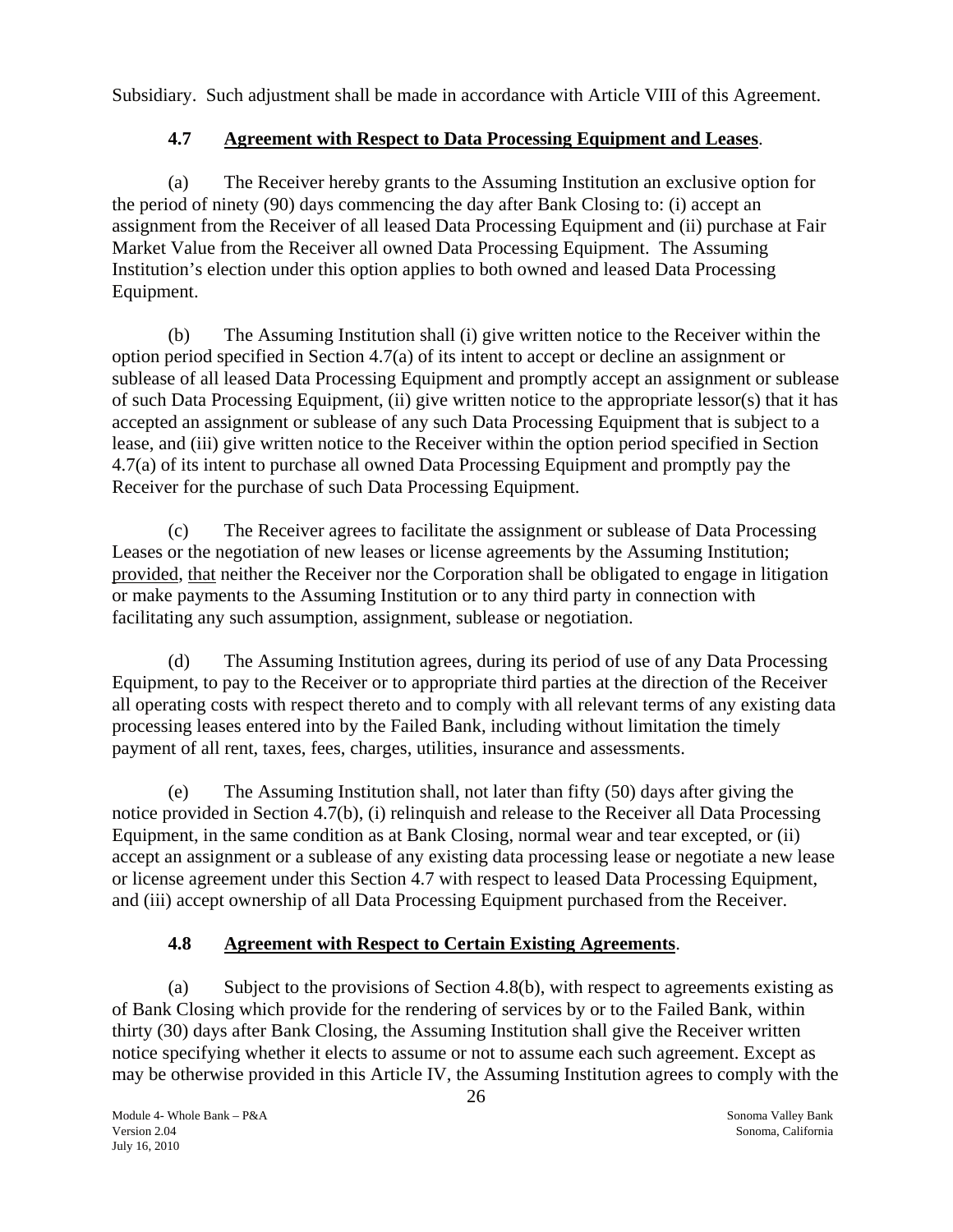Subsidiary. Such adjustment shall be made in accordance with Article VIII of this Agreement.

### 4.7 Agreement with Respect to Data Processing Equipment and Leases.

(a) The Receiver hereby grants to the Assuming Institution an exclusive option for the period of ninety (90) days commencing the day after Bank Closing to: (i) accept an assignment from the Receiver of all leased Data Processing Equipment and (ii) purchase at Fair Market Value from the Receiver all owned Data Processing Equipment. The Assuming Institution's election under this option applies to both owned and leased Data Processing Equipment.

(b) The Assuming Institution shall (i) give written notice to the Receiver within the option period specified in Section 4.7(a) of its intent to accept or decline an assignment or sublease of all leased Data Processing Equipment and promptly accept an assignment or sublease of such Data Processing Equipment, (ii) give written notice to the appropriate lessor(s) that it has accepted an assignment or sublease of any such Data Processing Equipment that is subject to a lease, and (iii) give written notice to the Receiver within the option period specified in Section 4.7(a) of its intent to purchase all owned Data Processing Equipment and promptly pay the Receiver for the purchase of such Data Processing Equipment.

(c) The Receiver agrees to facilitate the assignment or sublease of Data Processing Leases or the negotiation of new leases or license agreements by the Assuming Institution; provided, that neither the Receiver nor the Corporation shall be obligated to engage in litigation or make payments to the Assuming Institution or to any third party in connection with facilitating any such assumption, assignment, sublease or negotiation.

(d) The Assuming Institution agrees, during its period of use of any Data Processing Equipment, to pay to the Receiver or to appropriate third parties at the direction of the Receiver all operating costs with respect thereto and to comply with all relevant terms of any existing data processing leases entered into by the Failed Bank, including without limitation the timely payment of all rent, taxes, fees, charges, utilities, insurance and assessments.

(e) The Assuming Institution shall, not later than fifty (50) days after giving the notice provided in Section 4.7(b), (i) relinquish and release to the Receiver all Data Processing Equipment, in the same condition as at Bank Closing, normal wear and tear excepted, or (ii) accept an assignment or a sublease of any existing data processing lease or negotiate a new lease or license agreement under this Section 4.7 with respect to leased Data Processing Equipment, and (iii) accept ownership of all Data Processing Equipment purchased from the Receiver.

### 4.8 Agreement with Respect to Certain Existing Agreements.

(a) Subject to the provisions of Section 4.8(b), with respect to agreements existing as of Bank Closing which provide for the rendering of services by or to the Failed Bank, within thirty (30) days after Bank Closing, the Assuming Institution shall give the Receiver written notice specifying whether it elects to assume or not to assume each such agreement. Except as may be otherwise provided in this Article IV, the Assuming Institution agrees to comply with the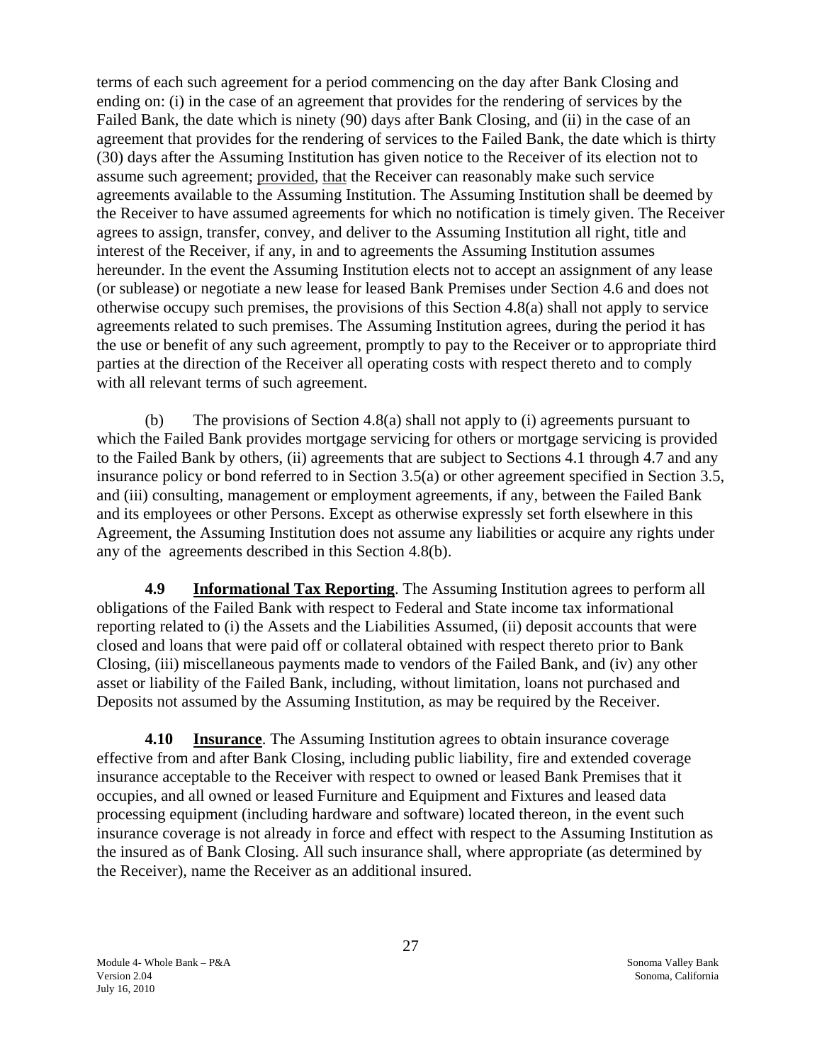terms of each such agreement for a period commencing on the day after Bank Closing and ending on: (i) in the case of an agreement that provides for the rendering of services by the Failed Bank, the date which is ninety (90) days after Bank Closing, and (ii) in the case of an agreement that provides for the rendering of services to the Failed Bank, the date which is thirty (30) days after the Assuming Institution has given notice to the Receiver of its election not to assume such agreement; provided, that the Receiver can reasonably make such service agreements available to the Assuming Institution. The Assuming Institution shall be deemed by the Receiver to have assumed agreements for which no notification is timely given. The Receiver agrees to assign, transfer, convey, and deliver to the Assuming Institution all right, title and interest of the Receiver, if any, in and to agreements the Assuming Institution assumes hereunder. In the event the Assuming Institution elects not to accept an assignment of any lease (or sublease) or negotiate a new lease for leased Bank Premises under Section 4.6 and does not otherwise occupy such premises, the provisions of this Section 4.8(a) shall not apply to service agreements related to such premises. The Assuming Institution agrees, during the period it has the use or benefit of any such agreement, promptly to pay to the Receiver or to appropriate third parties at the direction of the Receiver all operating costs with respect thereto and to comply with all relevant terms of such agreement.

(b) The provisions of Section 4.8(a) shall not apply to (i) agreements pursuant to which the Failed Bank provides mortgage servicing for others or mortgage servicing is provided to the Failed Bank by others, (ii) agreements that are subject to Sections 4.1 through 4.7 and any insurance policy or bond referred to in Section 3.5(a) or other agreement specified in Section 3.5, and (iii) consulting, management or employment agreements, if any, between the Failed Bank and its employees or other Persons. Except as otherwise expressly set forth elsewhere in this Agreement, the Assuming Institution does not assume any liabilities or acquire any rights under any of the agreements described in this Section 4.8(b).

**4.9 Informational Tax Reporting**. The Assuming Institution agrees to perform all obligations of the Failed Bank with respect to Federal and State income tax informational reporting related to (i) the Assets and the Liabilities Assumed, (ii) deposit accounts that were closed and loans that were paid off or collateral obtained with respect thereto prior to Bank Closing, (iii) miscellaneous payments made to vendors of the Failed Bank, and (iv) any other asset or liability of the Failed Bank, including, without limitation, loans not purchased and Deposits not assumed by the Assuming Institution, as may be required by the Receiver.

**4.10 Insurance**. The Assuming Institution agrees to obtain insurance coverage effective from and after Bank Closing, including public liability, fire and extended coverage insurance acceptable to the Receiver with respect to owned or leased Bank Premises that it occupies, and all owned or leased Furniture and Equipment and Fixtures and leased data processing equipment (including hardware and software) located thereon, in the event such insurance coverage is not already in force and effect with respect to the Assuming Institution as the insured as of Bank Closing. All such insurance shall, where appropriate (as determined by the Receiver), name the Receiver as an additional insured.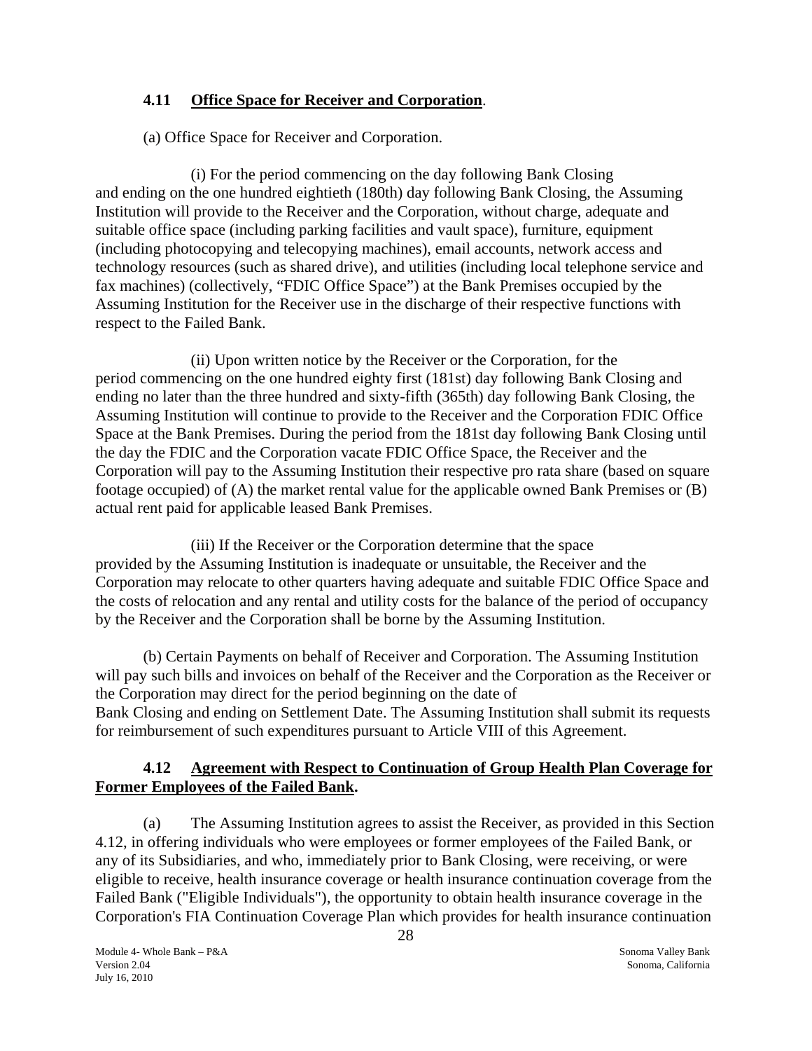**4.11 Office Space for Receiver and Corporation**.

(a) Office Space for Receiver and Corporation.

(i) For the period commencing on the day following Bank Closing and ending on the one hundred eightieth (180th) day following Bank Closing, the Assuming Institution will provide to the Receiver and the Corporation, without charge, adequate and suitable office space (including parking facilities and vault space), furniture, equipment (including photocopying and telecopying machines), email accounts, network access and technology resources (such as shared drive), and utilities (including local telephone service and fax machines) (collectively, "FDIC Office Space") at the Bank Premises occupied by the Assuming Institution for the Receiver use in the discharge of their respective functions with respect to the Failed Bank.

(ii) Upon written notice by the Receiver or the Corporation, for the period commencing on the one hundred eighty first (181st) day following Bank Closing and ending no later than the three hundred and sixty-fifth (365th) day following Bank Closing, the Assuming Institution will continue to provide to the Receiver and the Corporation FDIC Office Space at the Bank Premises. During the period from the 181st day following Bank Closing until the day the FDIC and the Corporation vacate FDIC Office Space, the Receiver and the Corporation will pay to the Assuming Institution their respective pro rata share (based on square footage occupied) of (A) the market rental value for the applicable owned Bank Premises or (B) actual rent paid for applicable leased Bank Premises.

(iii) If the Receiver or the Corporation determine that the space provided by the Assuming Institution is inadequate or unsuitable, the Receiver and the Corporation may relocate to other quarters having adequate and suitable FDIC Office Space and the costs of relocation and any rental and utility costs for the balance of the period of occupancy by the Receiver and the Corporation shall be borne by the Assuming Institution.

(b) Certain Payments on behalf of Receiver and Corporation. The Assuming Institution will pay such bills and invoices on behalf of the Receiver and the Corporation as the Receiver or the Corporation may direct for the period beginning on the date of Bank Closing and ending on Settlement Date. The Assuming Institution shall submit its requests for reimbursement of such expenditures pursuant to Article VIII of this Agreement.

**4.12 Agreement with Respect to Continuation of Group Health Plan Coverage for Former Employees of the Failed Bank.**

(a) The Assuming Institution agrees to assist the Receiver, as provided in this Section 4.12, in offering individuals who were employees or former employees of the Failed Bank, or any of its Subsidiaries, and who, immediately prior to Bank Closing, were receiving, or were eligible to receive, health insurance coverage or health insurance continuation coverage from the Failed Bank ("Eligible Individuals"), the opportunity to obtain health insurance coverage in the Corporation's FIA Continuation Coverage Plan which provides for health insurance continuation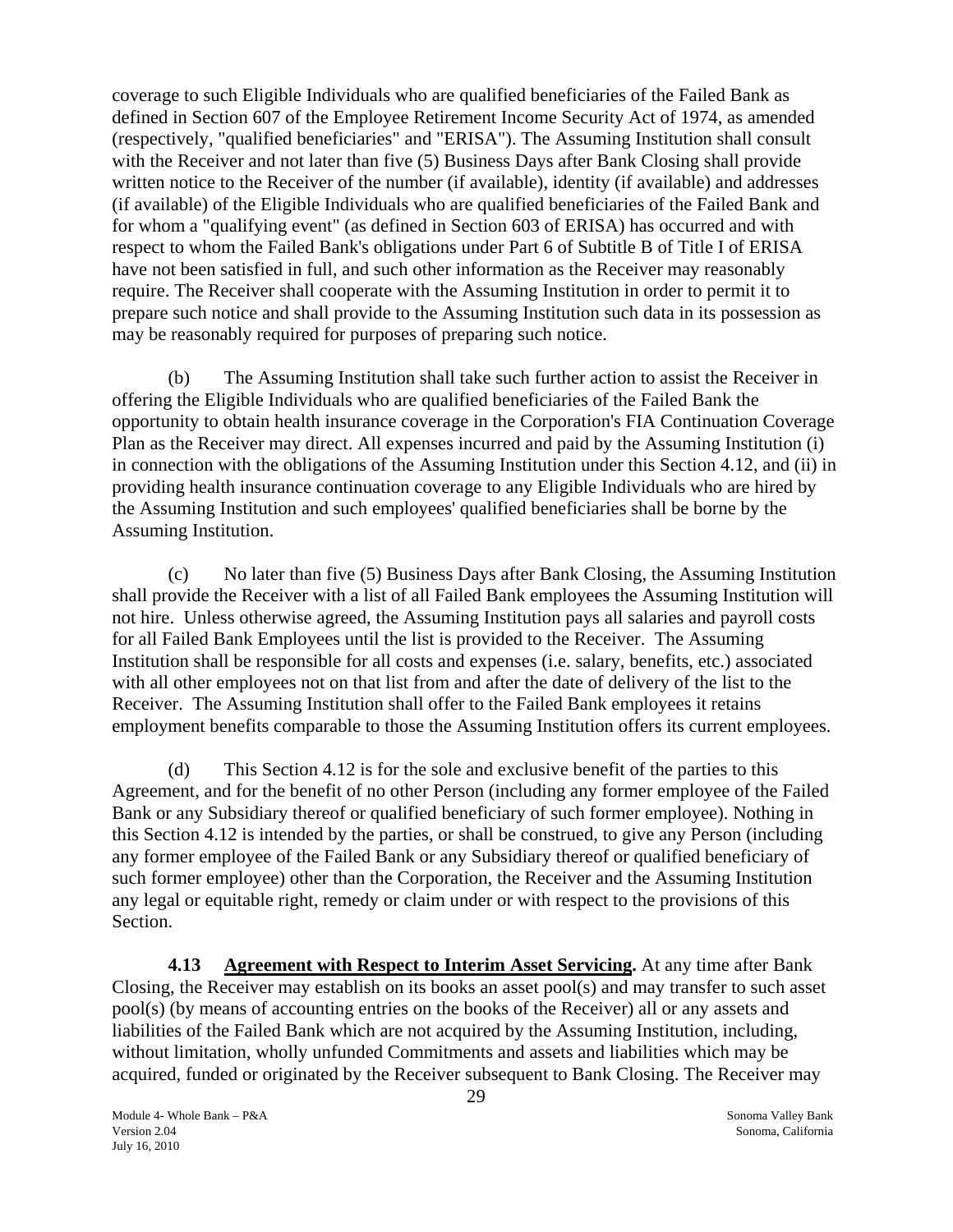coverage to such Eligible Individuals who are qualified beneficiaries of the Failed Bank as defined in Section 607 of the Employee Retirement Income Security Act of 1974, as amended (respectively, "qualified beneficiaries" and "ERISA"). The Assuming Institution shall consult with the Receiver and not later than five (5) Business Days after Bank Closing shall provide written notice to the Receiver of the number (if available), identity (if available) and addresses (if available) of the Eligible Individuals who are qualified beneficiaries of the Failed Bank and for whom a "qualifying event" (as defined in Section 603 of ERISA) has occurred and with respect to whom the Failed Bank's obligations under Part 6 of Subtitle B of Title I of ERISA have not been satisfied in full, and such other information as the Receiver may reasonably require. The Receiver shall cooperate with the Assuming Institution in order to permit it to prepare such notice and shall provide to the Assuming Institution such data in its possession as may be reasonably required for purposes of preparing such notice.

(b) The Assuming Institution shall take such further action to assist the Receiver in offering the Eligible Individuals who are qualified beneficiaries of the Failed Bank the opportunity to obtain health insurance coverage in the Corporation's FIA Continuation Coverage Plan as the Receiver may direct. All expenses incurred and paid by the Assuming Institution (i) in connection with the obligations of the Assuming Institution under this Section 4.12, and (ii) in providing health insurance continuation coverage to any Eligible Individuals who are hired by the Assuming Institution and such employees' qualified beneficiaries shall be borne by the Assuming Institution.

(c) No later than five (5) Business Days after Bank Closing, the Assuming Institution shall provide the Receiver with a list of all Failed Bank employees the Assuming Institution will not hire. Unless otherwise agreed, the Assuming Institution pays all salaries and payroll costs for all Failed Bank Employees until the list is provided to the Receiver. The Assuming Institution shall be responsible for all costs and expenses (i.e. salary, benefits, etc.) associated with all other employees not on that list from and after the date of delivery of the list to the Receiver. The Assuming Institution shall offer to the Failed Bank employees it retains employment benefits comparable to those the Assuming Institution offers its current employees.

(d) This Section 4.12 is for the sole and exclusive benefit of the parties to this Agreement, and for the benefit of no other Person (including any former employee of the Failed Bank or any Subsidiary thereof or qualified beneficiary of such former employee). Nothing in this Section 4.12 is intended by the parties, or shall be construed, to give any Person (including any former employee of the Failed Bank or any Subsidiary thereof or qualified beneficiary of such former employee) other than the Corporation, the Receiver and the Assuming Institution any legal or equitable right, remedy or claim under or with respect to the provisions of this Section.

**4.13 Agreement with Respect to Interim Asset Servicing.** At any time after Bank Closing, the Receiver may establish on its books an asset pool(s) and may transfer to such asset pool(s) (by means of accounting entries on the books of the Receiver) all or any assets and liabilities of the Failed Bank which are not acquired by the Assuming Institution, including, without limitation, wholly unfunded Commitments and assets and liabilities which may be acquired, funded or originated by the Receiver subsequent to Bank Closing. The Receiver may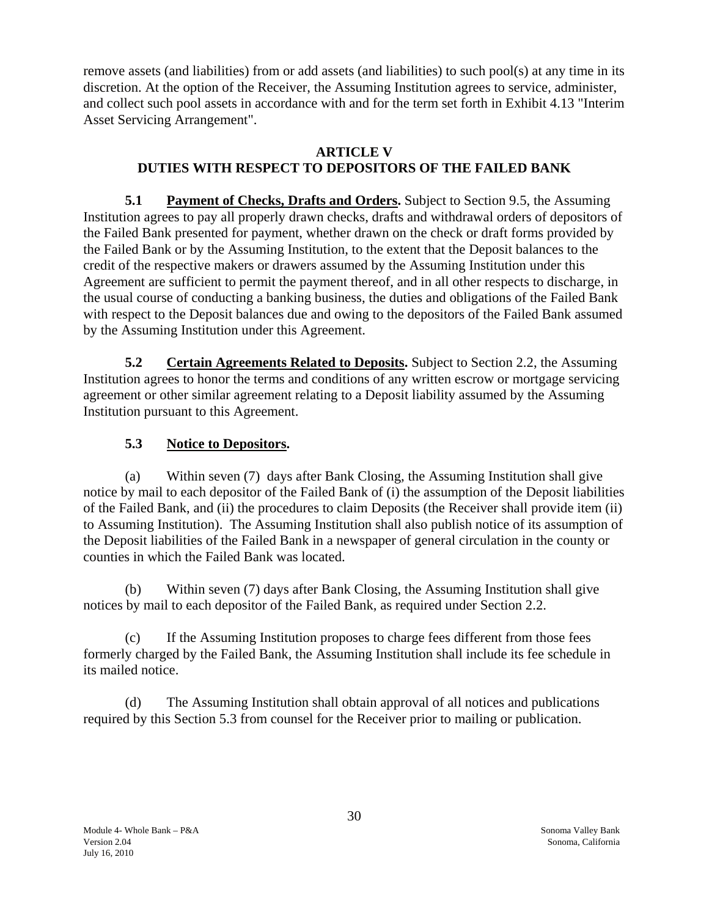remove assets (and liabilities) from or add assets (and liabilities) to such pool(s) at any time in its discretion. At the option of the Receiver, the Assuming Institution agrees to service, administer, and collect such pool assets in accordance with and for the term set forth in Exhibit 4.13 "Interim Asset Servicing Arrangement".

## ARTICLE V
## DUTIES WITH RESPECT TO DEPOSITORS OF THE FAILED BANK

**5.1 Payment of Checks, Drafts and Orders.** Subject to Section 9.5, the Assuming Institution agrees to pay all properly drawn checks, drafts and withdrawal orders of depositors of the Failed Bank presented for payment, whether drawn on the check or draft forms provided by the Failed Bank or by the Assuming Institution, to the extent that the Deposit balances to the credit of the respective makers or drawers assumed by the Assuming Institution under this Agreement are sufficient to permit the payment thereof, and in all other respects to discharge, in the usual course of conducting a banking business, the duties and obligations of the Failed Bank with respect to the Deposit balances due and owing to the depositors of the Failed Bank assumed by the Assuming Institution under this Agreement.

**5.2 Certain Agreements Related to Deposits.** Subject to Section 2.2, the Assuming Institution agrees to honor the terms and conditions of any written escrow or mortgage servicing agreement or other similar agreement relating to a Deposit liability assumed by the Assuming Institution pursuant to this Agreement.

**5.3 Notice to Depositors.**

(a) Within seven (7) days after Bank Closing, the Assuming Institution shall give notice by mail to each depositor of the Failed Bank of (i) the assumption of the Deposit liabilities of the Failed Bank, and (ii) the procedures to claim Deposits (the Receiver shall provide item (ii) to Assuming Institution). The Assuming Institution shall also publish notice of its assumption of the Deposit liabilities of the Failed Bank in a newspaper of general circulation in the county or counties in which the Failed Bank was located.

(b) Within seven (7) days after Bank Closing, the Assuming Institution shall give notices by mail to each depositor of the Failed Bank, as required under Section 2.2.

(c) If the Assuming Institution proposes to charge fees different from those fees formerly charged by the Failed Bank, the Assuming Institution shall include its fee schedule in its mailed notice.

(d) The Assuming Institution shall obtain approval of all notices and publications required by this Section 5.3 from counsel for the Receiver prior to mailing or publication.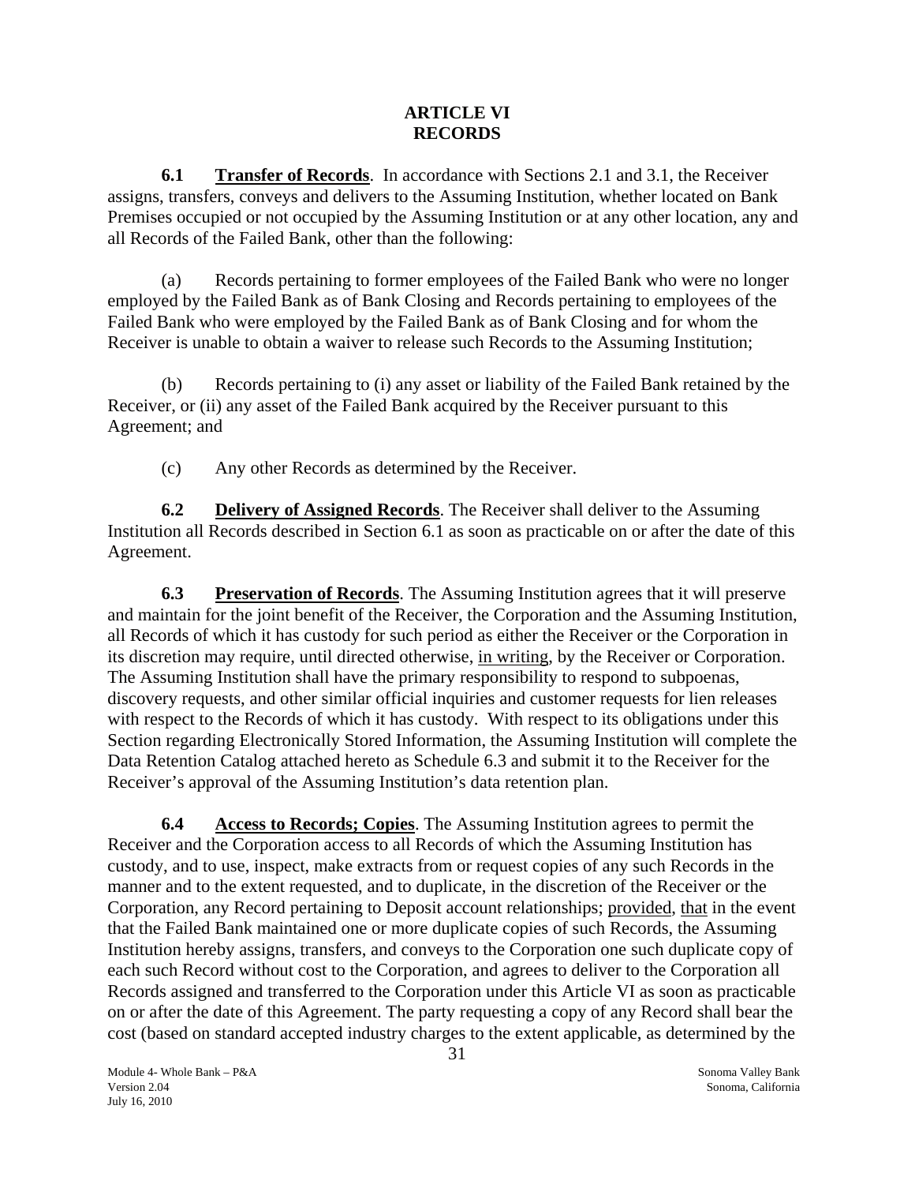# ARTICLE VI
# RECORDS

**6.1 Transfer of Records**. In accordance with Sections 2.1 and 3.1, the Receiver assigns, transfers, conveys and delivers to the Assuming Institution, whether located on Bank Premises occupied or not occupied by the Assuming Institution or at any other location, any and all Records of the Failed Bank, other than the following:

(a) Records pertaining to former employees of the Failed Bank who were no longer employed by the Failed Bank as of Bank Closing and Records pertaining to employees of the Failed Bank who were employed by the Failed Bank as of Bank Closing and for whom the Receiver is unable to obtain a waiver to release such Records to the Assuming Institution;

(b) Records pertaining to (i) any asset or liability of the Failed Bank retained by the Receiver, or (ii) any asset of the Failed Bank acquired by the Receiver pursuant to this Agreement; and

(c) Any other Records as determined by the Receiver.

**6.2 Delivery of Assigned Records**. The Receiver shall deliver to the Assuming Institution all Records described in Section 6.1 as soon as practicable on or after the date of this Agreement.

**6.3 Preservation of Records**. The Assuming Institution agrees that it will preserve and maintain for the joint benefit of the Receiver, the Corporation and the Assuming Institution, all Records of which it has custody for such period as either the Receiver or the Corporation in its discretion may require, until directed otherwise, in writing, by the Receiver or Corporation. The Assuming Institution shall have the primary responsibility to respond to subpoenas, discovery requests, and other similar official inquiries and customer requests for lien releases with respect to the Records of which it has custody. With respect to its obligations under this Section regarding Electronically Stored Information, the Assuming Institution will complete the Data Retention Catalog attached hereto as Schedule 6.3 and submit it to the Receiver for the Receiver's approval of the Assuming Institution's data retention plan.

**6.4 Access to Records; Copies**. The Assuming Institution agrees to permit the Receiver and the Corporation access to all Records of which the Assuming Institution has custody, and to use, inspect, make extracts from or request copies of any such Records in the manner and to the extent requested, and to duplicate, in the discretion of the Receiver or the Corporation, any Record pertaining to Deposit account relationships; provided, that in the event that the Failed Bank maintained one or more duplicate copies of such Records, the Assuming Institution hereby assigns, transfers, and conveys to the Corporation one such duplicate copy of each such Record without cost to the Corporation, and agrees to deliver to the Corporation all Records assigned and transferred to the Corporation under this Article VI as soon as practicable on or after the date of this Agreement. The party requesting a copy of any Record shall bear the cost (based on standard accepted industry charges to the extent applicable, as determined by the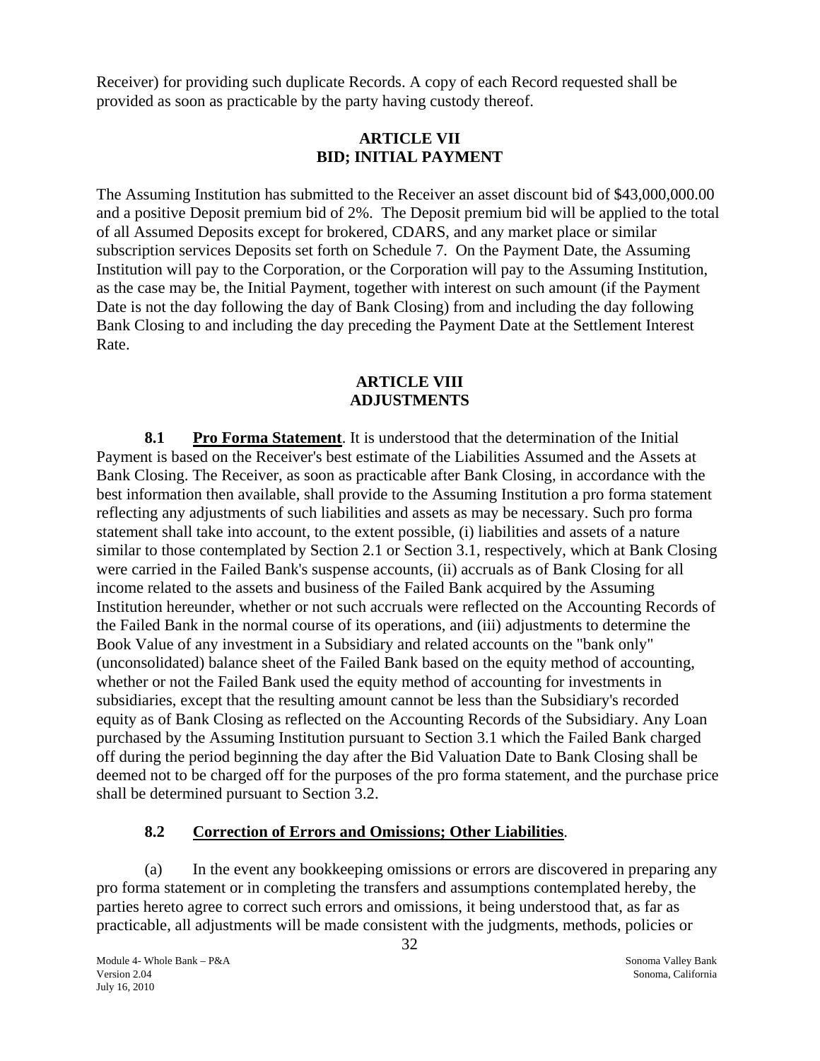Receiver) for providing such duplicate Records. A copy of each Record requested shall be provided as soon as practicable by the party having custody thereof.

## ARTICLE VII
## BID; INITIAL PAYMENT

The Assuming Institution has submitted to the Receiver an asset discount bid of $43,000,000.00 and a positive Deposit premium bid of 2%. The Deposit premium bid will be applied to the total of all Assumed Deposits except for brokered, CDARS, and any market place or similar subscription services Deposits set forth on Schedule 7. On the Payment Date, the Assuming Institution will pay to the Corporation, or the Corporation will pay to the Assuming Institution, as the case may be, the Initial Payment, together with interest on such amount (if the Payment Date is not the day following the day of Bank Closing) from and including the day following Bank Closing to and including the day preceding the Payment Date at the Settlement Interest Rate.

## ARTICLE VIII
## ADJUSTMENTS

**8.1 Pro Forma Statement**. It is understood that the determination of the Initial Payment is based on the Receiver's best estimate of the Liabilities Assumed and the Assets at Bank Closing. The Receiver, as soon as practicable after Bank Closing, in accordance with the best information then available, shall provide to the Assuming Institution a pro forma statement reflecting any adjustments of such liabilities and assets as may be necessary. Such pro forma statement shall take into account, to the extent possible, (i) liabilities and assets of a nature similar to those contemplated by Section 2.1 or Section 3.1, respectively, which at Bank Closing were carried in the Failed Bank's suspense accounts, (ii) accruals as of Bank Closing for all income related to the assets and business of the Failed Bank acquired by the Assuming Institution hereunder, whether or not such accruals were reflected on the Accounting Records of the Failed Bank in the normal course of its operations, and (iii) adjustments to determine the Book Value of any investment in a Subsidiary and related accounts on the "bank only" (unconsolidated) balance sheet of the Failed Bank based on the equity method of accounting, whether or not the Failed Bank used the equity method of accounting for investments in subsidiaries, except that the resulting amount cannot be less than the Subsidiary's recorded equity as of Bank Closing as reflected on the Accounting Records of the Subsidiary. Any Loan purchased by the Assuming Institution pursuant to Section 3.1 which the Failed Bank charged off during the period beginning the day after the Bid Valuation Date to Bank Closing shall be deemed not to be charged off for the purposes of the pro forma statement, and the purchase price shall be determined pursuant to Section 3.2.

**8.2 Correction of Errors and Omissions; Other Liabilities**.

(a) In the event any bookkeeping omissions or errors are discovered in preparing any pro forma statement or in completing the transfers and assumptions contemplated hereby, the parties hereto agree to correct such errors and omissions, it being understood that, as far as practicable, all adjustments will be made consistent with the judgments, methods, policies or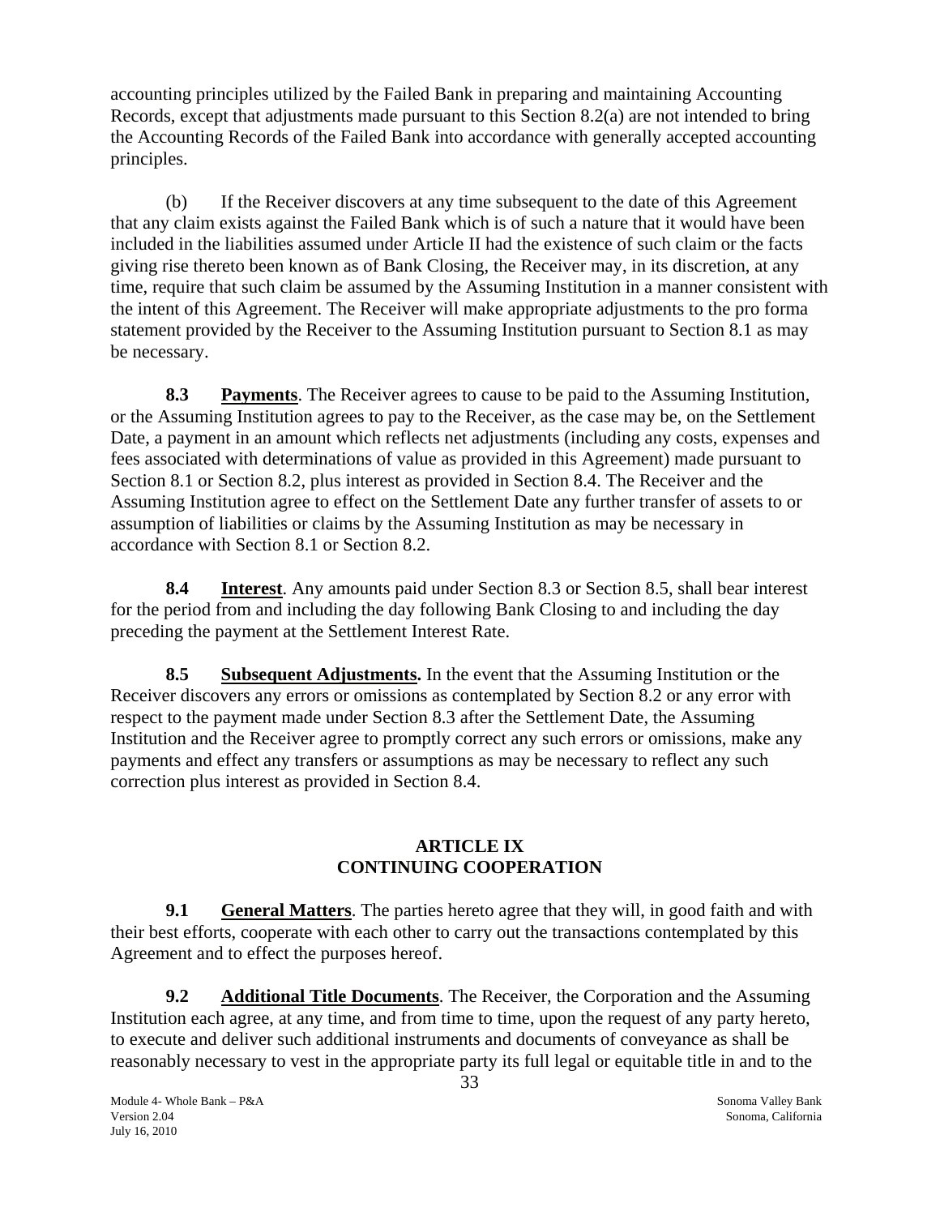accounting principles utilized by the Failed Bank in preparing and maintaining Accounting Records, except that adjustments made pursuant to this Section 8.2(a) are not intended to bring the Accounting Records of the Failed Bank into accordance with generally accepted accounting principles.

(b) If the Receiver discovers at any time subsequent to the date of this Agreement that any claim exists against the Failed Bank which is of such a nature that it would have been included in the liabilities assumed under Article II had the existence of such claim or the facts giving rise thereto been known as of Bank Closing, the Receiver may, in its discretion, at any time, require that such claim be assumed by the Assuming Institution in a manner consistent with the intent of this Agreement. The Receiver will make appropriate adjustments to the pro forma statement provided by the Receiver to the Assuming Institution pursuant to Section 8.1 as may be necessary.

**8.3 Payments**. The Receiver agrees to cause to be paid to the Assuming Institution, or the Assuming Institution agrees to pay to the Receiver, as the case may be, on the Settlement Date, a payment in an amount which reflects net adjustments (including any costs, expenses and fees associated with determinations of value as provided in this Agreement) made pursuant to Section 8.1 or Section 8.2, plus interest as provided in Section 8.4. The Receiver and the Assuming Institution agree to effect on the Settlement Date any further transfer of assets to or assumption of liabilities or claims by the Assuming Institution as may be necessary in accordance with Section 8.1 or Section 8.2.

**8.4 Interest**. Any amounts paid under Section 8.3 or Section 8.5, shall bear interest for the period from and including the day following Bank Closing to and including the day preceding the payment at the Settlement Interest Rate.

**8.5 Subsequent Adjustments.** In the event that the Assuming Institution or the Receiver discovers any errors or omissions as contemplated by Section 8.2 or any error with respect to the payment made under Section 8.3 after the Settlement Date, the Assuming Institution and the Receiver agree to promptly correct any such errors or omissions, make any payments and effect any transfers or assumptions as may be necessary to reflect any such correction plus interest as provided in Section 8.4.

## ARTICLE IX
## CONTINUING COOPERATION

**9.1 General Matters**. The parties hereto agree that they will, in good faith and with their best efforts, cooperate with each other to carry out the transactions contemplated by this Agreement and to effect the purposes hereof.

**9.2 Additional Title Documents**. The Receiver, the Corporation and the Assuming Institution each agree, at any time, and from time to time, upon the request of any party hereto, to execute and deliver such additional instruments and documents of conveyance as shall be reasonably necessary to vest in the appropriate party its full legal or equitable title in and to the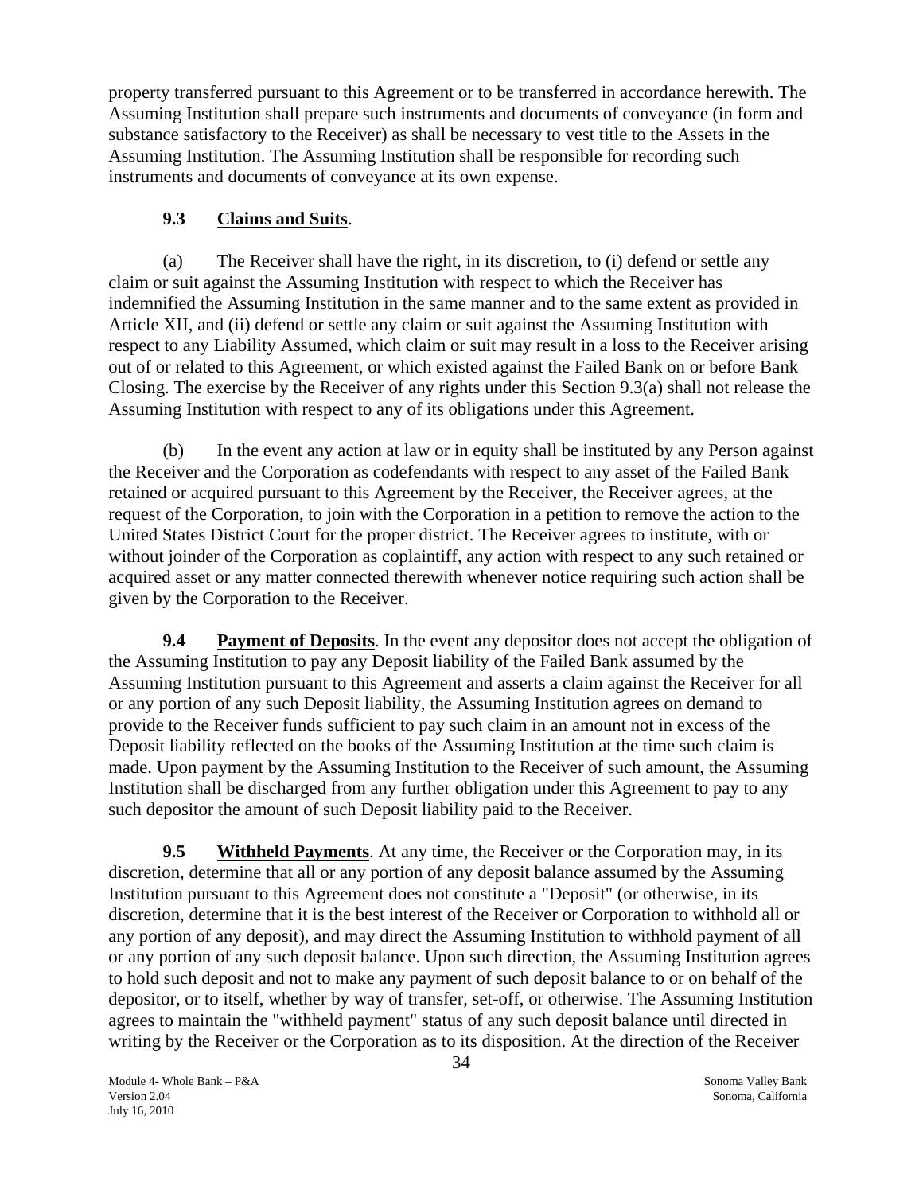property transferred pursuant to this Agreement or to be transferred in accordance herewith. The Assuming Institution shall prepare such instruments and documents of conveyance (in form and substance satisfactory to the Receiver) as shall be necessary to vest title to the Assets in the Assuming Institution. The Assuming Institution shall be responsible for recording such instruments and documents of conveyance at its own expense.

**9.3 Claims and Suits**.

(a) The Receiver shall have the right, in its discretion, to (i) defend or settle any claim or suit against the Assuming Institution with respect to which the Receiver has indemnified the Assuming Institution in the same manner and to the same extent as provided in Article XII, and (ii) defend or settle any claim or suit against the Assuming Institution with respect to any Liability Assumed, which claim or suit may result in a loss to the Receiver arising out of or related to this Agreement, or which existed against the Failed Bank on or before Bank Closing. The exercise by the Receiver of any rights under this Section 9.3(a) shall not release the Assuming Institution with respect to any of its obligations under this Agreement.

(b) In the event any action at law or in equity shall be instituted by any Person against the Receiver and the Corporation as codefendants with respect to any asset of the Failed Bank retained or acquired pursuant to this Agreement by the Receiver, the Receiver agrees, at the request of the Corporation, to join with the Corporation in a petition to remove the action to the United States District Court for the proper district. The Receiver agrees to institute, with or without joinder of the Corporation as coplaintiff, any action with respect to any such retained or acquired asset or any matter connected therewith whenever notice requiring such action shall be given by the Corporation to the Receiver.

**9.4 Payment of Deposits**. In the event any depositor does not accept the obligation of the Assuming Institution to pay any Deposit liability of the Failed Bank assumed by the Assuming Institution pursuant to this Agreement and asserts a claim against the Receiver for all or any portion of any such Deposit liability, the Assuming Institution agrees on demand to provide to the Receiver funds sufficient to pay such claim in an amount not in excess of the Deposit liability reflected on the books of the Assuming Institution at the time such claim is made. Upon payment by the Assuming Institution to the Receiver of such amount, the Assuming Institution shall be discharged from any further obligation under this Agreement to pay to any such depositor the amount of such Deposit liability paid to the Receiver.

**9.5 Withheld Payments**. At any time, the Receiver or the Corporation may, in its discretion, determine that all or any portion of any deposit balance assumed by the Assuming Institution pursuant to this Agreement does not constitute a "Deposit" (or otherwise, in its discretion, determine that it is the best interest of the Receiver or Corporation to withhold all or any portion of any deposit), and may direct the Assuming Institution to withhold payment of all or any portion of any such deposit balance. Upon such direction, the Assuming Institution agrees to hold such deposit and not to make any payment of such deposit balance to or on behalf of the depositor, or to itself, whether by way of transfer, set-off, or otherwise. The Assuming Institution agrees to maintain the "withheld payment" status of any such deposit balance until directed in writing by the Receiver or the Corporation as to its disposition. At the direction of the Receiver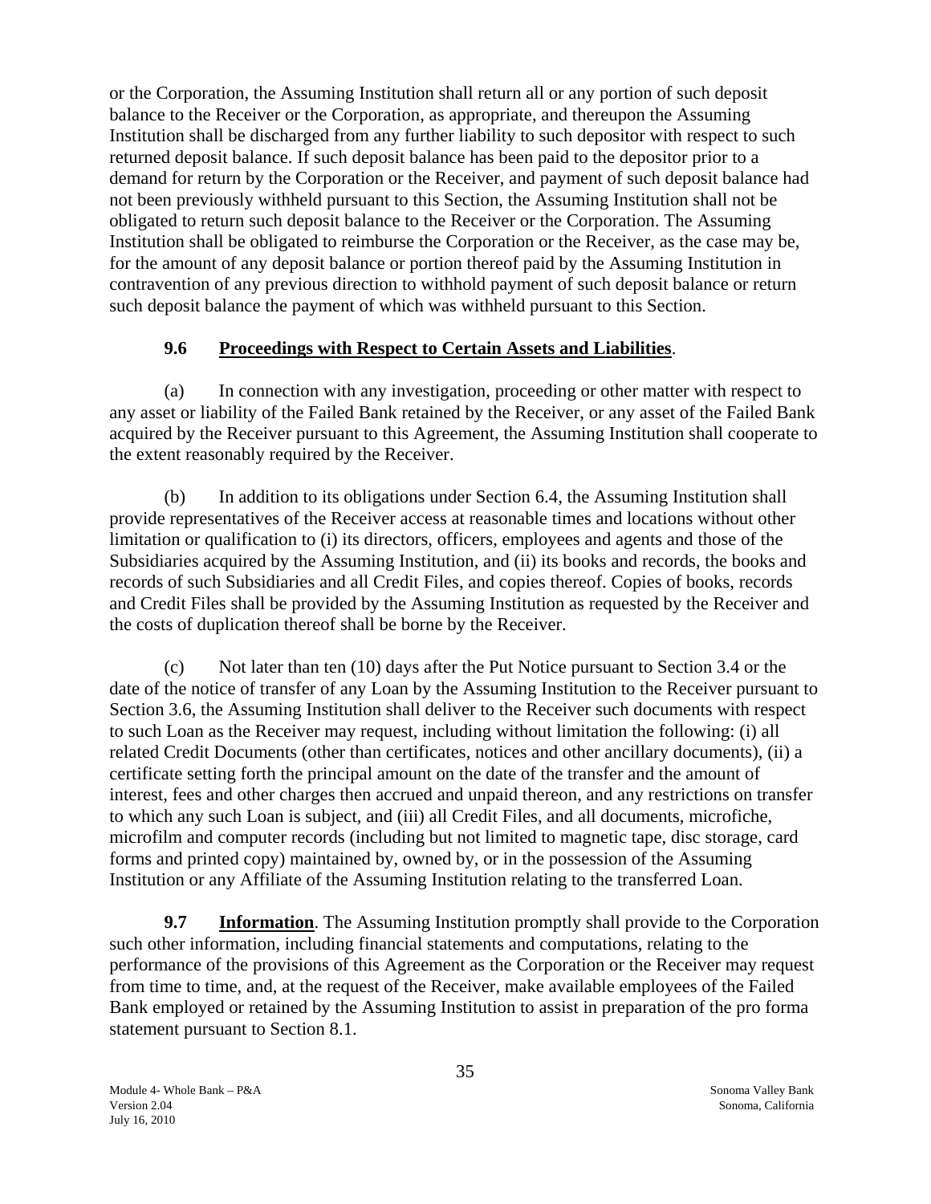or the Corporation, the Assuming Institution shall return all or any portion of such deposit balance to the Receiver or the Corporation, as appropriate, and thereupon the Assuming Institution shall be discharged from any further liability to such depositor with respect to such returned deposit balance. If such deposit balance has been paid to the depositor prior to a demand for return by the Corporation or the Receiver, and payment of such deposit balance had not been previously withheld pursuant to this Section, the Assuming Institution shall not be obligated to return such deposit balance to the Receiver or the Corporation. The Assuming Institution shall be obligated to reimburse the Corporation or the Receiver, as the case may be, for the amount of any deposit balance or portion thereof paid by the Assuming Institution in contravention of any previous direction to withhold payment of such deposit balance or return such deposit balance the payment of which was withheld pursuant to this Section.

### 9.6 Proceedings with Respect to Certain Assets and Liabilities.

(a) In connection with any investigation, proceeding or other matter with respect to any asset or liability of the Failed Bank retained by the Receiver, or any asset of the Failed Bank acquired by the Receiver pursuant to this Agreement, the Assuming Institution shall cooperate to the extent reasonably required by the Receiver.

(b) In addition to its obligations under Section 6.4, the Assuming Institution shall provide representatives of the Receiver access at reasonable times and locations without other limitation or qualification to (i) its directors, officers, employees and agents and those of the Subsidiaries acquired by the Assuming Institution, and (ii) its books and records, the books and records of such Subsidiaries and all Credit Files, and copies thereof. Copies of books, records and Credit Files shall be provided by the Assuming Institution as requested by the Receiver and the costs of duplication thereof shall be borne by the Receiver.

(c) Not later than ten (10) days after the Put Notice pursuant to Section 3.4 or the date of the notice of transfer of any Loan by the Assuming Institution to the Receiver pursuant to Section 3.6, the Assuming Institution shall deliver to the Receiver such documents with respect to such Loan as the Receiver may request, including without limitation the following: (i) all related Credit Documents (other than certificates, notices and other ancillary documents), (ii) a certificate setting forth the principal amount on the date of the transfer and the amount of interest, fees and other charges then accrued and unpaid thereon, and any restrictions on transfer to which any such Loan is subject, and (iii) all Credit Files, and all documents, microfiche, microfilm and computer records (including but not limited to magnetic tape, disc storage, card forms and printed copy) maintained by, owned by, or in the possession of the Assuming Institution or any Affiliate of the Assuming Institution relating to the transferred Loan.

**9.7 Information**. The Assuming Institution promptly shall provide to the Corporation such other information, including financial statements and computations, relating to the performance of the provisions of this Agreement as the Corporation or the Receiver may request from time to time, and, at the request of the Receiver, make available employees of the Failed Bank employed or retained by the Assuming Institution to assist in preparation of the pro forma statement pursuant to Section 8.1.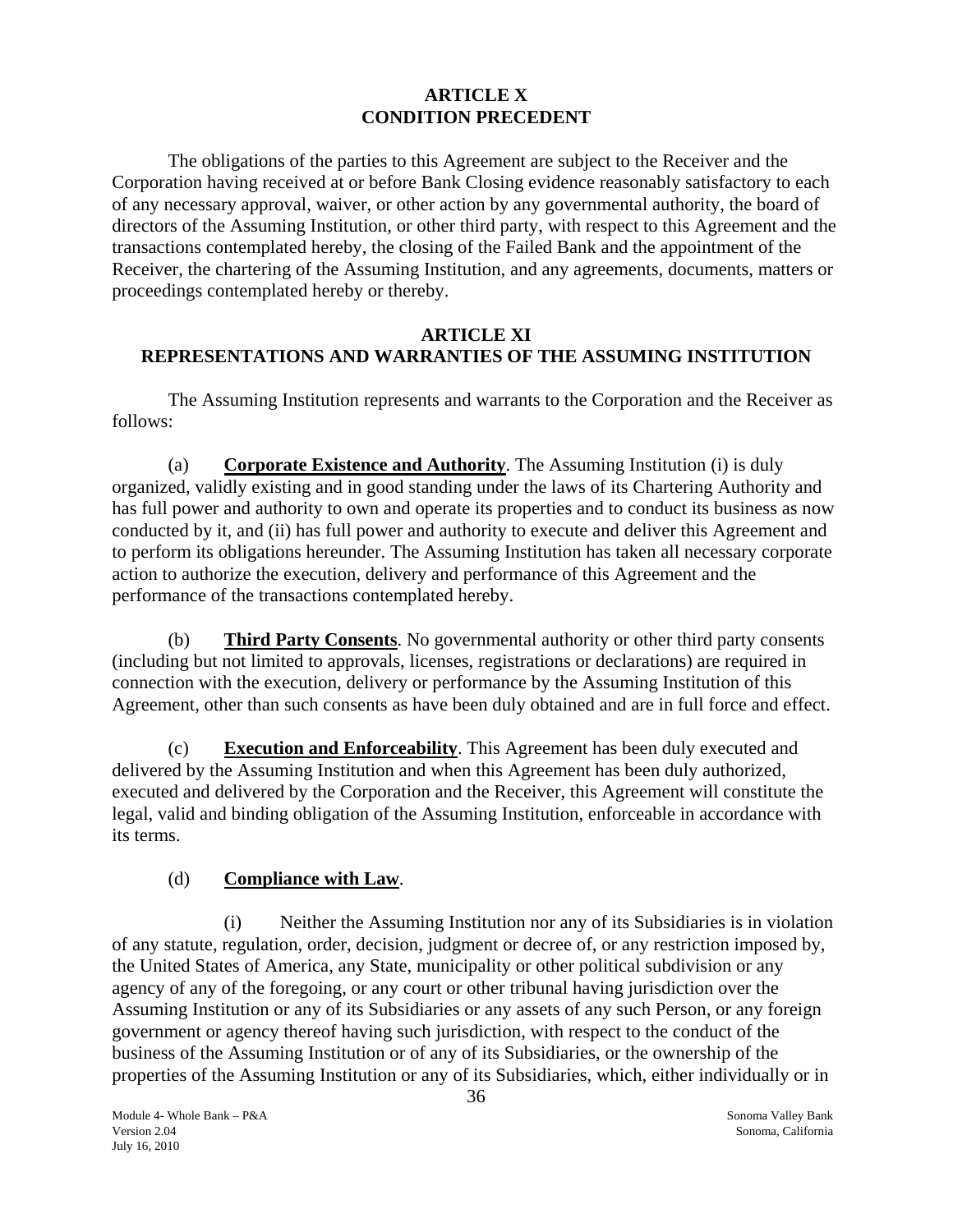# ARTICLE X
# CONDITION PRECEDENT

The obligations of the parties to this Agreement are subject to the Receiver and the Corporation having received at or before Bank Closing evidence reasonably satisfactory to each of any necessary approval, waiver, or other action by any governmental authority, the board of directors of the Assuming Institution, or other third party, with respect to this Agreement and the transactions contemplated hereby, the closing of the Failed Bank and the appointment of the Receiver, the chartering of the Assuming Institution, and any agreements, documents, matters or proceedings contemplated hereby or thereby.

# ARTICLE XI
# REPRESENTATIONS AND WARRANTIES OF THE ASSUMING INSTITUTION

The Assuming Institution represents and warrants to the Corporation and the Receiver as follows:

(a) **Corporate Existence and Authority**. The Assuming Institution (i) is duly organized, validly existing and in good standing under the laws of its Chartering Authority and has full power and authority to own and operate its properties and to conduct its business as now conducted by it, and (ii) has full power and authority to execute and deliver this Agreement and to perform its obligations hereunder. The Assuming Institution has taken all necessary corporate action to authorize the execution, delivery and performance of this Agreement and the performance of the transactions contemplated hereby.

(b) **Third Party Consents**. No governmental authority or other third party consents (including but not limited to approvals, licenses, registrations or declarations) are required in connection with the execution, delivery or performance by the Assuming Institution of this Agreement, other than such consents as have been duly obtained and are in full force and effect.

(c) **Execution and Enforceability**. This Agreement has been duly executed and delivered by the Assuming Institution and when this Agreement has been duly authorized, executed and delivered by the Corporation and the Receiver, this Agreement will constitute the legal, valid and binding obligation of the Assuming Institution, enforceable in accordance with its terms.

(d) **Compliance with Law**.

(i) Neither the Assuming Institution nor any of its Subsidiaries is in violation of any statute, regulation, order, decision, judgment or decree of, or any restriction imposed by, the United States of America, any State, municipality or other political subdivision or any agency of any of the foregoing, or any court or other tribunal having jurisdiction over the Assuming Institution or any of its Subsidiaries or any assets of any such Person, or any foreign government or agency thereof having such jurisdiction, with respect to the conduct of the business of the Assuming Institution or of any of its Subsidiaries, or the ownership of the properties of the Assuming Institution or any of its Subsidiaries, which, either individually or in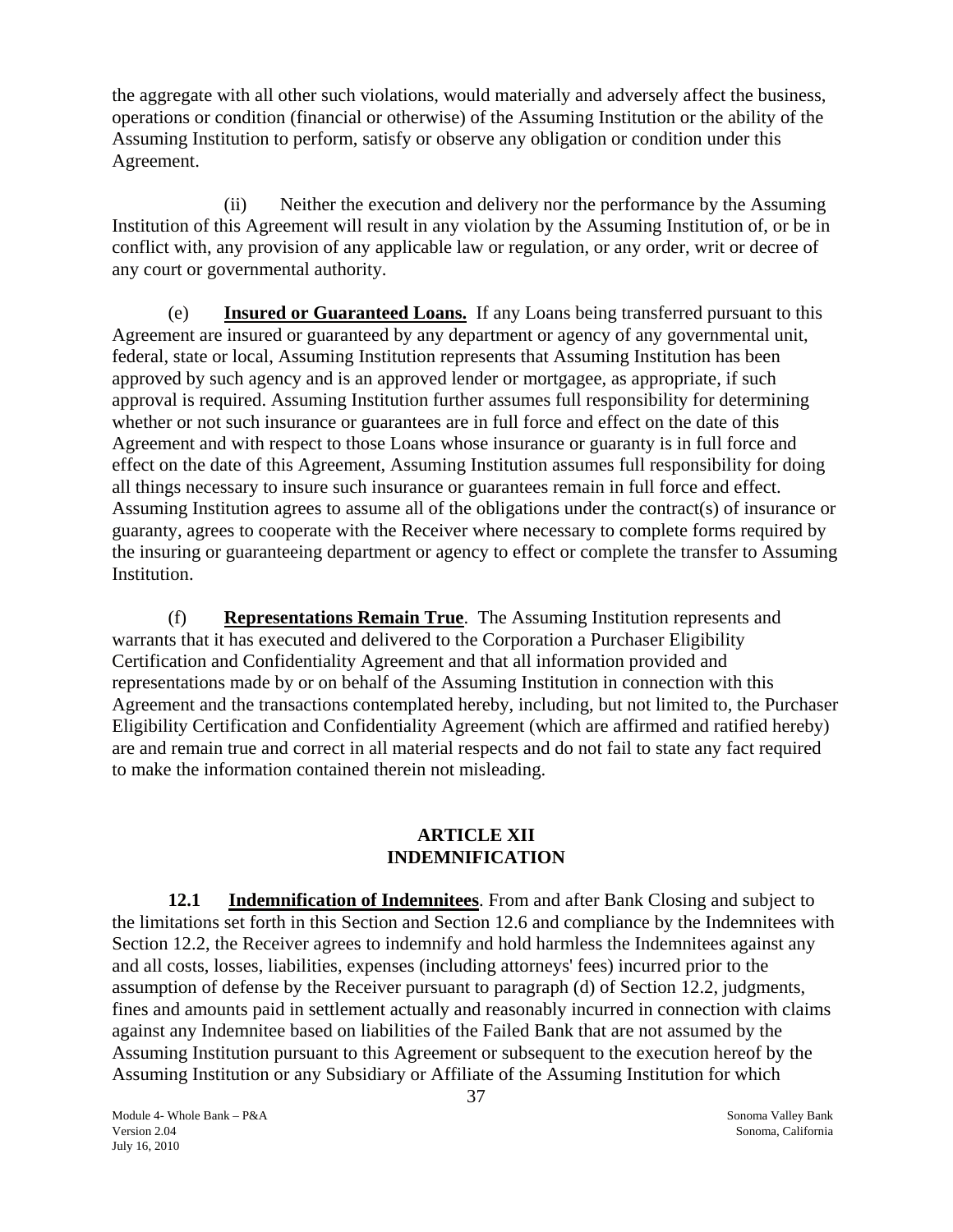the aggregate with all other such violations, would materially and adversely affect the business, operations or condition (financial or otherwise) of the Assuming Institution or the ability of the Assuming Institution to perform, satisfy or observe any obligation or condition under this Agreement.

(ii) Neither the execution and delivery nor the performance by the Assuming Institution of this Agreement will result in any violation by the Assuming Institution of, or be in conflict with, any provision of any applicable law or regulation, or any order, writ or decree of any court or governmental authority.

(e) **Insured or Guaranteed Loans.** If any Loans being transferred pursuant to this Agreement are insured or guaranteed by any department or agency of any governmental unit, federal, state or local, Assuming Institution represents that Assuming Institution has been approved by such agency and is an approved lender or mortgagee, as appropriate, if such approval is required. Assuming Institution further assumes full responsibility for determining whether or not such insurance or guarantees are in full force and effect on the date of this Agreement and with respect to those Loans whose insurance or guaranty is in full force and effect on the date of this Agreement, Assuming Institution assumes full responsibility for doing all things necessary to insure such insurance or guarantees remain in full force and effect. Assuming Institution agrees to assume all of the obligations under the contract(s) of insurance or guaranty, agrees to cooperate with the Receiver where necessary to complete forms required by the insuring or guaranteeing department or agency to effect or complete the transfer to Assuming Institution.

(f) **Representations Remain True**. The Assuming Institution represents and warrants that it has executed and delivered to the Corporation a Purchaser Eligibility Certification and Confidentiality Agreement and that all information provided and representations made by or on behalf of the Assuming Institution in connection with this Agreement and the transactions contemplated hereby, including, but not limited to, the Purchaser Eligibility Certification and Confidentiality Agreement (which are affirmed and ratified hereby) are and remain true and correct in all material respects and do not fail to state any fact required to make the information contained therein not misleading.

## ARTICLE XII
## INDEMNIFICATION

**12.1 Indemnification of Indemnitees**. From and after Bank Closing and subject to the limitations set forth in this Section and Section 12.6 and compliance by the Indemnitees with Section 12.2, the Receiver agrees to indemnify and hold harmless the Indemnitees against any and all costs, losses, liabilities, expenses (including attorneys' fees) incurred prior to the assumption of defense by the Receiver pursuant to paragraph (d) of Section 12.2, judgments, fines and amounts paid in settlement actually and reasonably incurred in connection with claims against any Indemnitee based on liabilities of the Failed Bank that are not assumed by the Assuming Institution pursuant to this Agreement or subsequent to the execution hereof by the Assuming Institution or any Subsidiary or Affiliate of the Assuming Institution for which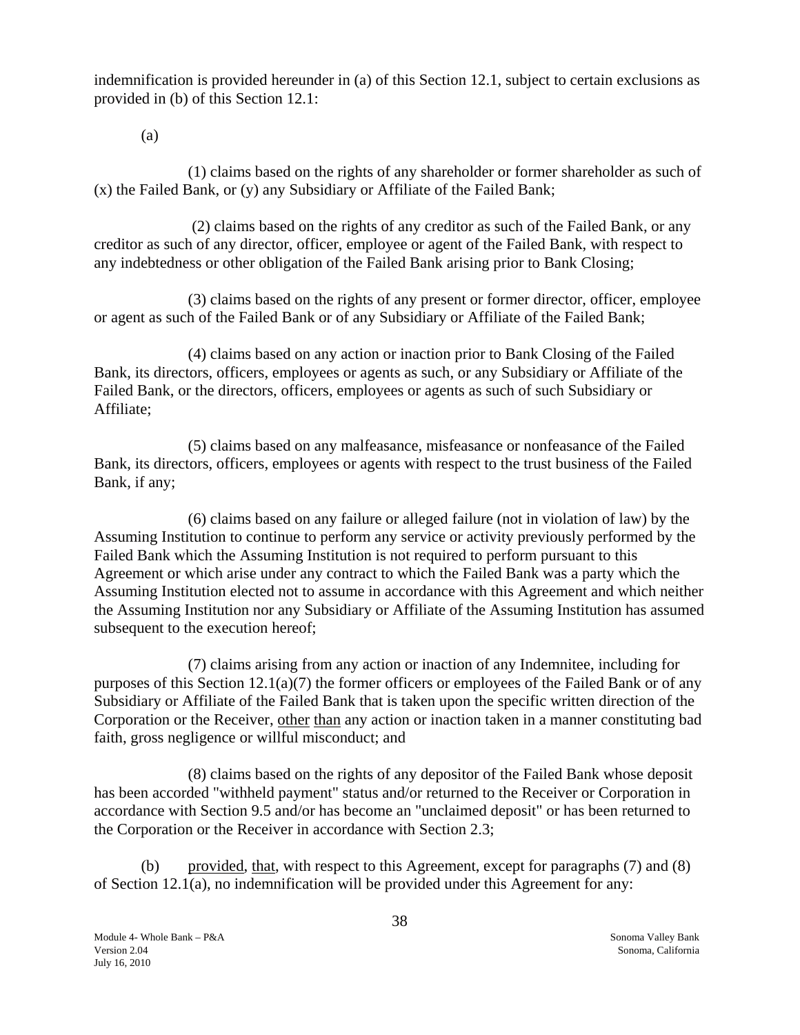indemnification is provided hereunder in (a) of this Section 12.1, subject to certain exclusions as provided in (b) of this Section 12.1:

(a)

(1) claims based on the rights of any shareholder or former shareholder as such of (x) the Failed Bank, or (y) any Subsidiary or Affiliate of the Failed Bank;

(2) claims based on the rights of any creditor as such of the Failed Bank, or any creditor as such of any director, officer, employee or agent of the Failed Bank, with respect to any indebtedness or other obligation of the Failed Bank arising prior to Bank Closing;

(3) claims based on the rights of any present or former director, officer, employee or agent as such of the Failed Bank or of any Subsidiary or Affiliate of the Failed Bank;

(4) claims based on any action or inaction prior to Bank Closing of the Failed Bank, its directors, officers, employees or agents as such, or any Subsidiary or Affiliate of the Failed Bank, or the directors, officers, employees or agents as such of such Subsidiary or Affiliate;

(5) claims based on any malfeasance, misfeasance or nonfeasance of the Failed Bank, its directors, officers, employees or agents with respect to the trust business of the Failed Bank, if any;

(6) claims based on any failure or alleged failure (not in violation of law) by the Assuming Institution to continue to perform any service or activity previously performed by the Failed Bank which the Assuming Institution is not required to perform pursuant to this Agreement or which arise under any contract to which the Failed Bank was a party which the Assuming Institution elected not to assume in accordance with this Agreement and which neither the Assuming Institution nor any Subsidiary or Affiliate of the Assuming Institution has assumed subsequent to the execution hereof;

(7) claims arising from any action or inaction of any Indemnitee, including for purposes of this Section 12.1(a)(7) the former officers or employees of the Failed Bank or of any Subsidiary or Affiliate of the Failed Bank that is taken upon the specific written direction of the Corporation or the Receiver, other than any action or inaction taken in a manner constituting bad faith, gross negligence or willful misconduct; and

(8) claims based on the rights of any depositor of the Failed Bank whose deposit has been accorded "withheld payment" status and/or returned to the Receiver or Corporation in accordance with Section 9.5 and/or has become an "unclaimed deposit" or has been returned to the Corporation or the Receiver in accordance with Section 2.3;

(b) provided, that, with respect to this Agreement, except for paragraphs (7) and (8) of Section 12.1(a), no indemnification will be provided under this Agreement for any: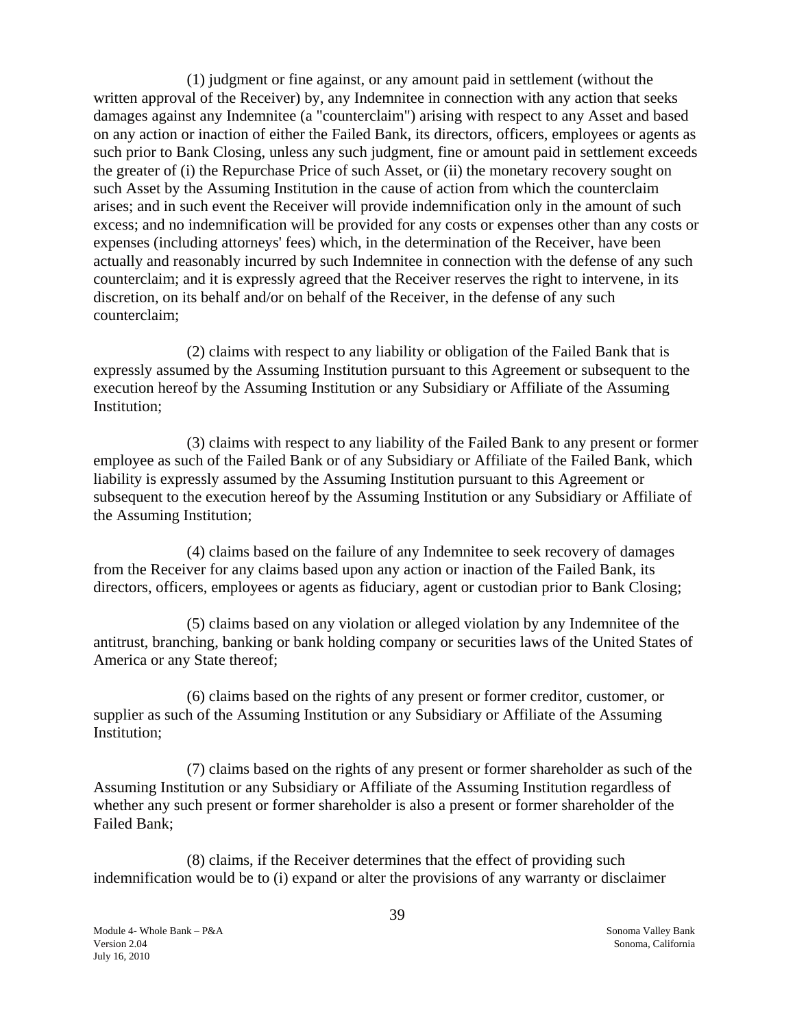(1) judgment or fine against, or any amount paid in settlement (without the written approval of the Receiver) by, any Indemnitee in connection with any action that seeks damages against any Indemnitee (a "counterclaim") arising with respect to any Asset and based on any action or inaction of either the Failed Bank, its directors, officers, employees or agents as such prior to Bank Closing, unless any such judgment, fine or amount paid in settlement exceeds the greater of (i) the Repurchase Price of such Asset, or (ii) the monetary recovery sought on such Asset by the Assuming Institution in the cause of action from which the counterclaim arises; and in such event the Receiver will provide indemnification only in the amount of such excess; and no indemnification will be provided for any costs or expenses other than any costs or expenses (including attorneys' fees) which, in the determination of the Receiver, have been actually and reasonably incurred by such Indemnitee in connection with the defense of any such counterclaim; and it is expressly agreed that the Receiver reserves the right to intervene, in its discretion, on its behalf and/or on behalf of the Receiver, in the defense of any such counterclaim;

(2) claims with respect to any liability or obligation of the Failed Bank that is expressly assumed by the Assuming Institution pursuant to this Agreement or subsequent to the execution hereof by the Assuming Institution or any Subsidiary or Affiliate of the Assuming Institution;

(3) claims with respect to any liability of the Failed Bank to any present or former employee as such of the Failed Bank or of any Subsidiary or Affiliate of the Failed Bank, which liability is expressly assumed by the Assuming Institution pursuant to this Agreement or subsequent to the execution hereof by the Assuming Institution or any Subsidiary or Affiliate of the Assuming Institution;

(4) claims based on the failure of any Indemnitee to seek recovery of damages from the Receiver for any claims based upon any action or inaction of the Failed Bank, its directors, officers, employees or agents as fiduciary, agent or custodian prior to Bank Closing;

(5) claims based on any violation or alleged violation by any Indemnitee of the antitrust, branching, banking or bank holding company or securities laws of the United States of America or any State thereof;

(6) claims based on the rights of any present or former creditor, customer, or supplier as such of the Assuming Institution or any Subsidiary or Affiliate of the Assuming Institution;

(7) claims based on the rights of any present or former shareholder as such of the Assuming Institution or any Subsidiary or Affiliate of the Assuming Institution regardless of whether any such present or former shareholder is also a present or former shareholder of the Failed Bank;

(8) claims, if the Receiver determines that the effect of providing such indemnification would be to (i) expand or alter the provisions of any warranty or disclaimer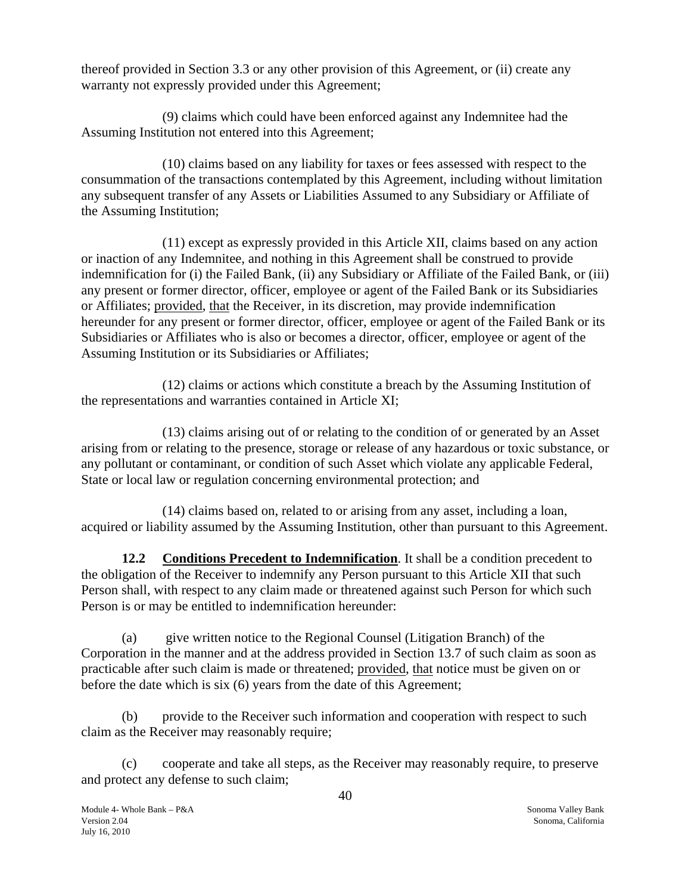thereof provided in Section 3.3 or any other provision of this Agreement, or (ii) create any warranty not expressly provided under this Agreement;

(9) claims which could have been enforced against any Indemnitee had the Assuming Institution not entered into this Agreement;

(10) claims based on any liability for taxes or fees assessed with respect to the consummation of the transactions contemplated by this Agreement, including without limitation any subsequent transfer of any Assets or Liabilities Assumed to any Subsidiary or Affiliate of the Assuming Institution;

(11) except as expressly provided in this Article XII, claims based on any action or inaction of any Indemnitee, and nothing in this Agreement shall be construed to provide indemnification for (i) the Failed Bank, (ii) any Subsidiary or Affiliate of the Failed Bank, or (iii) any present or former director, officer, employee or agent of the Failed Bank or its Subsidiaries or Affiliates; provided, that the Receiver, in its discretion, may provide indemnification hereunder for any present or former director, officer, employee or agent of the Failed Bank or its Subsidiaries or Affiliates who is also or becomes a director, officer, employee or agent of the Assuming Institution or its Subsidiaries or Affiliates;

(12) claims or actions which constitute a breach by the Assuming Institution of the representations and warranties contained in Article XI;

(13) claims arising out of or relating to the condition of or generated by an Asset arising from or relating to the presence, storage or release of any hazardous or toxic substance, or any pollutant or contaminant, or condition of such Asset which violate any applicable Federal, State or local law or regulation concerning environmental protection; and

(14) claims based on, related to or arising from any asset, including a loan, acquired or liability assumed by the Assuming Institution, other than pursuant to this Agreement.

**12.2 Conditions Precedent to Indemnification**. It shall be a condition precedent to the obligation of the Receiver to indemnify any Person pursuant to this Article XII that such Person shall, with respect to any claim made or threatened against such Person for which such Person is or may be entitled to indemnification hereunder:

(a) give written notice to the Regional Counsel (Litigation Branch) of the Corporation in the manner and at the address provided in Section 13.7 of such claim as soon as practicable after such claim is made or threatened; provided, that notice must be given on or before the date which is six (6) years from the date of this Agreement;

(b) provide to the Receiver such information and cooperation with respect to such claim as the Receiver may reasonably require;

(c) cooperate and take all steps, as the Receiver may reasonably require, to preserve and protect any defense to such claim;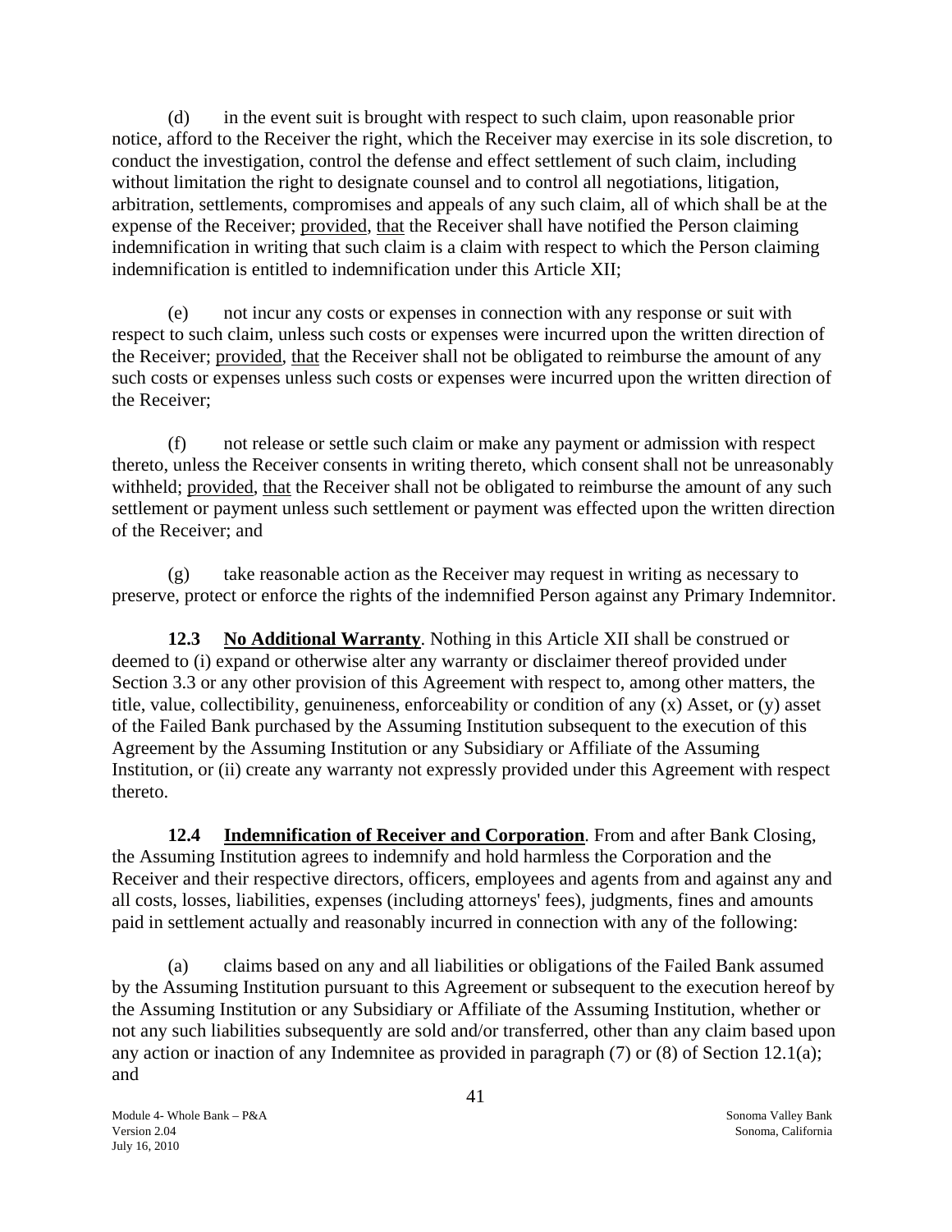(d) in the event suit is brought with respect to such claim, upon reasonable prior notice, afford to the Receiver the right, which the Receiver may exercise in its sole discretion, to conduct the investigation, control the defense and effect settlement of such claim, including without limitation the right to designate counsel and to control all negotiations, litigation, arbitration, settlements, compromises and appeals of any such claim, all of which shall be at the expense of the Receiver; provided, that the Receiver shall have notified the Person claiming indemnification in writing that such claim is a claim with respect to which the Person claiming indemnification is entitled to indemnification under this Article XII;

(e) not incur any costs or expenses in connection with any response or suit with respect to such claim, unless such costs or expenses were incurred upon the written direction of the Receiver; provided, that the Receiver shall not be obligated to reimburse the amount of any such costs or expenses unless such costs or expenses were incurred upon the written direction of the Receiver;

(f) not release or settle such claim or make any payment or admission with respect thereto, unless the Receiver consents in writing thereto, which consent shall not be unreasonably withheld; provided, that the Receiver shall not be obligated to reimburse the amount of any such settlement or payment unless such settlement or payment was effected upon the written direction of the Receiver; and

(g) take reasonable action as the Receiver may request in writing as necessary to preserve, protect or enforce the rights of the indemnified Person against any Primary Indemnitor.

**12.3 No Additional Warranty**. Nothing in this Article XII shall be construed or deemed to (i) expand or otherwise alter any warranty or disclaimer thereof provided under Section 3.3 or any other provision of this Agreement with respect to, among other matters, the title, value, collectibility, genuineness, enforceability or condition of any (x) Asset, or (y) asset of the Failed Bank purchased by the Assuming Institution subsequent to the execution of this Agreement by the Assuming Institution or any Subsidiary or Affiliate of the Assuming Institution, or (ii) create any warranty not expressly provided under this Agreement with respect thereto.

**12.4 Indemnification of Receiver and Corporation**. From and after Bank Closing, the Assuming Institution agrees to indemnify and hold harmless the Corporation and the Receiver and their respective directors, officers, employees and agents from and against any and all costs, losses, liabilities, expenses (including attorneys' fees), judgments, fines and amounts paid in settlement actually and reasonably incurred in connection with any of the following:

(a) claims based on any and all liabilities or obligations of the Failed Bank assumed by the Assuming Institution pursuant to this Agreement or subsequent to the execution hereof by the Assuming Institution or any Subsidiary or Affiliate of the Assuming Institution, whether or not any such liabilities subsequently are sold and/or transferred, other than any claim based upon any action or inaction of any Indemnitee as provided in paragraph (7) or (8) of Section 12.1(a); and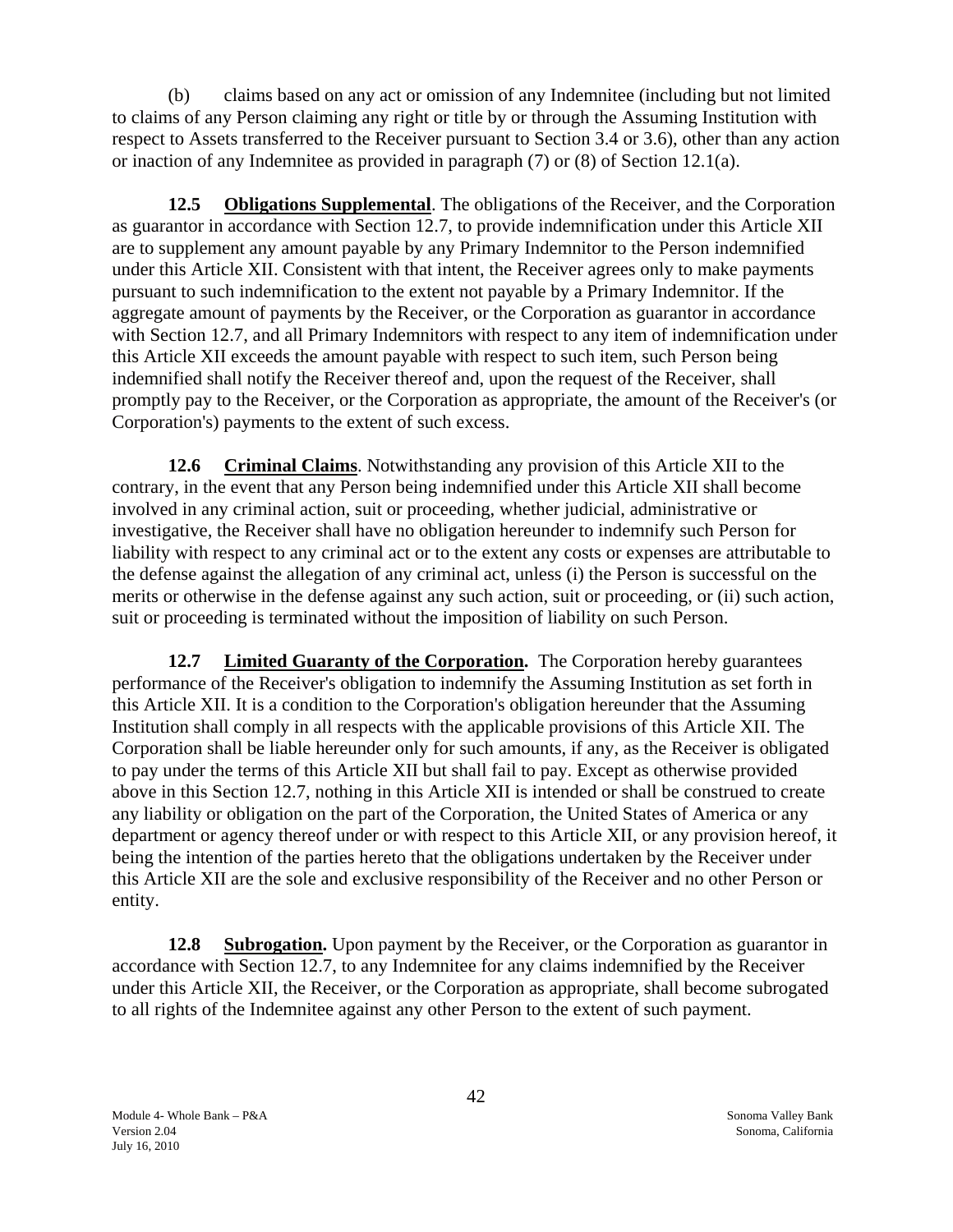(b) claims based on any act or omission of any Indemnitee (including but not limited to claims of any Person claiming any right or title by or through the Assuming Institution with respect to Assets transferred to the Receiver pursuant to Section 3.4 or 3.6), other than any action or inaction of any Indemnitee as provided in paragraph (7) or (8) of Section 12.1(a).

**12.5 Obligations Supplemental**. The obligations of the Receiver, and the Corporation as guarantor in accordance with Section 12.7, to provide indemnification under this Article XII are to supplement any amount payable by any Primary Indemnitor to the Person indemnified under this Article XII. Consistent with that intent, the Receiver agrees only to make payments pursuant to such indemnification to the extent not payable by a Primary Indemnitor. If the aggregate amount of payments by the Receiver, or the Corporation as guarantor in accordance with Section 12.7, and all Primary Indemnitors with respect to any item of indemnification under this Article XII exceeds the amount payable with respect to such item, such Person being indemnified shall notify the Receiver thereof and, upon the request of the Receiver, shall promptly pay to the Receiver, or the Corporation as appropriate, the amount of the Receiver's (or Corporation's) payments to the extent of such excess.

**12.6 Criminal Claims**. Notwithstanding any provision of this Article XII to the contrary, in the event that any Person being indemnified under this Article XII shall become involved in any criminal action, suit or proceeding, whether judicial, administrative or investigative, the Receiver shall have no obligation hereunder to indemnify such Person for liability with respect to any criminal act or to the extent any costs or expenses are attributable to the defense against the allegation of any criminal act, unless (i) the Person is successful on the merits or otherwise in the defense against any such action, suit or proceeding, or (ii) such action, suit or proceeding is terminated without the imposition of liability on such Person.

**12.7 Limited Guaranty of the Corporation.** The Corporation hereby guarantees performance of the Receiver's obligation to indemnify the Assuming Institution as set forth in this Article XII. It is a condition to the Corporation's obligation hereunder that the Assuming Institution shall comply in all respects with the applicable provisions of this Article XII. The Corporation shall be liable hereunder only for such amounts, if any, as the Receiver is obligated to pay under the terms of this Article XII but shall fail to pay. Except as otherwise provided above in this Section 12.7, nothing in this Article XII is intended or shall be construed to create any liability or obligation on the part of the Corporation, the United States of America or any department or agency thereof under or with respect to this Article XII, or any provision hereof, it being the intention of the parties hereto that the obligations undertaken by the Receiver under this Article XII are the sole and exclusive responsibility of the Receiver and no other Person or entity.

**12.8 Subrogation.** Upon payment by the Receiver, or the Corporation as guarantor in accordance with Section 12.7, to any Indemnitee for any claims indemnified by the Receiver under this Article XII, the Receiver, or the Corporation as appropriate, shall become subrogated to all rights of the Indemnitee against any other Person to the extent of such payment.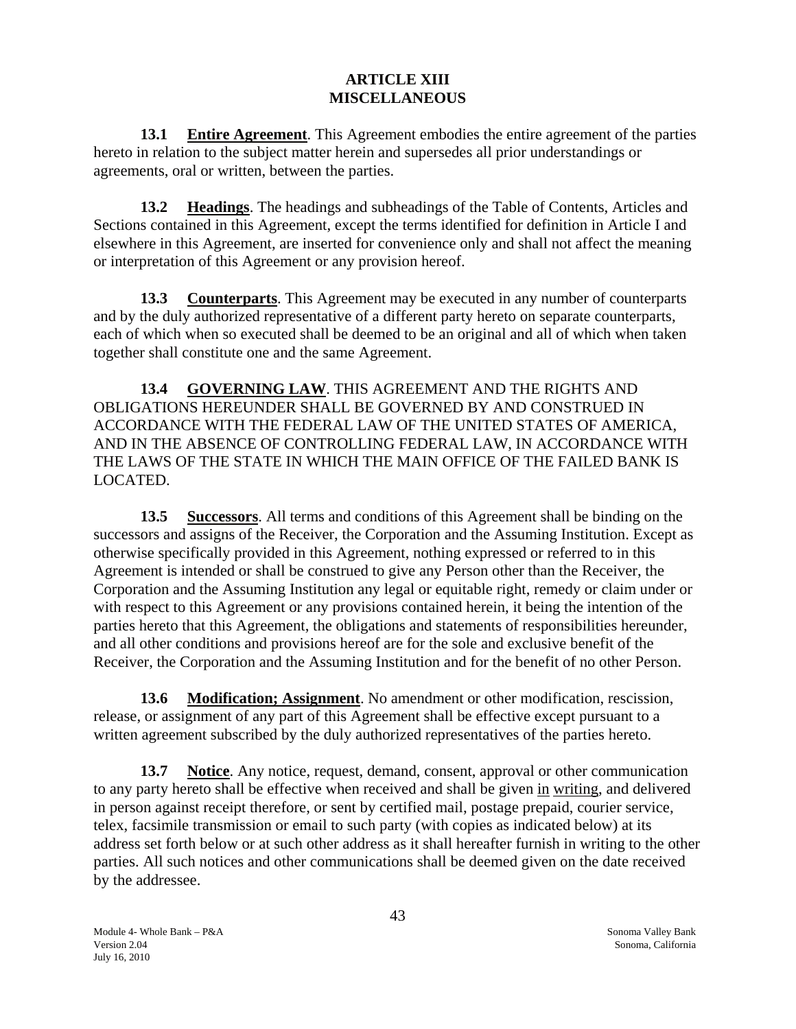# ARTICLE XIII
# MISCELLANEOUS

**13.1 Entire Agreement**. This Agreement embodies the entire agreement of the parties hereto in relation to the subject matter herein and supersedes all prior understandings or agreements, oral or written, between the parties.

**13.2 Headings**. The headings and subheadings of the Table of Contents, Articles and Sections contained in this Agreement, except the terms identified for definition in Article I and elsewhere in this Agreement, are inserted for convenience only and shall not affect the meaning or interpretation of this Agreement or any provision hereof.

**13.3 Counterparts**. This Agreement may be executed in any number of counterparts and by the duly authorized representative of a different party hereto on separate counterparts, each of which when so executed shall be deemed to be an original and all of which when taken together shall constitute one and the same Agreement.

**13.4 GOVERNING LAW**. THIS AGREEMENT AND THE RIGHTS AND OBLIGATIONS HEREUNDER SHALL BE GOVERNED BY AND CONSTRUED IN ACCORDANCE WITH THE FEDERAL LAW OF THE UNITED STATES OF AMERICA, AND IN THE ABSENCE OF CONTROLLING FEDERAL LAW, IN ACCORDANCE WITH THE LAWS OF THE STATE IN WHICH THE MAIN OFFICE OF THE FAILED BANK IS LOCATED.

**13.5 Successors**. All terms and conditions of this Agreement shall be binding on the successors and assigns of the Receiver, the Corporation and the Assuming Institution. Except as otherwise specifically provided in this Agreement, nothing expressed or referred to in this Agreement is intended or shall be construed to give any Person other than the Receiver, the Corporation and the Assuming Institution any legal or equitable right, remedy or claim under or with respect to this Agreement or any provisions contained herein, it being the intention of the parties hereto that this Agreement, the obligations and statements of responsibilities hereunder, and all other conditions and provisions hereof are for the sole and exclusive benefit of the Receiver, the Corporation and the Assuming Institution and for the benefit of no other Person.

**13.6 Modification; Assignment**. No amendment or other modification, rescission, release, or assignment of any part of this Agreement shall be effective except pursuant to a written agreement subscribed by the duly authorized representatives of the parties hereto.

**13.7 Notice**. Any notice, request, demand, consent, approval or other communication to any party hereto shall be effective when received and shall be given in writing, and delivered in person against receipt therefore, or sent by certified mail, postage prepaid, courier service, telex, facsimile transmission or email to such party (with copies as indicated below) at its address set forth below or at such other address as it shall hereafter furnish in writing to the other parties. All such notices and other communications shall be deemed given on the date received by the addressee.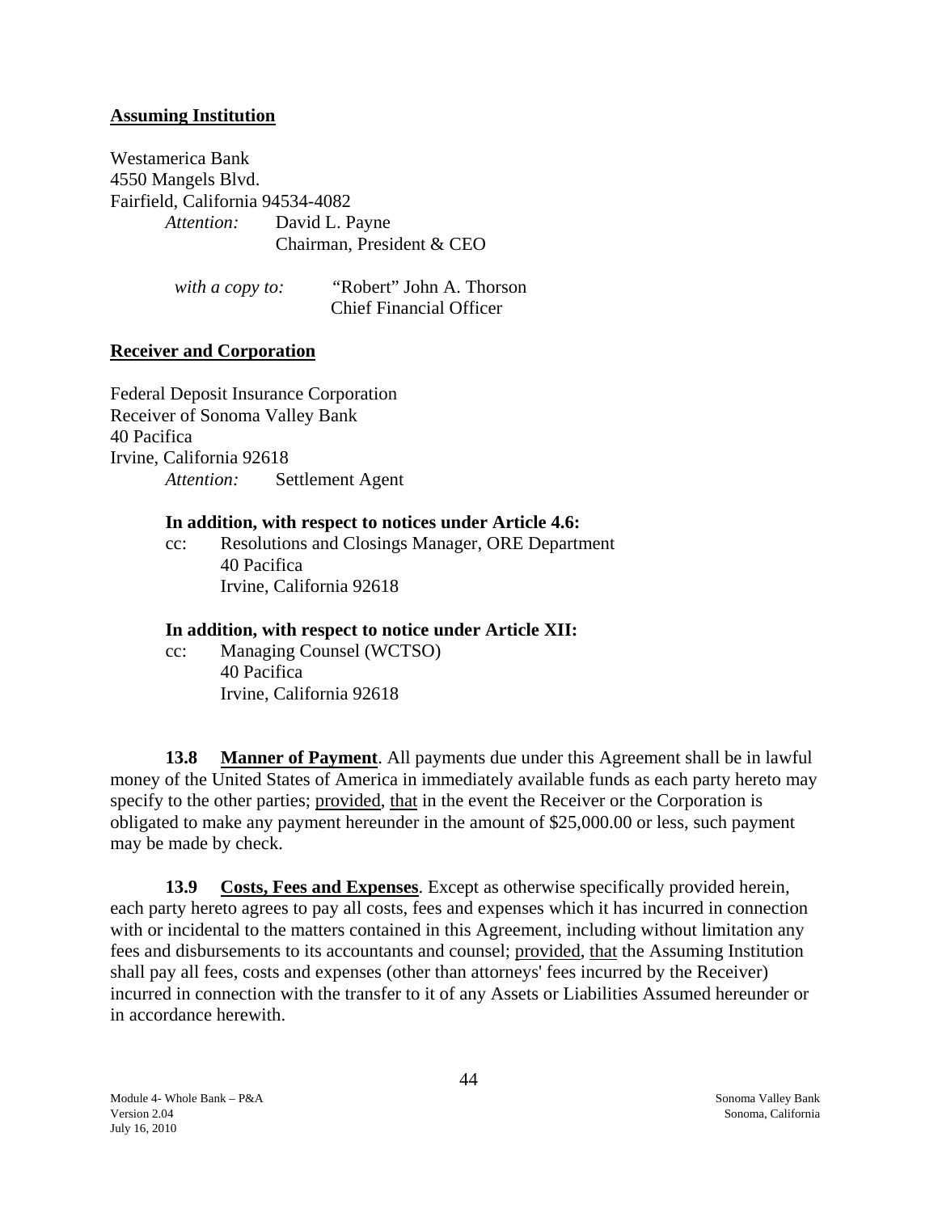**Assuming Institution**

Westamerica Bank
4550 Mangels Blvd.
Fairfield, California 94534-4082
    *Attention:* David L. Payne
    Chairman, President & CEO

    *with a copy to:* "Robert" John A. Thorson
    Chief Financial Officer

**Receiver and Corporation**

Federal Deposit Insurance Corporation
Receiver of Sonoma Valley Bank
40 Pacifica
Irvine, California 92618
    *Attention:* Settlement Agent

**In addition, with respect to notices under Article 4.6:**

cc: Resolutions and Closings Manager, ORE Department
40 Pacifica
Irvine, California 92618

**In addition, with respect to notice under Article XII:**

cc: Managing Counsel (WCTSO)
40 Pacifica
Irvine, California 92618

**13.8 Manner of Payment**. All payments due under this Agreement shall be in lawful money of the United States of America in immediately available funds as each party hereto may specify to the other parties; provided, that in the event the Receiver or the Corporation is obligated to make any payment hereunder in the amount of $25,000.00 or less, such payment may be made by check.

**13.9 Costs, Fees and Expenses**. Except as otherwise specifically provided herein, each party hereto agrees to pay all costs, fees and expenses which it has incurred in connection with or incidental to the matters contained in this Agreement, including without limitation any fees and disbursements to its accountants and counsel; provided, that the Assuming Institution shall pay all fees, costs and expenses (other than attorneys' fees incurred by the Receiver) incurred in connection with the transfer to it of any Assets or Liabilities Assumed hereunder or in accordance herewith.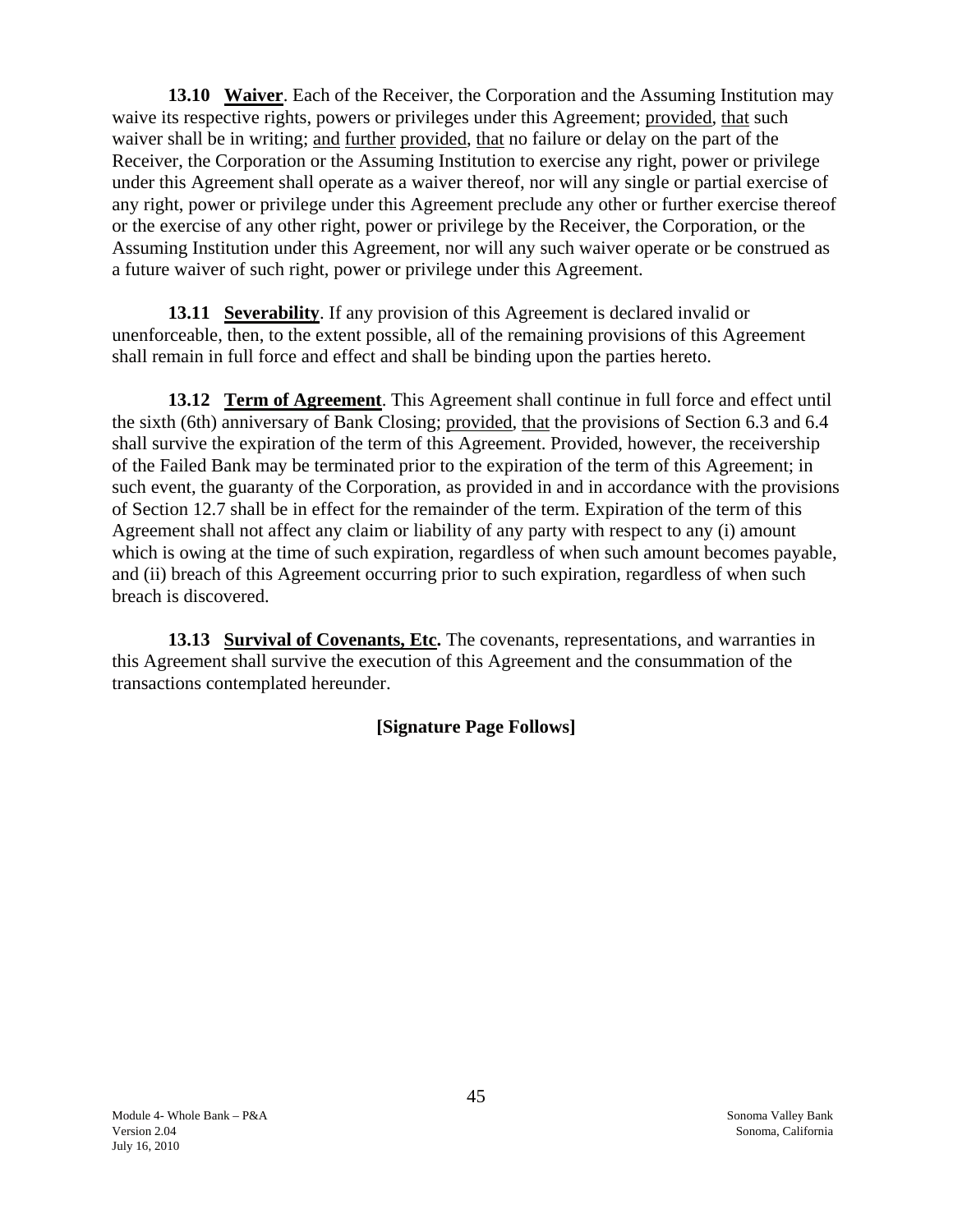**13.10 Waiver**. Each of the Receiver, the Corporation and the Assuming Institution may waive its respective rights, powers or privileges under this Agreement; provided, that such waiver shall be in writing; and further provided, that no failure or delay on the part of the Receiver, the Corporation or the Assuming Institution to exercise any right, power or privilege under this Agreement shall operate as a waiver thereof, nor will any single or partial exercise of any right, power or privilege under this Agreement preclude any other or further exercise thereof or the exercise of any other right, power or privilege by the Receiver, the Corporation, or the Assuming Institution under this Agreement, nor will any such waiver operate or be construed as a future waiver of such right, power or privilege under this Agreement.

**13.11 Severability**. If any provision of this Agreement is declared invalid or unenforceable, then, to the extent possible, all of the remaining provisions of this Agreement shall remain in full force and effect and shall be binding upon the parties hereto.

**13.12 Term of Agreement**. This Agreement shall continue in full force and effect until the sixth (6th) anniversary of Bank Closing; provided, that the provisions of Section 6.3 and 6.4 shall survive the expiration of the term of this Agreement. Provided, however, the receivership of the Failed Bank may be terminated prior to the expiration of the term of this Agreement; in such event, the guaranty of the Corporation, as provided in and in accordance with the provisions of Section 12.7 shall be in effect for the remainder of the term. Expiration of the term of this Agreement shall not affect any claim or liability of any party with respect to any (i) amount which is owing at the time of such expiration, regardless of when such amount becomes payable, and (ii) breach of this Agreement occurring prior to such expiration, regardless of when such breach is discovered.

**13.13 Survival of Covenants, Etc.** The covenants, representations, and warranties in this Agreement shall survive the execution of this Agreement and the consummation of the transactions contemplated hereunder.

**[Signature Page Follows]**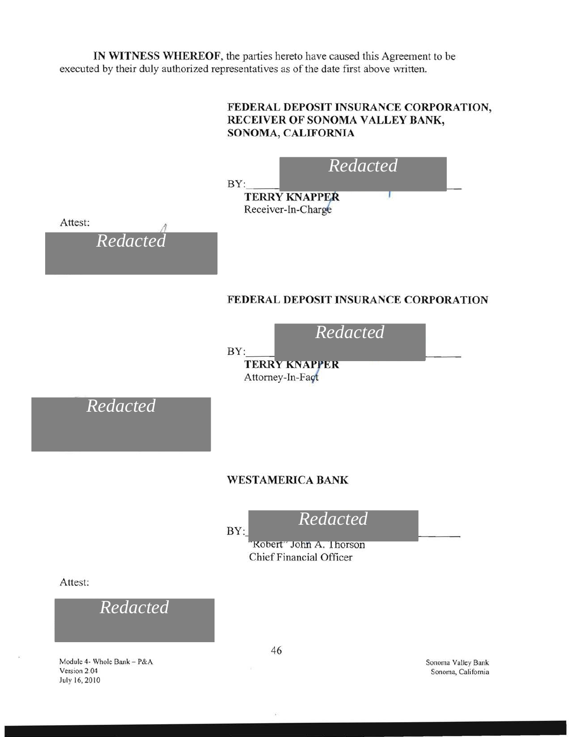**IN WITNESS WHEREOF**, the parties hereto have caused this Agreement to be executed by their duly authorized representatives as of the date first above written.

**FEDERAL DEPOSIT INSURANCE CORPORATION, RECEIVER OF SONOMA VALLEY BANK, SONOMA, CALIFORNIA**

BY: *Redacted*

**TERRY KNAPPER**
Receiver-In-Charge

Attest:

*Redacted*

**FEDERAL DEPOSIT INSURANCE CORPORATION**

BY: *Redacted*

**TERRY KNAPPER**
Attorney-In-Fact

*Redacted*

**WESTAMERICA BANK**

BY: *Redacted*

"Robert" John A. Thorson
Chief Financial Officer

Attest:

*Redacted*

Module 4- Whole Bank – P&A
Version 2.04
July 16, 2010

Sonoma Valley Bank
Sonoma, California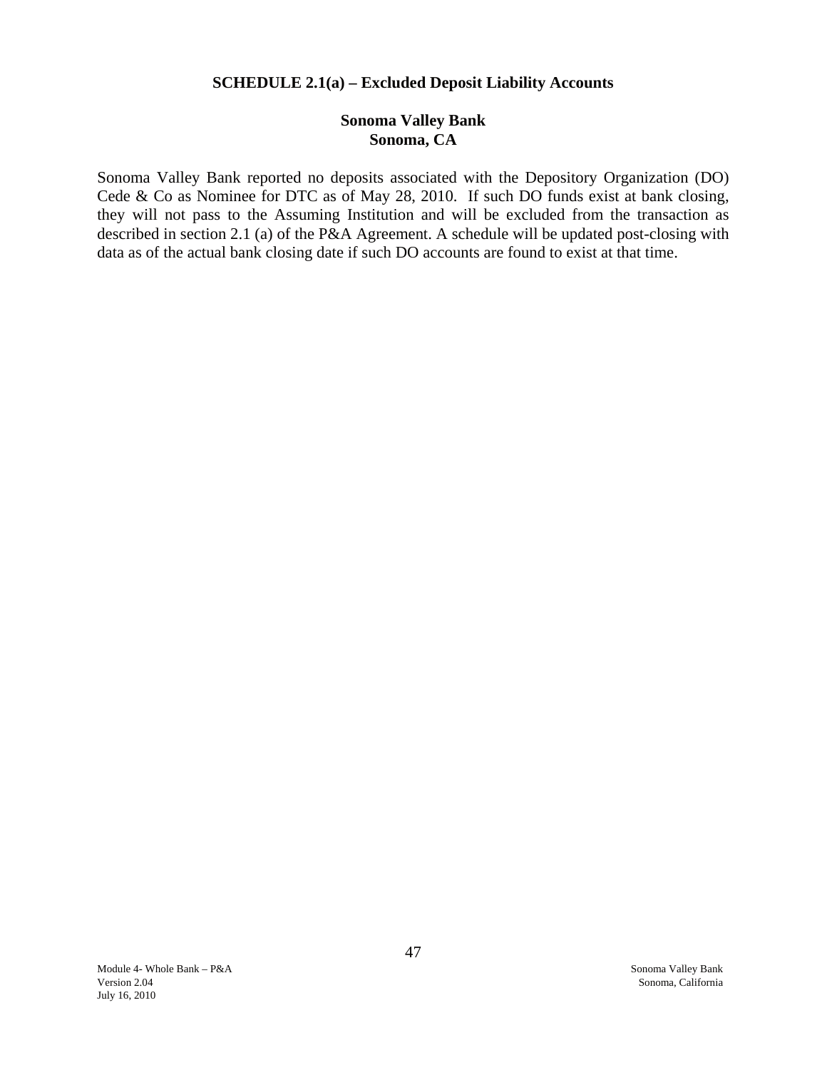## SCHEDULE 2.1(a) – Excluded Deposit Liability Accounts

### Sonoma Valley Bank
### Sonoma, CA

Sonoma Valley Bank reported no deposits associated with the Depository Organization (DO) Cede & Co as Nominee for DTC as of May 28, 2010. If such DO funds exist at bank closing, they will not pass to the Assuming Institution and will be excluded from the transaction as described in section 2.1 (a) of the P&A Agreement. A schedule will be updated post-closing with data as of the actual bank closing date if such DO accounts are found to exist at that time.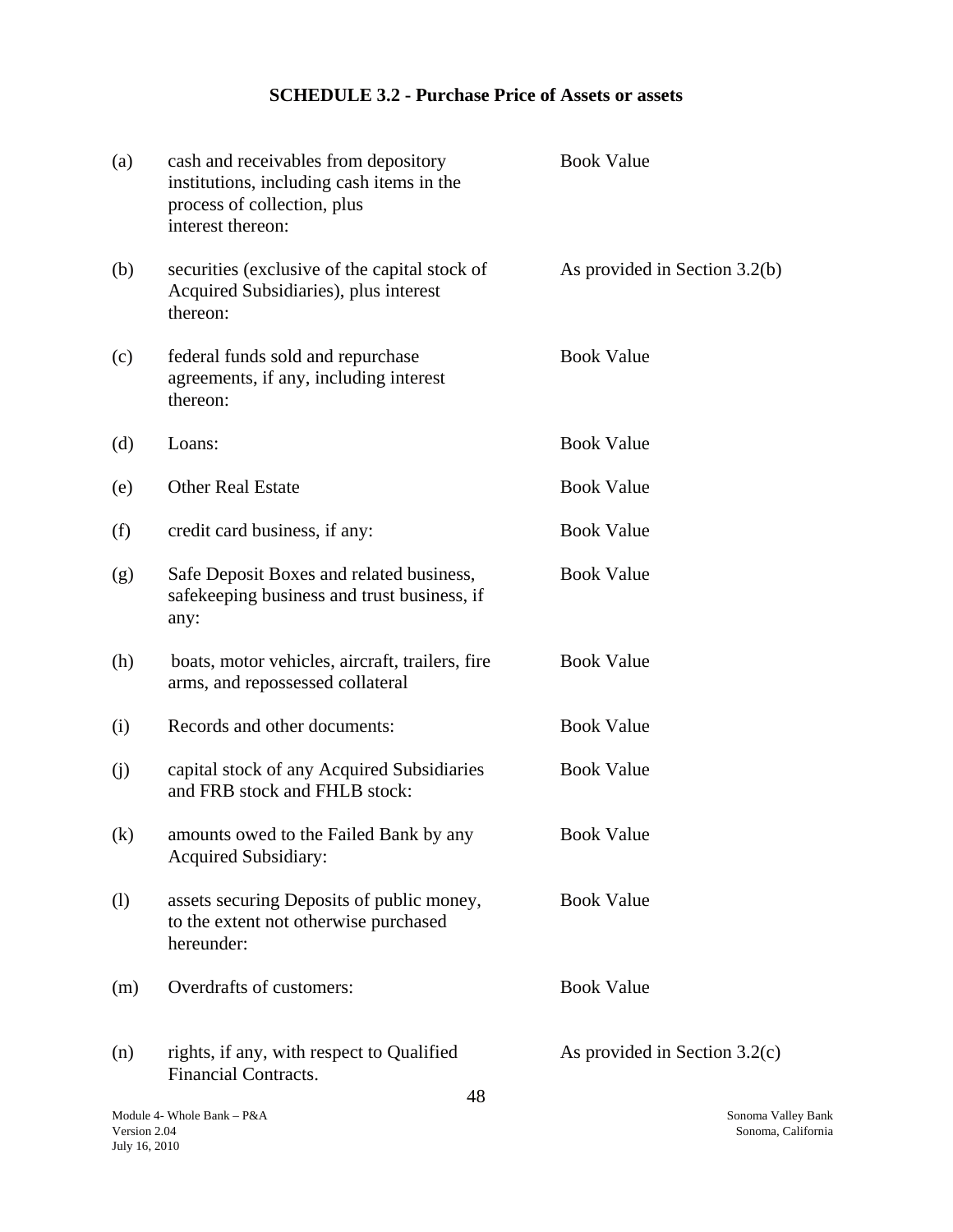## SCHEDULE 3.2 - Purchase Price of Assets or assets

| | | |
|---|---|---|
| (a) | cash and receivables from depository institutions, including cash items in the process of collection, plus interest thereon: | Book Value |
| (b) | securities (exclusive of the capital stock of Acquired Subsidiaries), plus interest thereon: | As provided in Section 3.2(b) |
| (c) | federal funds sold and repurchase agreements, if any, including interest thereon: | Book Value |
| (d) | Loans: | Book Value |
| (e) | Other Real Estate | Book Value |
| (f) | credit card business, if any: | Book Value |
| (g) | Safe Deposit Boxes and related business, safekeeping business and trust business, if any: | Book Value |
| (h) | boats, motor vehicles, aircraft, trailers, fire arms, and repossessed collateral | Book Value |
| (i) | Records and other documents: | Book Value |
| (j) | capital stock of any Acquired Subsidiaries and FRB stock and FHLB stock: | Book Value |
| (k) | amounts owed to the Failed Bank by any Acquired Subsidiary: | Book Value |
| (l) | assets securing Deposits of public money, to the extent not otherwise purchased hereunder: | Book Value |
| (m) | Overdrafts of customers: | Book Value |
| (n) | rights, if any, with respect to Qualified Financial Contracts. | As provided in Section 3.2(c) |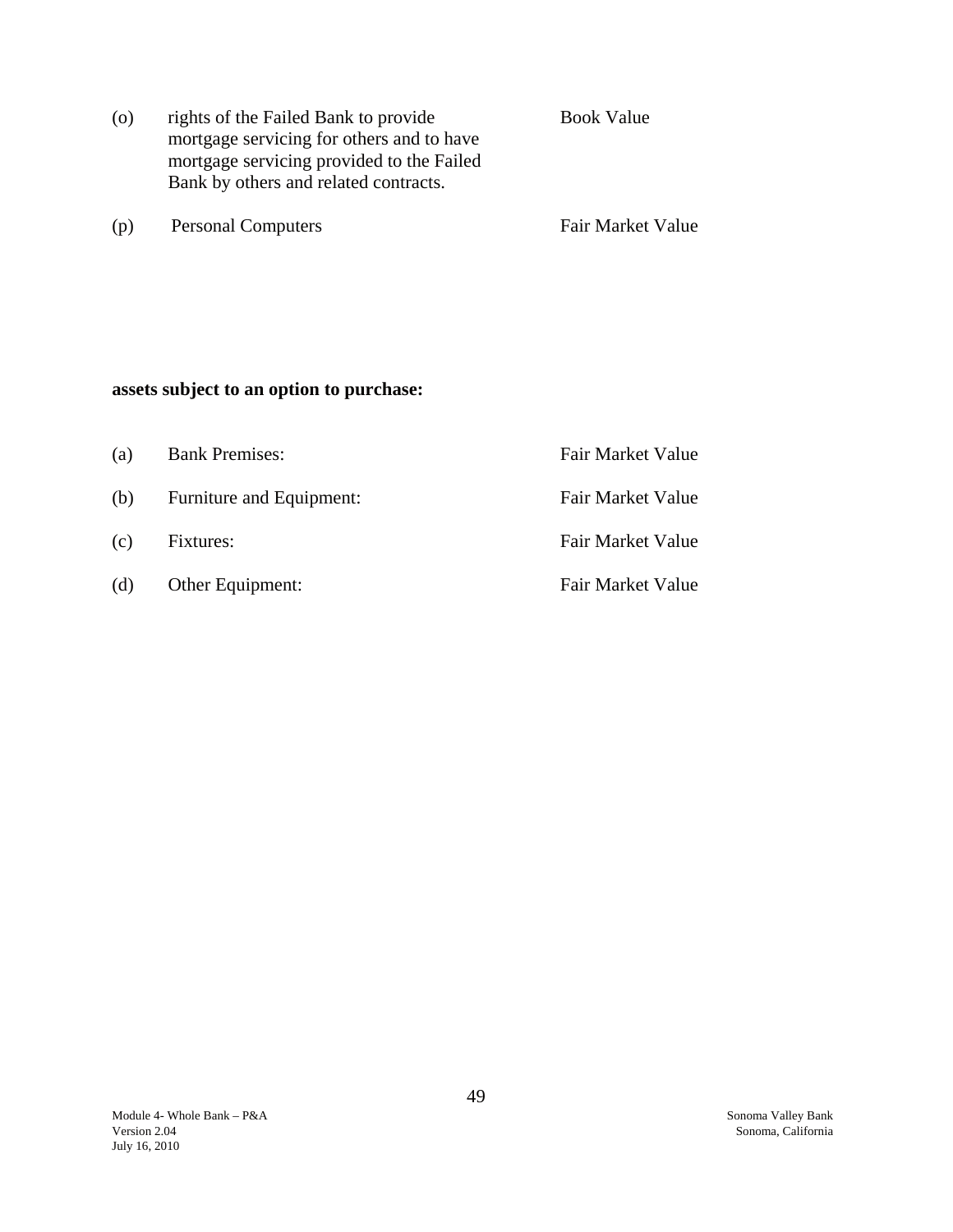| | | |
|---|---|---|
| (o) | rights of the Failed Bank to provide mortgage servicing for others and to have mortgage servicing provided to the Failed Bank by others and related contracts. | Book Value |
| (p) | Personal Computers | Fair Market Value |

**assets subject to an option to purchase:**

| | | |
|---|---|---|
| (a) | Bank Premises: | Fair Market Value |
| (b) | Furniture and Equipment: | Fair Market Value |
| (c) | Fixtures: | Fair Market Value |
| (d) | Other Equipment: | Fair Market Value |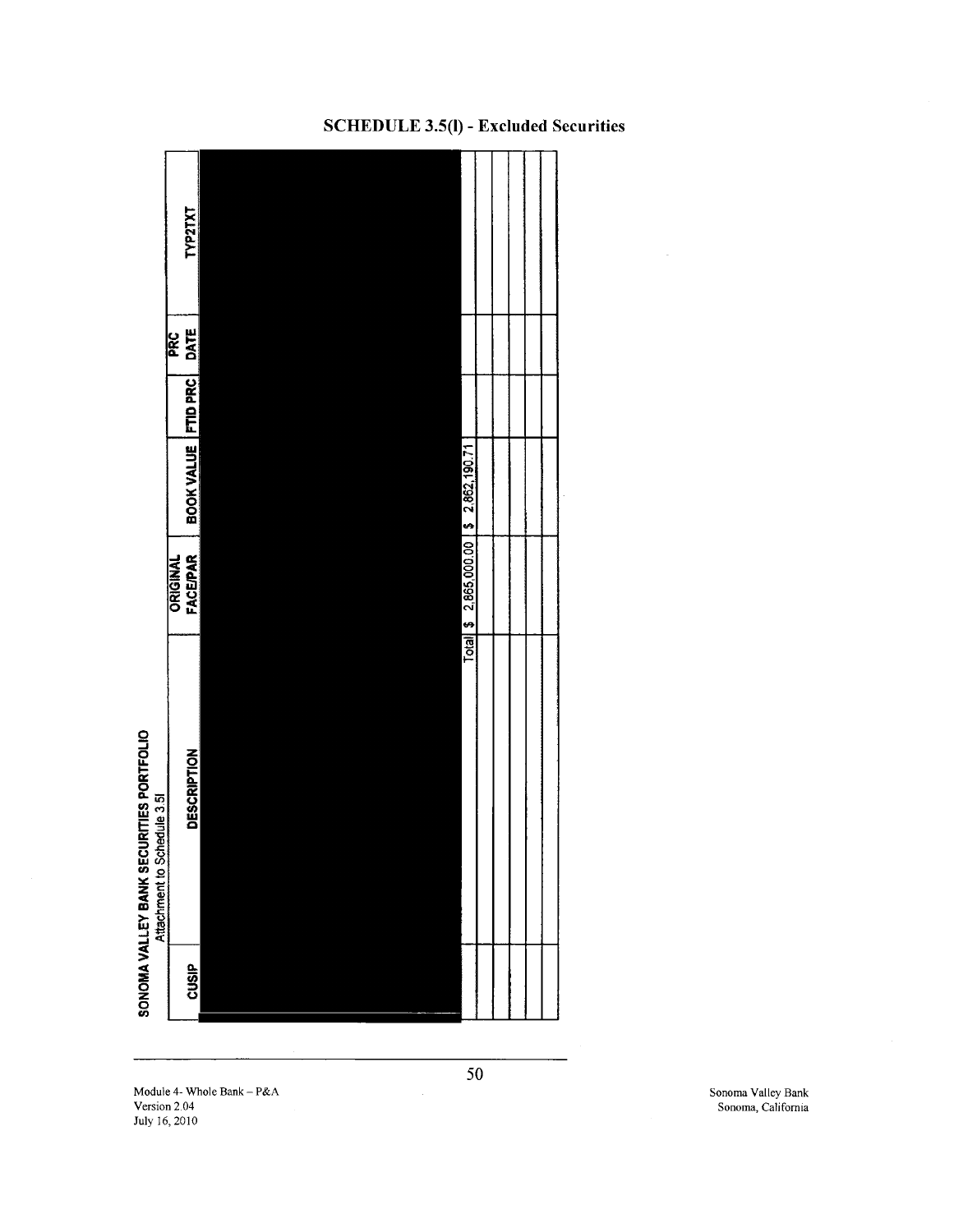# SCHEDULE 3.5(l) - Excluded Securities

**SONOMA VALLEY BANK SECURITIES PORTFOLIO**
Attachment to Schedule 3.5l

| CUSIP | DESCRIPTION | ORIGINAL FACE/PAR | BOOK VALUE | FTID PRC | PRC DATE | TYP2TXT |
|---|---|---|---|---|---|---|
| | Total | $ 2,865,000.00 | $ 2,862,190.71 | | | |
| | | | | | | |
| | | | | | | |
| | | | | | | |
| | | | | | | |
| | | | | | | |

Module 4- Whole Bank – P&A
Version 2.04
July 16, 2010

Sonoma Valley Bank
Sonoma, California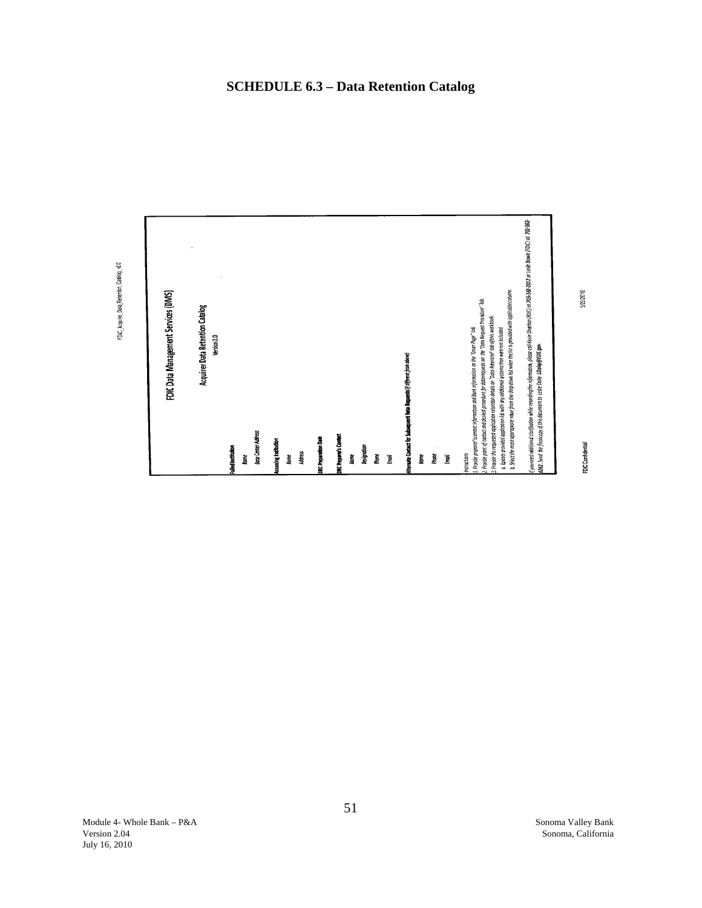# SCHEDULE 6.3 – Data Retention Catalog

FDIC_Acquirer_Data_Retention_Catalog_v2.0

## FDIC Data Management Services (DMS)

### Acquirer Data Retention Catalog

Version 2.0

**Failed Institution**

Name

Data Center Adress

**Assuming Institution**

Name

Address

**FDIC Preparation Date**

**FDIC Preparer's Contact**

Name

Designation

Phone

Email

**Alternate Contact for Subsequent Data Requests (if different from above)**

Name

Phone

Email

Instructions

1. Provide preparer's contact information and Bank information on the "Cover Page" tab.
2. Provide point of contact and desired procedure for data requests on the "Data Request Procedure" tab.
3. Provide the requested application retention details on "Data Retention" tab of this workbook.
   a. Update provided application list with any additional systems that were not included
   b. Select the most appropriate value from the drop down list when the list is provided with applicable column.

If you need additional clarification while recording the information, please call Kevin Shenton (FDIC) at 703-562-2012 or Leslie Bowie (FDIC) at 703-562-6262. Send the final copy of this document to Leslie Daley LDaley@FDIC.gov.

FDIC Confidential

5/5/2010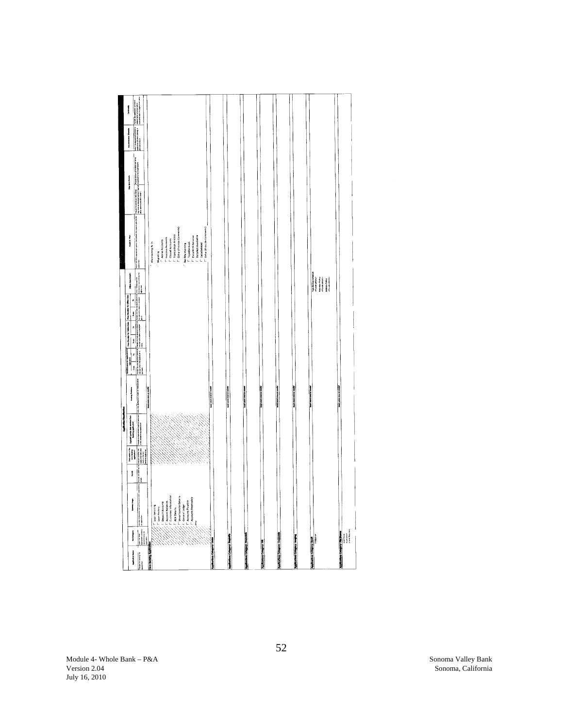## Application Classification

| Application Name | Sub-Category | Business Usage | Vendor | Data Residing in this Application | Custom/3rd Party Application | Hosting Platform | Interfaces to Application (From) | Interfaces to Application (To) | Front-End Interfaces (From) | Front-End Interfaces (To) | Back-End Interfaces (From) | Back-End Interfaces (To) | Other Interfaces | Acquirer Plan | Migration Details | | Documentation Available | Comments |
|---|---|---|---|---|---|---|---|---|---|---|---|---|---|---|---|---|---|---|
| **Core Banking Application** | | ☐ Loan Servicing<br>☐ Loan History<br>☐ Deposit Accounts<br>☐ Account Balances<br>☐ Customer Information<br>☐ Add Details<br>☐ Wire Transfer Details<br>☐ General Ledger<br>☐ Accounts Payable<br>☐ Accounts Receivable<br>Other | | | | | | | | | | | | ○ Maintaining As Is<br>○ Migrating<br>☐ Active Accounts<br>☐ Inactive Accounts<br>☐ Closed Accounts<br>☐ Transaction History<br>☐ Other (Provide Comments)<br>○ Not Maintaining<br>☐ Transfer Link<br>☐ Data With Servicer<br>☐ Purchase Available<br>☐ Data Deleted<br>☐ Other (Provide Comments) | | | | |
| **Application Category: Loans** | | | | | | | | | | | | | | | | | | |
| **Application Category: Deposits** | | | | | | | | | | | | | | | | | | |
| **Application Category: Financials** | | | | | | | | | | | | | | | | | | |
| **Application Category: HR** | | | | | | | | | | | | | | | | | | |
| **Application Category: Corporate** | | | | | | | | | | | | | | | | | | |
| **Application Category: Imaging** | | | | | | | | | | | | | | | | | | |
| **Application Category: Result** | | | | | | | | | | | | | | | | | | |
| **Application Category: Web Banking** | | | | | | | | | | | | | | | | | | |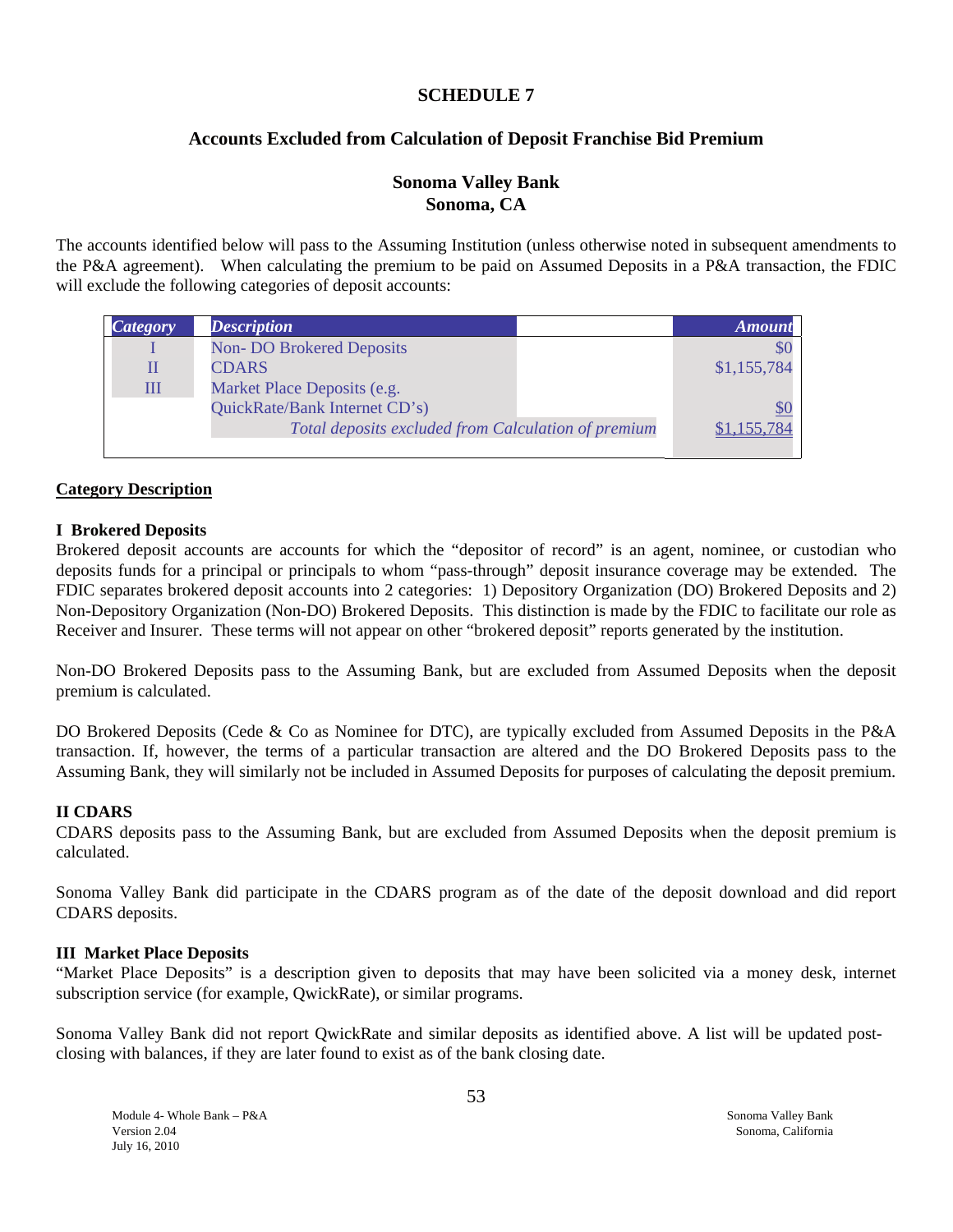# SCHEDULE 7

## Accounts Excluded from Calculation of Deposit Franchise Bid Premium

### Sonoma Valley Bank
### Sonoma, CA

The accounts identified below will pass to the Assuming Institution (unless otherwise noted in subsequent amendments to the P&A agreement). When calculating the premium to be paid on Assumed Deposits in a P&A transaction, the FDIC will exclude the following categories of deposit accounts:

| *Category* | *Description* | *Amount* |
|---|---|---|
| I | Non- DO Brokered Deposits | $0 |
| II | CDARS | $1,155,784 |
| III | Market Place Deposits (e.g. QuickRate/Bank Internet CD's) | $0 |
| | *Total deposits excluded from Calculation of premium* | $1,155,784 |

**Category Description**

**I Brokered Deposits**

Brokered deposit accounts are accounts for which the "depositor of record" is an agent, nominee, or custodian who deposits funds for a principal or principals to whom "pass-through" deposit insurance coverage may be extended. The FDIC separates brokered deposit accounts into 2 categories: 1) Depository Organization (DO) Brokered Deposits and 2) Non-Depository Organization (Non-DO) Brokered Deposits. This distinction is made by the FDIC to facilitate our role as Receiver and Insurer. These terms will not appear on other "brokered deposit" reports generated by the institution.

Non-DO Brokered Deposits pass to the Assuming Bank, but are excluded from Assumed Deposits when the deposit premium is calculated.

DO Brokered Deposits (Cede & Co as Nominee for DTC), are typically excluded from Assumed Deposits in the P&A transaction. If, however, the terms of a particular transaction are altered and the DO Brokered Deposits pass to the Assuming Bank, they will similarly not be included in Assumed Deposits for purposes of calculating the deposit premium.

**II CDARS**

CDARS deposits pass to the Assuming Bank, but are excluded from Assumed Deposits when the deposit premium is calculated.

Sonoma Valley Bank did participate in the CDARS program as of the date of the deposit download and did report CDARS deposits.

**III Market Place Deposits**

"Market Place Deposits" is a description given to deposits that may have been solicited via a money desk, internet subscription service (for example, QwickRate), or similar programs.

Sonoma Valley Bank did not report QwickRate and similar deposits as identified above. A list will be updated post-closing with balances, if they are later found to exist as of the bank closing date.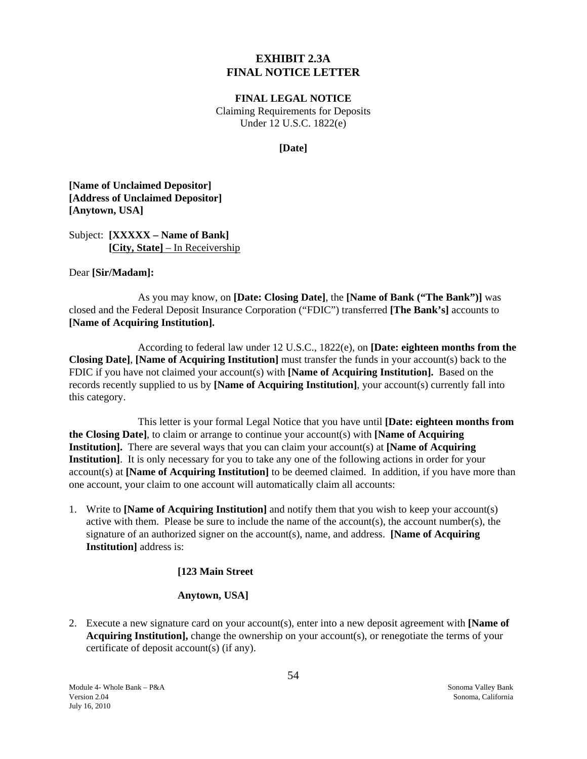# EXHIBIT 2.3A
# FINAL NOTICE LETTER

**FINAL LEGAL NOTICE**
Claiming Requirements for Deposits
Under 12 U.S.C. 1822(e)

**[Date]**

**[Name of Unclaimed Depositor]**
**[Address of Unclaimed Depositor]**
**[Anytown, USA]**

Subject: **[XXXXX – Name of Bank]**
**[City, State]** – In Receivership

Dear **[Sir/Madam]:**

As you may know, on **[Date: Closing Date]**, the **[Name of Bank ("The Bank")]** was closed and the Federal Deposit Insurance Corporation ("FDIC") transferred **[The Bank's]** accounts to **[Name of Acquiring Institution].**

According to federal law under 12 U.S.C., 1822(e), on **[Date: eighteen months from the Closing Date]**, **[Name of Acquiring Institution]** must transfer the funds in your account(s) back to the FDIC if you have not claimed your account(s) with **[Name of Acquiring Institution].** Based on the records recently supplied to us by **[Name of Acquiring Institution]**, your account(s) currently fall into this category.

This letter is your formal Legal Notice that you have until **[Date: eighteen months from the Closing Date]**, to claim or arrange to continue your account(s) with **[Name of Acquiring Institution].** There are several ways that you can claim your account(s) at **[Name of Acquiring Institution]**. It is only necessary for you to take any one of the following actions in order for your account(s) at **[Name of Acquiring Institution]** to be deemed claimed. In addition, if you have more than one account, your claim to one account will automatically claim all accounts:

1. Write to **[Name of Acquiring Institution]** and notify them that you wish to keep your account(s) active with them. Please be sure to include the name of the account(s), the account number(s), the signature of an authorized signer on the account(s), name, and address. **[Name of Acquiring Institution]** address is:

   **[123 Main Street**

   **Anytown, USA]**

2. Execute a new signature card on your account(s), enter into a new deposit agreement with **[Name of Acquiring Institution],** change the ownership on your account(s), or renegotiate the terms of your certificate of deposit account(s) (if any).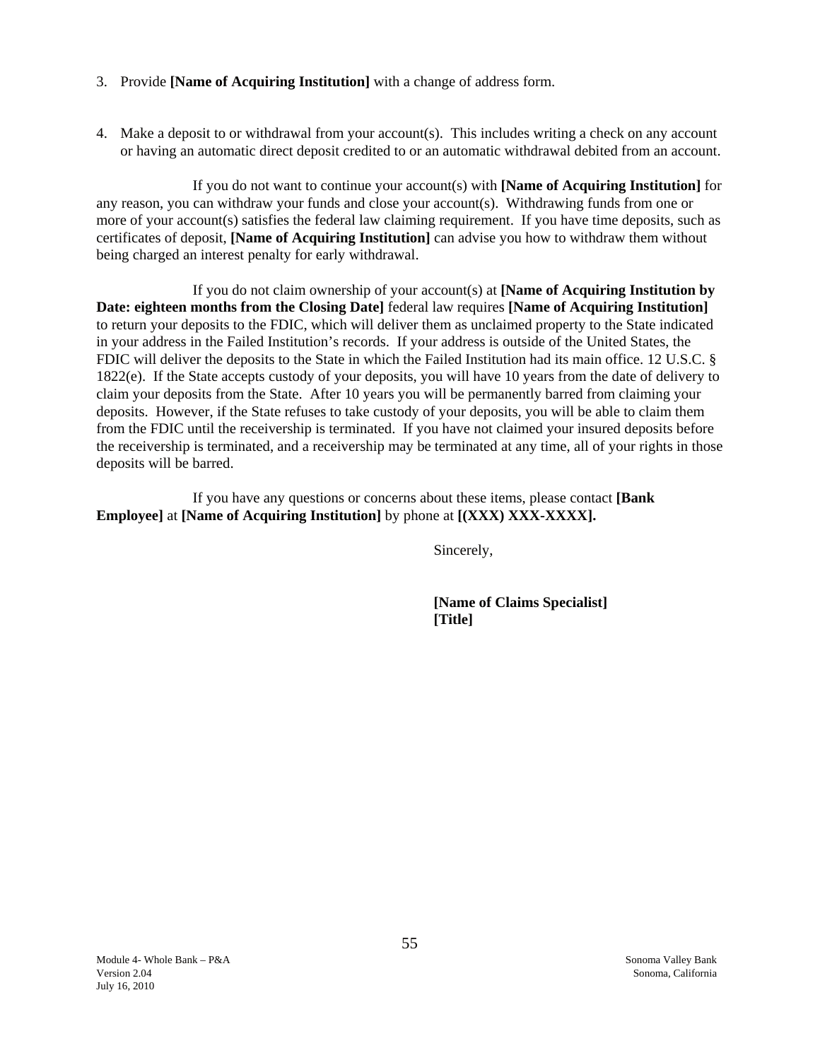3. Provide **[Name of Acquiring Institution]** with a change of address form.

4. Make a deposit to or withdrawal from your account(s). This includes writing a check on any account or having an automatic direct deposit credited to or an automatic withdrawal debited from an account.

If you do not want to continue your account(s) with **[Name of Acquiring Institution]** for any reason, you can withdraw your funds and close your account(s). Withdrawing funds from one or more of your account(s) satisfies the federal law claiming requirement. If you have time deposits, such as certificates of deposit, **[Name of Acquiring Institution]** can advise you how to withdraw them without being charged an interest penalty for early withdrawal.

If you do not claim ownership of your account(s) at **[Name of Acquiring Institution by Date: eighteen months from the Closing Date]** federal law requires **[Name of Acquiring Institution]** to return your deposits to the FDIC, which will deliver them as unclaimed property to the State indicated in your address in the Failed Institution's records. If your address is outside of the United States, the FDIC will deliver the deposits to the State in which the Failed Institution had its main office. 12 U.S.C. § 1822(e). If the State accepts custody of your deposits, you will have 10 years from the date of delivery to claim your deposits from the State. After 10 years you will be permanently barred from claiming your deposits. However, if the State refuses to take custody of your deposits, you will be able to claim them from the FDIC until the receivership is terminated. If you have not claimed your insured deposits before the receivership is terminated, and a receivership may be terminated at any time, all of your rights in those deposits will be barred.

If you have any questions or concerns about these items, please contact **[Bank Employee]** at **[Name of Acquiring Institution]** by phone at **[(XXX) XXX-XXXX].**

Sincerely,

**[Name of Claims Specialist]**
**[Title]**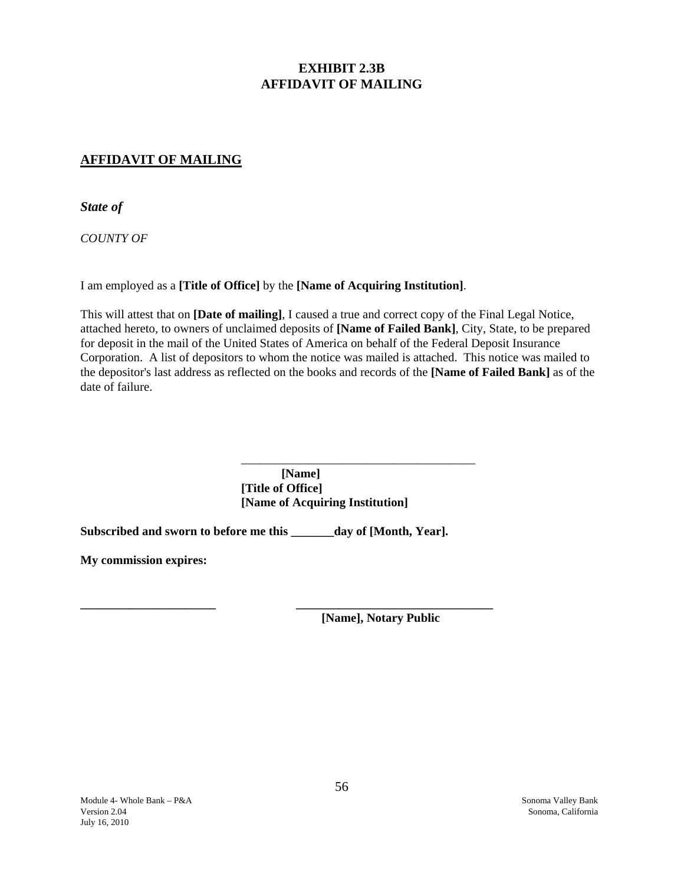# EXHIBIT 2.3B
# AFFIDAVIT OF MAILING

## AFFIDAVIT OF MAILING

***State of***

*COUNTY OF*

I am employed as a **[Title of Office]** by the **[Name of Acquiring Institution]**.

This will attest that on **[Date of mailing]**, I caused a true and correct copy of the Final Legal Notice, attached hereto, to owners of unclaimed deposits of **[Name of Failed Bank]**, City, State, to be prepared for deposit in the mail of the United States of America on behalf of the Federal Deposit Insurance Corporation. A list of depositors to whom the notice was mailed is attached. This notice was mailed to the depositor's last address as reflected on the books and records of the **[Name of Failed Bank]** as of the date of failure.

______________________________________

**[Name]**
**[Title of Office]**
**[Name of Acquiring Institution]**

**Subscribed and sworn to before me this _______day of [Month, Year].**

**My commission expires:**

**______________________** **________________________________**
**[Name], Notary Public**

Module 4- Whole Bank – P&A
Version 2.04
July 16, 2010

Sonoma Valley Bank
Sonoma, California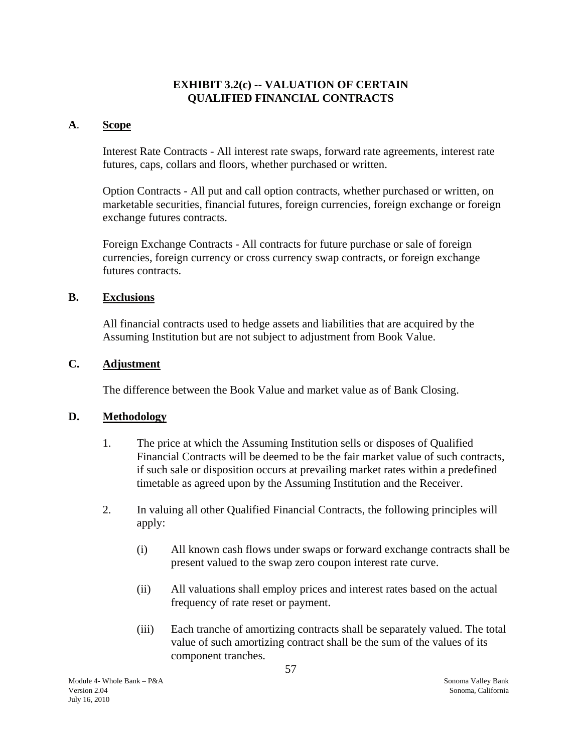## EXHIBIT 3.2(c) -- VALUATION OF CERTAIN QUALIFIED FINANCIAL CONTRACTS

**A. Scope**

Interest Rate Contracts - All interest rate swaps, forward rate agreements, interest rate futures, caps, collars and floors, whether purchased or written.

Option Contracts - All put and call option contracts, whether purchased or written, on marketable securities, financial futures, foreign currencies, foreign exchange or foreign exchange futures contracts.

Foreign Exchange Contracts - All contracts for future purchase or sale of foreign currencies, foreign currency or cross currency swap contracts, or foreign exchange futures contracts.

**B. Exclusions**

All financial contracts used to hedge assets and liabilities that are acquired by the Assuming Institution but are not subject to adjustment from Book Value.

**C. Adjustment**

The difference between the Book Value and market value as of Bank Closing.

**D. Methodology**

1. The price at which the Assuming Institution sells or disposes of Qualified Financial Contracts will be deemed to be the fair market value of such contracts, if such sale or disposition occurs at prevailing market rates within a predefined timetable as agreed upon by the Assuming Institution and the Receiver.

2. In valuing all other Qualified Financial Contracts, the following principles will apply:

   (i) All known cash flows under swaps or forward exchange contracts shall be present valued to the swap zero coupon interest rate curve.

   (ii) All valuations shall employ prices and interest rates based on the actual frequency of rate reset or payment.

   (iii) Each tranche of amortizing contracts shall be separately valued. The total value of such amortizing contract shall be the sum of the values of its component tranches.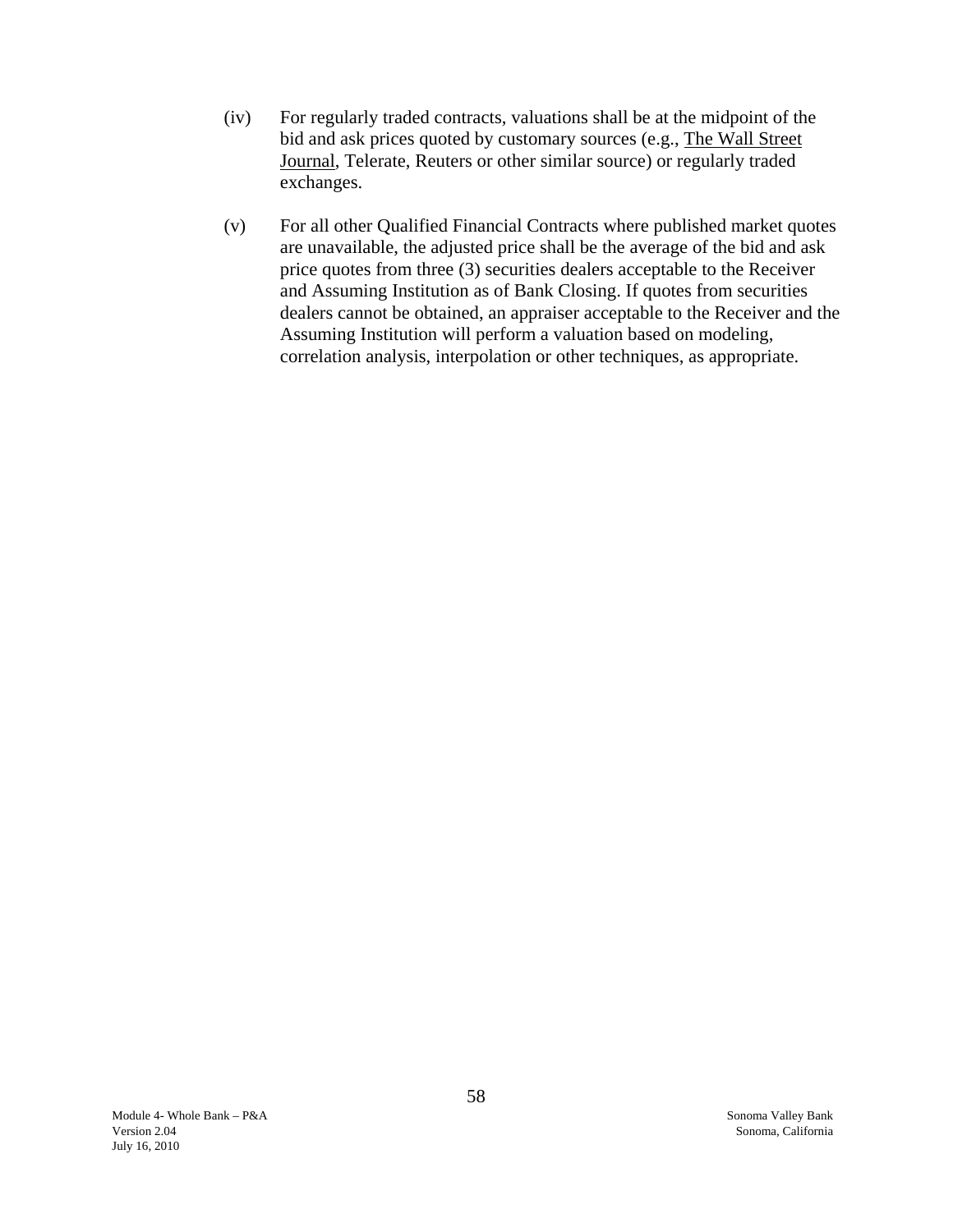(iv) For regularly traded contracts, valuations shall be at the midpoint of the bid and ask prices quoted by customary sources (e.g., The Wall Street Journal, Telerate, Reuters or other similar source) or regularly traded exchanges.

(v) For all other Qualified Financial Contracts where published market quotes are unavailable, the adjusted price shall be the average of the bid and ask price quotes from three (3) securities dealers acceptable to the Receiver and Assuming Institution as of Bank Closing. If quotes from securities dealers cannot be obtained, an appraiser acceptable to the Receiver and the Assuming Institution will perform a valuation based on modeling, correlation analysis, interpolation or other techniques, as appropriate.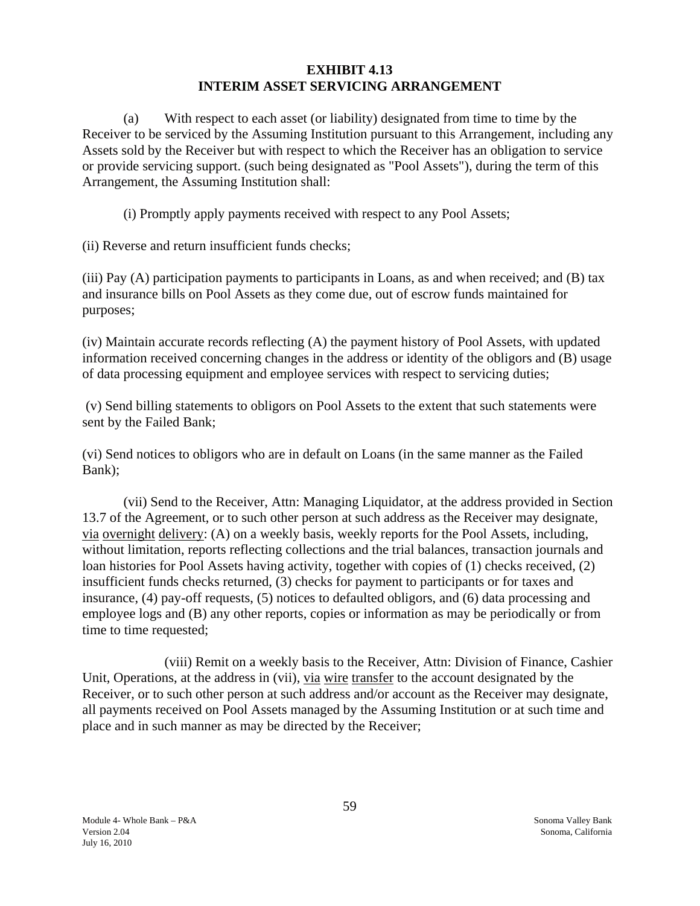**EXHIBIT 4.13**
**INTERIM ASSET SERVICING ARRANGEMENT**

(a) With respect to each asset (or liability) designated from time to time by the Receiver to be serviced by the Assuming Institution pursuant to this Arrangement, including any Assets sold by the Receiver but with respect to which the Receiver has an obligation to service or provide servicing support. (such being designated as "Pool Assets"), during the term of this Arrangement, the Assuming Institution shall:

(i) Promptly apply payments received with respect to any Pool Assets;

(ii) Reverse and return insufficient funds checks;

(iii) Pay (A) participation payments to participants in Loans, as and when received; and (B) tax and insurance bills on Pool Assets as they come due, out of escrow funds maintained for purposes;

(iv) Maintain accurate records reflecting (A) the payment history of Pool Assets, with updated information received concerning changes in the address or identity of the obligors and (B) usage of data processing equipment and employee services with respect to servicing duties;

(v) Send billing statements to obligors on Pool Assets to the extent that such statements were sent by the Failed Bank;

(vi) Send notices to obligors who are in default on Loans (in the same manner as the Failed Bank);

(vii) Send to the Receiver, Attn: Managing Liquidator, at the address provided in Section 13.7 of the Agreement, or to such other person at such address as the Receiver may designate, via overnight delivery: (A) on a weekly basis, weekly reports for the Pool Assets, including, without limitation, reports reflecting collections and the trial balances, transaction journals and loan histories for Pool Assets having activity, together with copies of (1) checks received, (2) insufficient funds checks returned, (3) checks for payment to participants or for taxes and insurance, (4) pay-off requests, (5) notices to defaulted obligors, and (6) data processing and employee logs and (B) any other reports, copies or information as may be periodically or from time to time requested;

(viii) Remit on a weekly basis to the Receiver, Attn: Division of Finance, Cashier Unit, Operations, at the address in (vii), via wire transfer to the account designated by the Receiver, or to such other person at such address and/or account as the Receiver may designate, all payments received on Pool Assets managed by the Assuming Institution or at such time and place and in such manner as may be directed by the Receiver;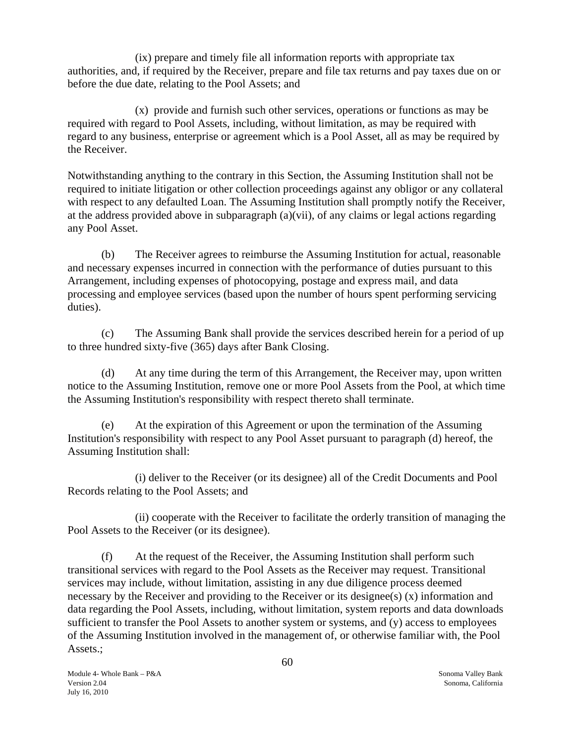(ix) prepare and timely file all information reports with appropriate tax authorities, and, if required by the Receiver, prepare and file tax returns and pay taxes due on or before the due date, relating to the Pool Assets; and

(x) provide and furnish such other services, operations or functions as may be required with regard to Pool Assets, including, without limitation, as may be required with regard to any business, enterprise or agreement which is a Pool Asset, all as may be required by the Receiver.

Notwithstanding anything to the contrary in this Section, the Assuming Institution shall not be required to initiate litigation or other collection proceedings against any obligor or any collateral with respect to any defaulted Loan. The Assuming Institution shall promptly notify the Receiver, at the address provided above in subparagraph (a)(vii), of any claims or legal actions regarding any Pool Asset.

(b) The Receiver agrees to reimburse the Assuming Institution for actual, reasonable and necessary expenses incurred in connection with the performance of duties pursuant to this Arrangement, including expenses of photocopying, postage and express mail, and data processing and employee services (based upon the number of hours spent performing servicing duties).

(c) The Assuming Bank shall provide the services described herein for a period of up to three hundred sixty-five (365) days after Bank Closing.

(d) At any time during the term of this Arrangement, the Receiver may, upon written notice to the Assuming Institution, remove one or more Pool Assets from the Pool, at which time the Assuming Institution's responsibility with respect thereto shall terminate.

(e) At the expiration of this Agreement or upon the termination of the Assuming Institution's responsibility with respect to any Pool Asset pursuant to paragraph (d) hereof, the Assuming Institution shall:

(i) deliver to the Receiver (or its designee) all of the Credit Documents and Pool Records relating to the Pool Assets; and

(ii) cooperate with the Receiver to facilitate the orderly transition of managing the Pool Assets to the Receiver (or its designee).

(f) At the request of the Receiver, the Assuming Institution shall perform such transitional services with regard to the Pool Assets as the Receiver may request. Transitional services may include, without limitation, assisting in any due diligence process deemed necessary by the Receiver and providing to the Receiver or its designee(s) (x) information and data regarding the Pool Assets, including, without limitation, system reports and data downloads sufficient to transfer the Pool Assets to another system or systems, and (y) access to employees of the Assuming Institution involved in the management of, or otherwise familiar with, the Pool Assets.;